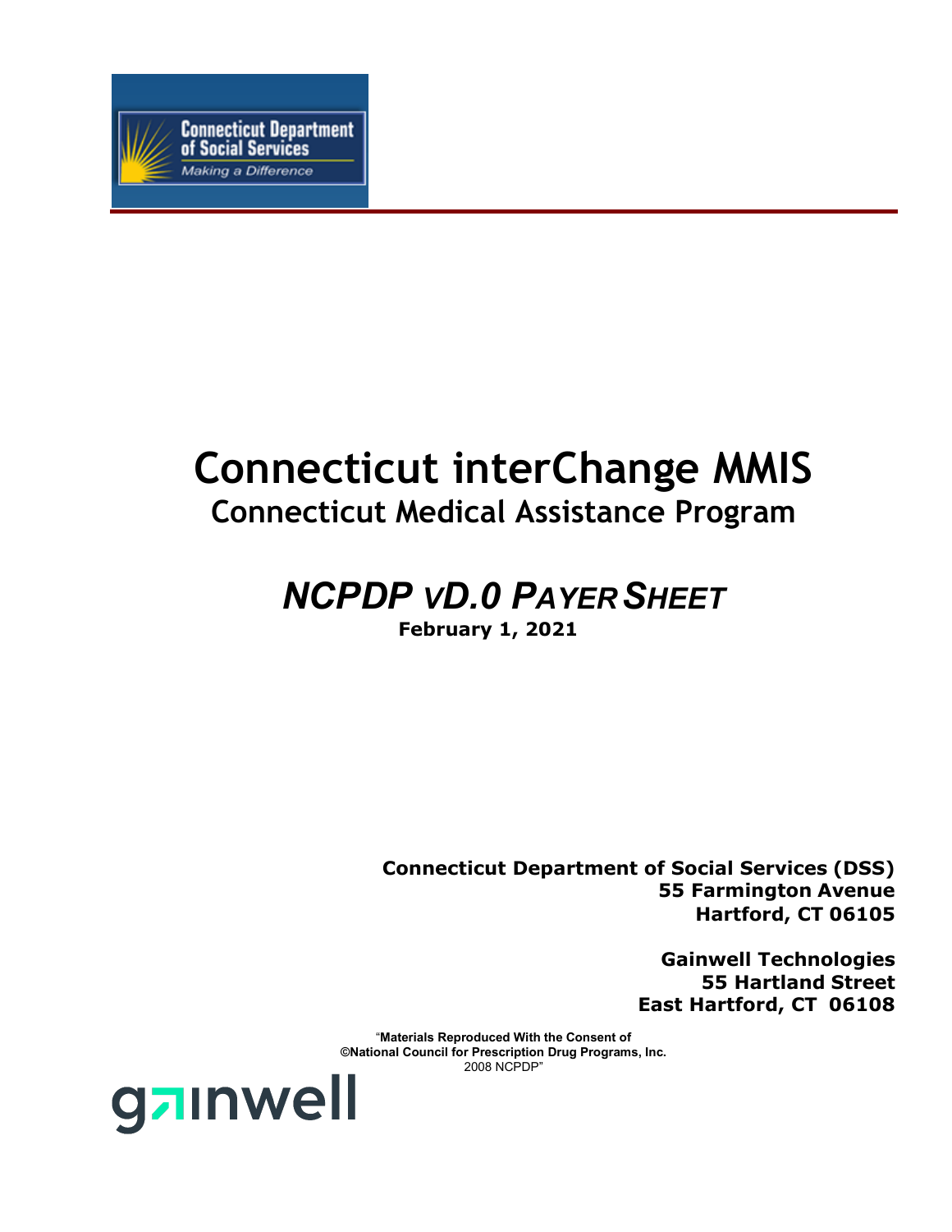Connecticut Department of Social Services

Making a Difference

# Connecticut interChange MMIS

## Connecticut Medical Assistance Program

## *NCPDP vD.0 Payer Sheet*

**February 1, 2021**

**Connecticut Department of Social Services (DSS)**
**55 Farmington Avenue**
**Hartford, CT 06105**

**Gainwell Technologies**
**55 Hartland Street**
**East Hartford, CT 06108**

"**Materials Reproduced With the Consent of**
**©National Council for Prescription Drug Programs, Inc.**
2008 NCPDP"

gainwell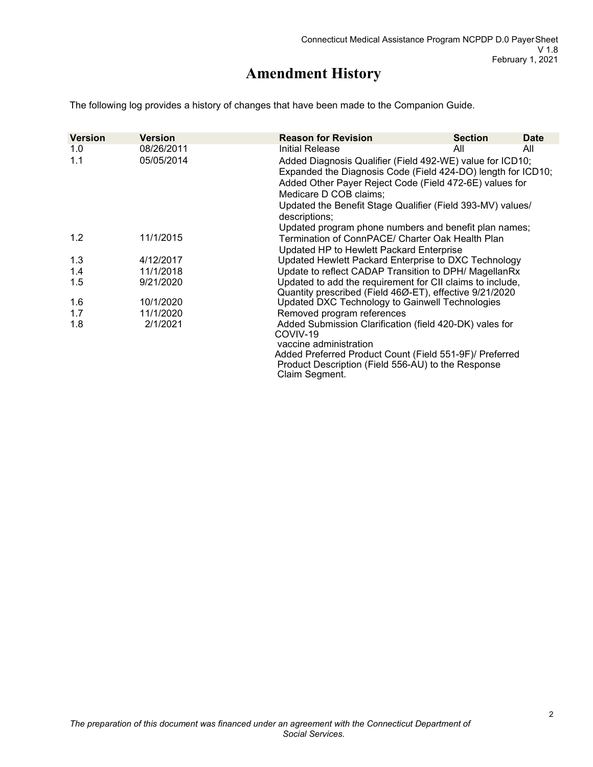# Amendment History

The following log provides a history of changes that have been made to the Companion Guide.

| Version | Version | Reason for Revision | Section | Date |
|---|---|---|---|---|
| 1.0 | 08/26/2011 | Initial Release | All | All |
| 1.1 | 05/05/2014 | Added Diagnosis Qualifier (Field 492-WE) value for ICD10; Expanded the Diagnosis Code (Field 424-DO) length for ICD10; Added Other Payer Reject Code (Field 472-6E) values for Medicare D COB claims; Updated the Benefit Stage Qualifier (Field 393-MV) values/ descriptions; Updated program phone numbers and benefit plan names; | | |
| 1.2 | 11/1/2015 | Termination of ConnPACE/ Charter Oak Health Plan Updated HP to Hewlett Packard Enterprise | | |
| 1.3 | 4/12/2017 | Updated Hewlett Packard Enterprise to DXC Technology | | |
| 1.4 | 11/1/2018 | Update to reflect CADAP Transition to DPH/ MagellanRx | | |
| 1.5 | 9/21/2020 | Updated to add the requirement for CII claims to include, Quantity prescribed (Field 46Ø-ET), effective 9/21/2020 | | |
| 1.6 | 10/1/2020 | Updated DXC Technology to Gainwell Technologies | | |
| 1.7 | 11/1/2020 | Removed program references | | |
| 1.8 | 2/1/2021 | Added Submission Clarification (field 420-DK) vales for COVIV-19 vaccine administration Added Preferred Product Count (Field 551-9F)/ Preferred Product Description (Field 556-AU) to the Response Claim Segment. | | |

*The preparation of this document was financed under an agreement with the Connecticut Department of Social Services.*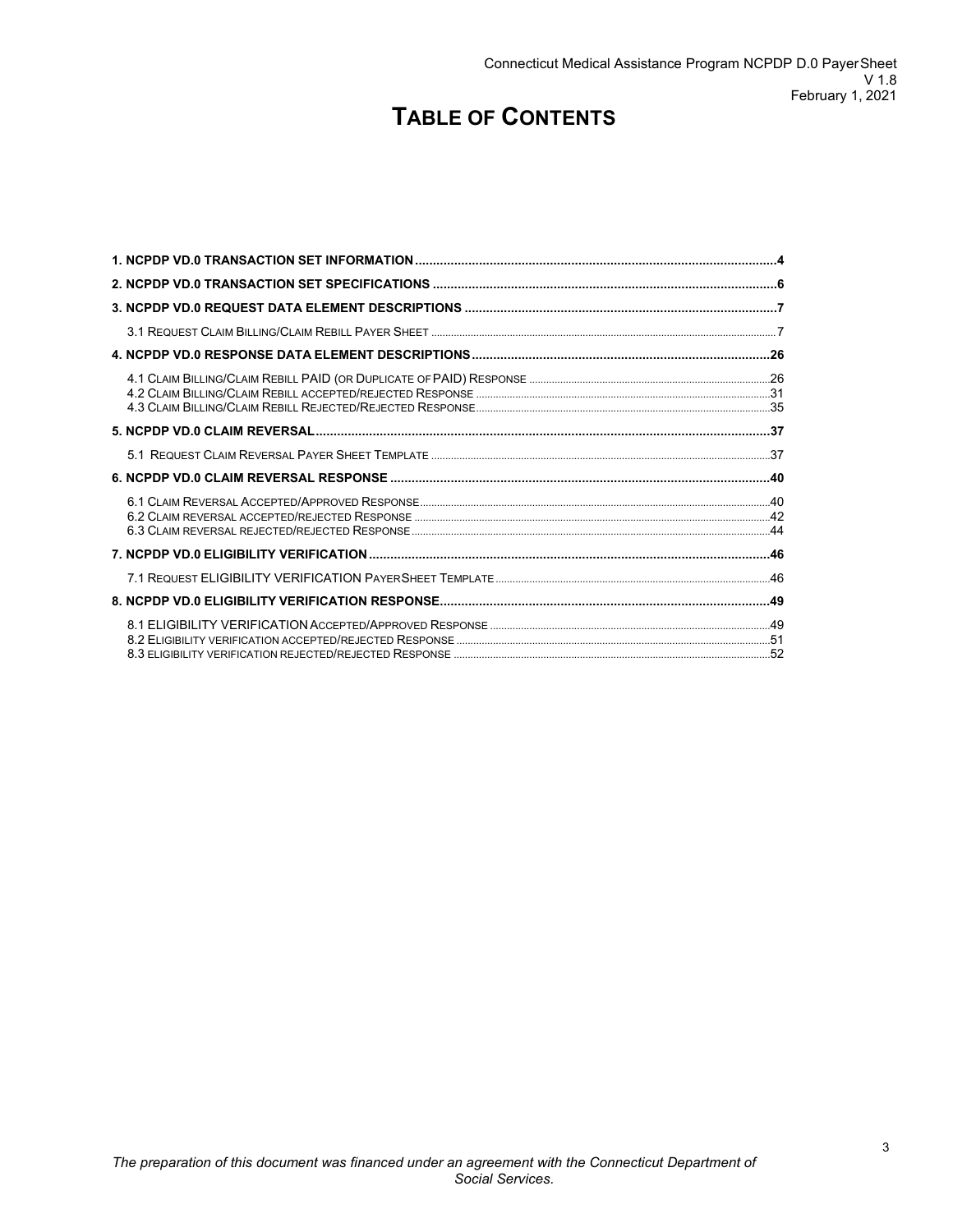# TABLE OF CONTENTS

1. NCPDP VD.0 TRANSACTION SET INFORMATION ....................................................................................................4

2. NCPDP VD.0 TRANSACTION SET SPECIFICATIONS ................................................................................................6

3. NCPDP VD.0 REQUEST DATA ELEMENT DESCRIPTIONS .......................................................................................7

- 3.1 REQUEST CLAIM BILLING/CLAIM REBILL PAYER SHEET ..........................................................................................7

4. NCPDP VD.0 RESPONSE DATA ELEMENT DESCRIPTIONS ...................................................................................26

- 4.1 CLAIM BILLING/CLAIM REBILL PAID (OR DUPLICATE OF PAID) RESPONSE ..............................................................26
- 4.2 CLAIM BILLING/CLAIM REBILL ACCEPTED/REJECTED RESPONSE .............................................................................31
- 4.3 CLAIM BILLING/CLAIM REBILL REJECTED/REJECTED RESPONSE ..............................................................................35

5. NCPDP VD.0 CLAIM REVERSAL ..............................................................................................................................37

- 5.1 REQUEST CLAIM REVERSAL PAYER SHEET TEMPLATE ............................................................................................37

6. NCPDP VD.0 CLAIM REVERSAL RESPONSE ..........................................................................................................40

- 6.1 CLAIM REVERSAL ACCEPTED/APPROVED RESPONSE ................................................................................................40
- 6.2 CLAIM REVERSAL ACCEPTED/REJECTED RESPONSE .................................................................................................42
- 6.3 CLAIM REVERSAL REJECTED/REJECTED RESPONSE ..................................................................................................44

7. NCPDP VD.0 ELIGIBILITY VERIFICATION ...............................................................................................................46

- 7.1 REQUEST ELIGIBILITY VERIFICATION PAYER SHEET TEMPLATE ................................................................................46

8. NCPDP VD.0 ELIGIBILITY VERIFICATION RESPONSE ............................................................................................49

- 8.1 ELIGIBILITY VERIFICATION ACCEPTED/APPROVED RESPONSE ...................................................................................49
- 8.2 ELIGIBILITY VERIFICATION ACCEPTED/REJECTED RESPONSE ....................................................................................51
- 8.3 ELIGIBILITY VERIFICATION REJECTED/REJECTED RESPONSE .....................................................................................52

*The preparation of this document was financed under an agreement with the Connecticut Department of Social Services.*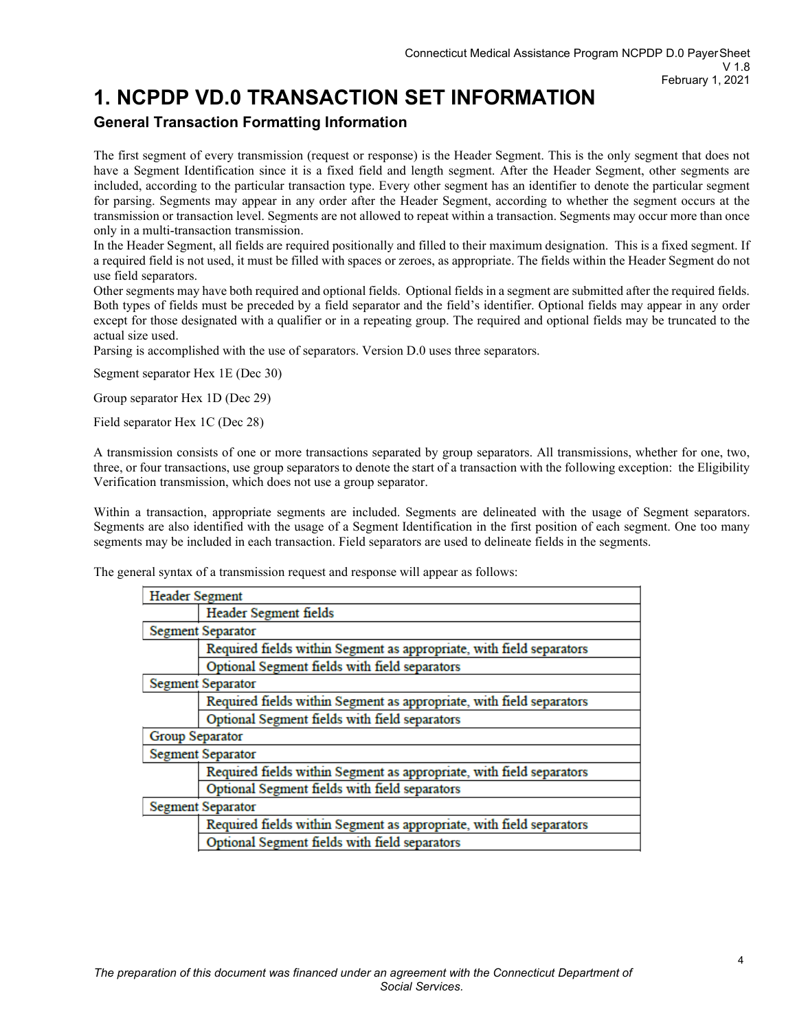# 1. NCPDP VD.0 TRANSACTION SET INFORMATION

## General Transaction Formatting Information

The first segment of every transmission (request or response) is the Header Segment. This is the only segment that does not have a Segment Identification since it is a fixed field and length segment. After the Header Segment, other segments are included, according to the particular transaction type. Every other segment has an identifier to denote the particular segment for parsing. Segments may appear in any order after the Header Segment, according to whether the segment occurs at the transmission or transaction level. Segments are not allowed to repeat within a transaction. Segments may occur more than once only in a multi-transaction transmission.

In the Header Segment, all fields are required positionally and filled to their maximum designation. This is a fixed segment. If a required field is not used, it must be filled with spaces or zeroes, as appropriate. The fields within the Header Segment do not use field separators.

Other segments may have both required and optional fields. Optional fields in a segment are submitted after the required fields. Both types of fields must be preceded by a field separator and the field's identifier. Optional fields may appear in any order except for those designated with a qualifier or in a repeating group. The required and optional fields may be truncated to the actual size used.

Parsing is accomplished with the use of separators. Version D.0 uses three separators.

Segment separator Hex 1E (Dec 30)

Group separator Hex 1D (Dec 29)

Field separator Hex 1C (Dec 28)

A transmission consists of one or more transactions separated by group separators. All transmissions, whether for one, two, three, or four transactions, use group separators to denote the start of a transaction with the following exception: the Eligibility Verification transmission, which does not use a group separator.

Within a transaction, appropriate segments are included. Segments are delineated with the usage of Segment separators. Segments are also identified with the usage of a Segment Identification in the first position of each segment. One too many segments may be included in each transaction. Field separators are used to delineate fields in the segments.

The general syntax of a transmission request and response will appear as follows:

| Header Segment | |
|---|---|
| | Header Segment fields |
| Segment Separator | |
| | Required fields within Segment as appropriate, with field separators |
| | Optional Segment fields with field separators |
| Segment Separator | |
| | Required fields within Segment as appropriate, with field separators |
| | Optional Segment fields with field separators |
| Group Separator | |
| Segment Separator | |
| | Required fields within Segment as appropriate, with field separators |
| | Optional Segment fields with field separators |
| Segment Separator | |
| | Required fields within Segment as appropriate, with field separators |
| | Optional Segment fields with field separators |

*The preparation of this document was financed under an agreement with the Connecticut Department of Social Services.*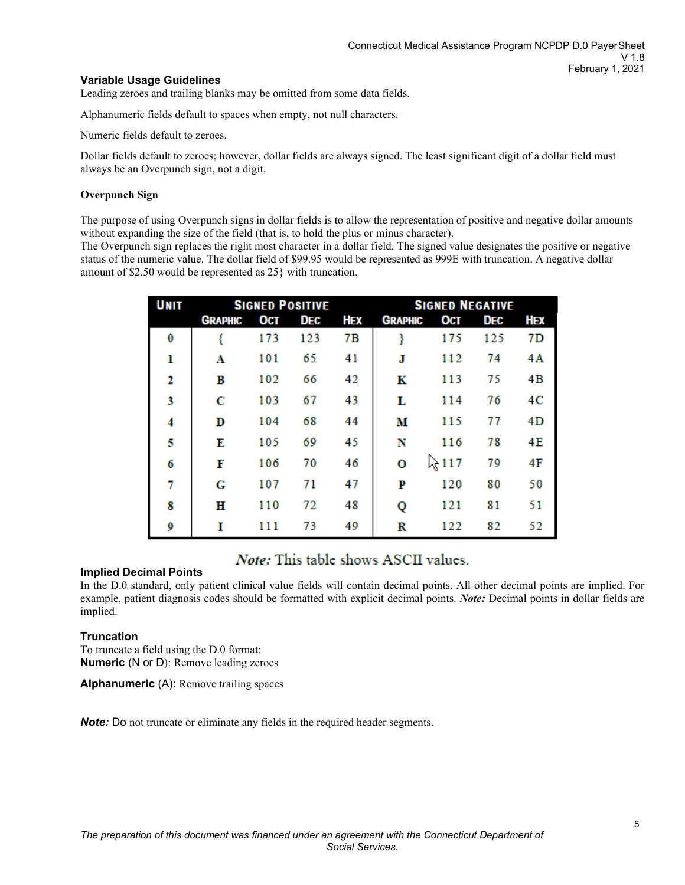### Variable Usage Guidelines

Leading zeroes and trailing blanks may be omitted from some data fields.

Alphanumeric fields default to spaces when empty, not null characters.

Numeric fields default to zeroes.

Dollar fields default to zeroes; however, dollar fields are always signed. The least significant digit of a dollar field must always be an Overpunch sign, not a digit.

#### Overpunch Sign

The purpose of using Overpunch signs in dollar fields is to allow the representation of positive and negative dollar amounts without expanding the size of the field (that is, to hold the plus or minus character).
The Overpunch sign replaces the right most character in a dollar field. The signed value designates the positive or negative status of the numeric value. The dollar field of $99.95 would be represented as 999E with truncation. A negative dollar amount of $2.50 would be represented as 25} with truncation.

| Unit | Signed Positive | | | | Signed Negative | | | |
|---|---|---|---|---|---|---|---|---|
| | Graphic | Oct | Dec | Hex | Graphic | Oct | Dec | Hex |
| 0 | { | 173 | 123 | 7B | } | 175 | 125 | 7D |
| 1 | A | 101 | 65 | 41 | J | 112 | 74 | 4A |
| 2 | B | 102 | 66 | 42 | K | 113 | 75 | 4B |
| 3 | C | 103 | 67 | 43 | L | 114 | 76 | 4C |
| 4 | D | 104 | 68 | 44 | M | 115 | 77 | 4D |
| 5 | E | 105 | 69 | 45 | N | 116 | 78 | 4E |
| 6 | F | 106 | 70 | 46 | O | 117 | 79 | 4F |
| 7 | G | 107 | 71 | 47 | P | 120 | 80 | 50 |
| 8 | H | 110 | 72 | 48 | Q | 121 | 81 | 51 |
| 9 | I | 111 | 73 | 49 | R | 122 | 82 | 52 |

***Note:*** This table shows ASCII values.

### Implied Decimal Points

In the D.0 standard, only patient clinical value fields will contain decimal points. All other decimal points are implied. For example, patient diagnosis codes should be formatted with explicit decimal points. ***Note:*** Decimal points in dollar fields are implied.

### Truncation

To truncate a field using the D.0 format:
**Numeric** (N or D): Remove leading zeroes

**Alphanumeric** (A): Remove trailing spaces

***Note:*** Do not truncate or eliminate any fields in the required header segments.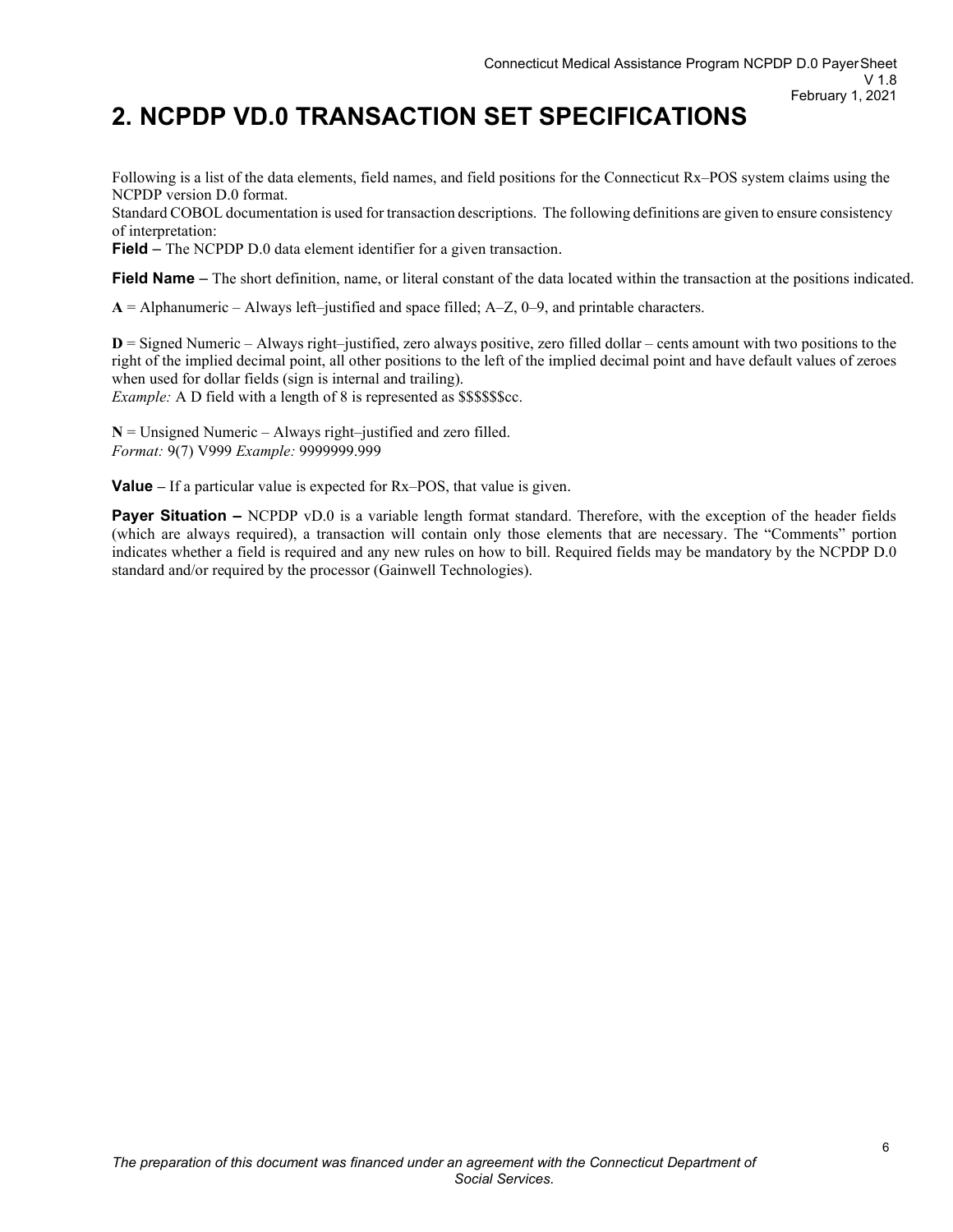# 2. NCPDP VD.0 TRANSACTION SET SPECIFICATIONS

Following is a list of the data elements, field names, and field positions for the Connecticut Rx–POS system claims using the NCPDP version D.0 format.

Standard COBOL documentation is used for transaction descriptions. The following definitions are given to ensure consistency of interpretation:

**Field –** The NCPDP D.0 data element identifier for a given transaction.

**Field Name –** The short definition, name, or literal constant of the data located within the transaction at the positions indicated.

**A** = Alphanumeric – Always left–justified and space filled; A–Z, 0–9, and printable characters.

**D** = Signed Numeric – Always right–justified, zero always positive, zero filled dollar – cents amount with two positions to the right of the implied decimal point, all other positions to the left of the implied decimal point and have default values of zeroes when used for dollar fields (sign is internal and trailing).
*Example:* A D field with a length of 8 is represented as $$$$$$cc.

**N** = Unsigned Numeric – Always right–justified and zero filled.
*Format:* 9(7) V999 *Example:* 9999999.999

**Value –** If a particular value is expected for Rx–POS, that value is given.

**Payer Situation –** NCPDP vD.0 is a variable length format standard. Therefore, with the exception of the header fields (which are always required), a transaction will contain only those elements that are necessary. The "Comments" portion indicates whether a field is required and any new rules on how to bill. Required fields may be mandatory by the NCPDP D.0 standard and/or required by the processor (Gainwell Technologies).

*The preparation of this document was financed under an agreement with the Connecticut Department of Social Services.*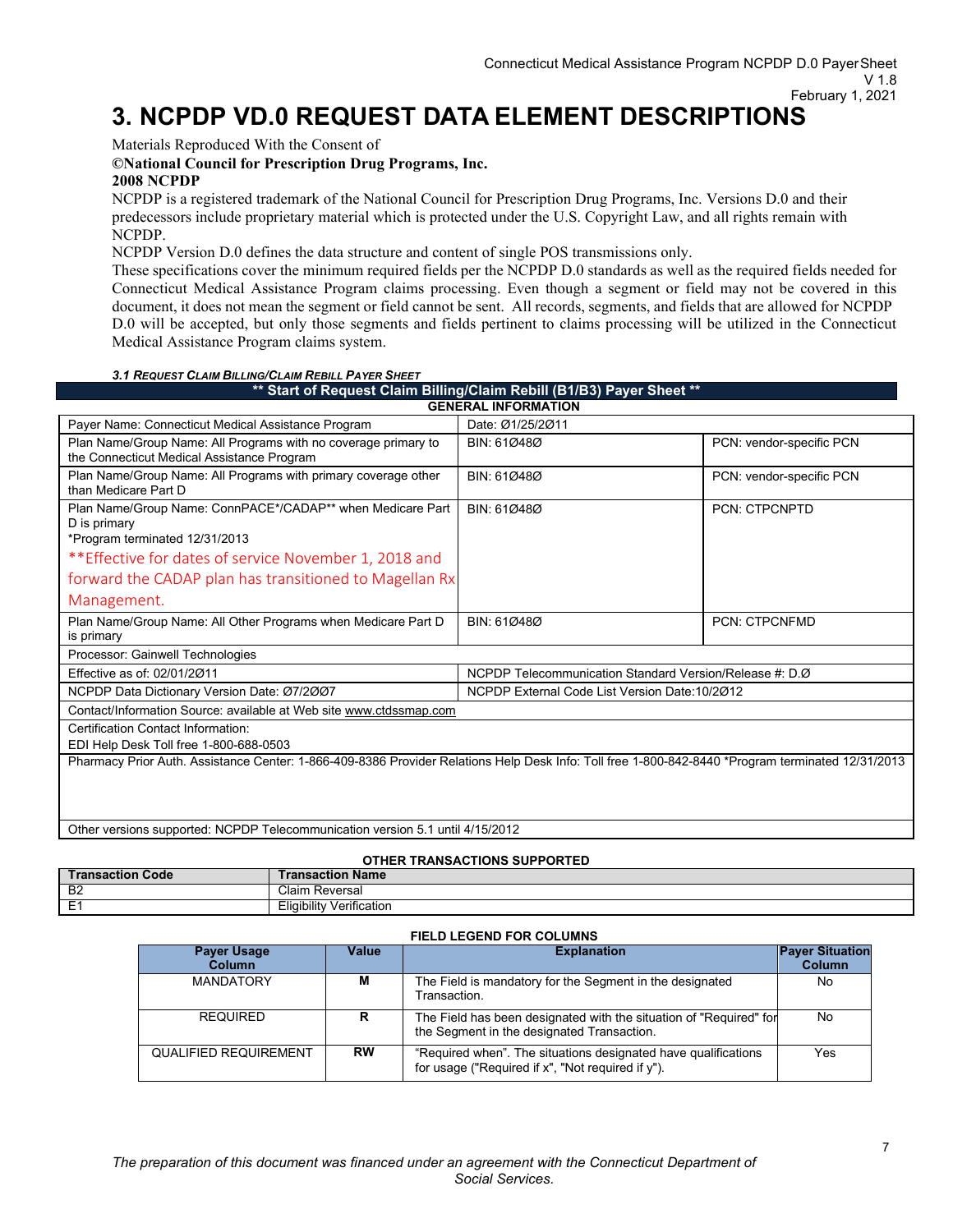# 3. NCPDP VD.0 REQUEST DATA ELEMENT DESCRIPTIONS

Materials Reproduced With the Consent of

**©National Council for Prescription Drug Programs, Inc.**

**2008 NCPDP**

NCPDP is a registered trademark of the National Council for Prescription Drug Programs, Inc. Versions D.0 and their predecessors include proprietary material which is protected under the U.S. Copyright Law, and all rights remain with NCPDP.

NCPDP Version D.0 defines the data structure and content of single POS transmissions only.

These specifications cover the minimum required fields per the NCPDP D.0 standards as well as the required fields needed for Connecticut Medical Assistance Program claims processing. Even though a segment or field may not be covered in this document, it does not mean the segment or field cannot be sent. All records, segments, and fields that are allowed for NCPDP D.0 will be accepted, but only those segments and fields pertinent to claims processing will be utilized in the Connecticut Medical Assistance Program claims system.

***3.1 Request Claim Billing/Claim Rebill Payer Sheet***

**\*\* Start of Request Claim Billing/Claim Rebill (B1/B3) Payer Sheet \*\***

**GENERAL INFORMATION**

| | | |
|---|---|---|
| Payer Name: Connecticut Medical Assistance Program | Date: Ø1/25/2Ø11 | |
| Plan Name/Group Name: All Programs with no coverage primary to the Connecticut Medical Assistance Program | BIN: 61Ø48Ø | PCN: vendor-specific PCN |
| Plan Name/Group Name: All Programs with primary coverage other than Medicare Part D | BIN: 61Ø48Ø | PCN: vendor-specific PCN |
| Plan Name/Group Name: ConnPACE*/CADAP** when Medicare Part D is primary<br>*Program terminated 12/31/2013<br>**Effective for dates of service November 1, 2018 and forward the CADAP plan has transitioned to Magellan Rx Management. | BIN: 61Ø48Ø | PCN: CTPCNPTD |
| Plan Name/Group Name: All Other Programs when Medicare Part D is primary | BIN: 61Ø48Ø | PCN: CTPCNFMD |
| Processor: Gainwell Technologies | | |
| Effective as of: 02/01/2Ø11 | NCPDP Telecommunication Standard Version/Release #: D.Ø | |
| NCPDP Data Dictionary Version Date: Ø7/2ØØ7 | NCPDP External Code List Version Date:10/2Ø12 | |
| Contact/Information Source: available at Web site www.ctdssmap.com | | |
| Certification Contact Information:<br>EDI Help Desk Toll free 1-800-688-0503 | | |
| Pharmacy Prior Auth. Assistance Center: 1-866-409-8386 Provider Relations Help Desk Info: Toll free 1-800-842-8440 *Program terminated 12/31/2013 | | |
| Other versions supported: NCPDP Telecommunication version 5.1 until 4/15/2012 | | |

**OTHER TRANSACTIONS SUPPORTED**

| Transaction Code | Transaction Name |
|---|---|
| B2 | Claim Reversal |
| E1 | Eligibility Verification |

**FIELD LEGEND FOR COLUMNS**

| Payer Usage Column | Value | Explanation | Payer Situation Column |
|---|---|---|---|
| MANDATORY | M | The Field is mandatory for the Segment in the designated Transaction. | No |
| REQUIRED | R | The Field has been designated with the situation of "Required" for the Segment in the designated Transaction. | No |
| QUALIFIED REQUIREMENT | RW | "Required when". The situations designated have qualifications for usage ("Required if x", "Not required if y"). | Yes |

*The preparation of this document was financed under an agreement with the Connecticut Department of Social Services.*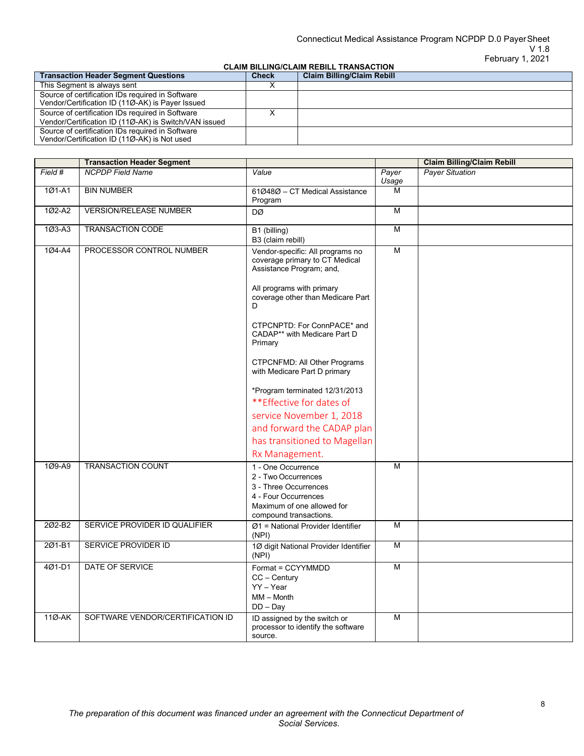### CLAIM BILLING/CLAIM REBILL TRANSACTION

| Transaction Header Segment Questions | Check | Claim Billing/Claim Rebill |
|---|---|---|
| This Segment is always sent | X | |
| Source of certification IDs required in Software Vendor/Certification ID (11Ø-AK) is Payer Issued | | |
| Source of certification IDs required in Software Vendor/Certification ID (11Ø-AK) is Switch/VAN issued | X | |
| Source of certification IDs required in Software Vendor/Certification ID (11Ø-AK) is Not used | | |

| | Transaction Header Segment | | | Claim Billing/Claim Rebill |
|---|---|---|---|---|
| *Field #* | *NCPDP Field Name* | *Value* | *Payer Usage* | *Payer Situation* |
| 1Ø1-A1 | BIN NUMBER | 61Ø48Ø – CT Medical Assistance Program | M | |
| 1Ø2-A2 | VERSION/RELEASE NUMBER | DØ | M | |
| 1Ø3-A3 | TRANSACTION CODE | B1 (billing)<br>B3 (claim rebill) | M | |
| 1Ø4-A4 | PROCESSOR CONTROL NUMBER | Vendor-specific: All programs no coverage primary to CT Medical Assistance Program; and,<br><br>All programs with primary coverage other than Medicare Part D<br><br>CTPCNPTD: For ConnPACE* and CADAP** with Medicare Part D Primary<br><br>CTPCNFMD: All Other Programs with Medicare Part D primary<br><br>*Program terminated 12/31/2013<br>**Effective for dates of service November 1, 2018 and forward the CADAP plan has transitioned to Magellan Rx Management. | M | |
| 1Ø9-A9 | TRANSACTION COUNT | 1 - One Occurrence<br>2 - Two Occurrences<br>3 - Three Occurrences<br>4 - Four Occurrences<br>Maximum of one allowed for compound transactions. | M | |
| 2Ø2-B2 | SERVICE PROVIDER ID QUALIFIER | Ø1 = National Provider Identifier (NPI) | M | |
| 2Ø1-B1 | SERVICE PROVIDER ID | 1Ø digit National Provider Identifier (NPI) | M | |
| 4Ø1-D1 | DATE OF SERVICE | Format = CCYYMMDD<br>CC – Century<br>YY – Year<br>MM – Month<br>DD – Day | M | |
| 11Ø-AK | SOFTWARE VENDOR/CERTIFICATION ID | ID assigned by the switch or processor to identify the software source. | M | |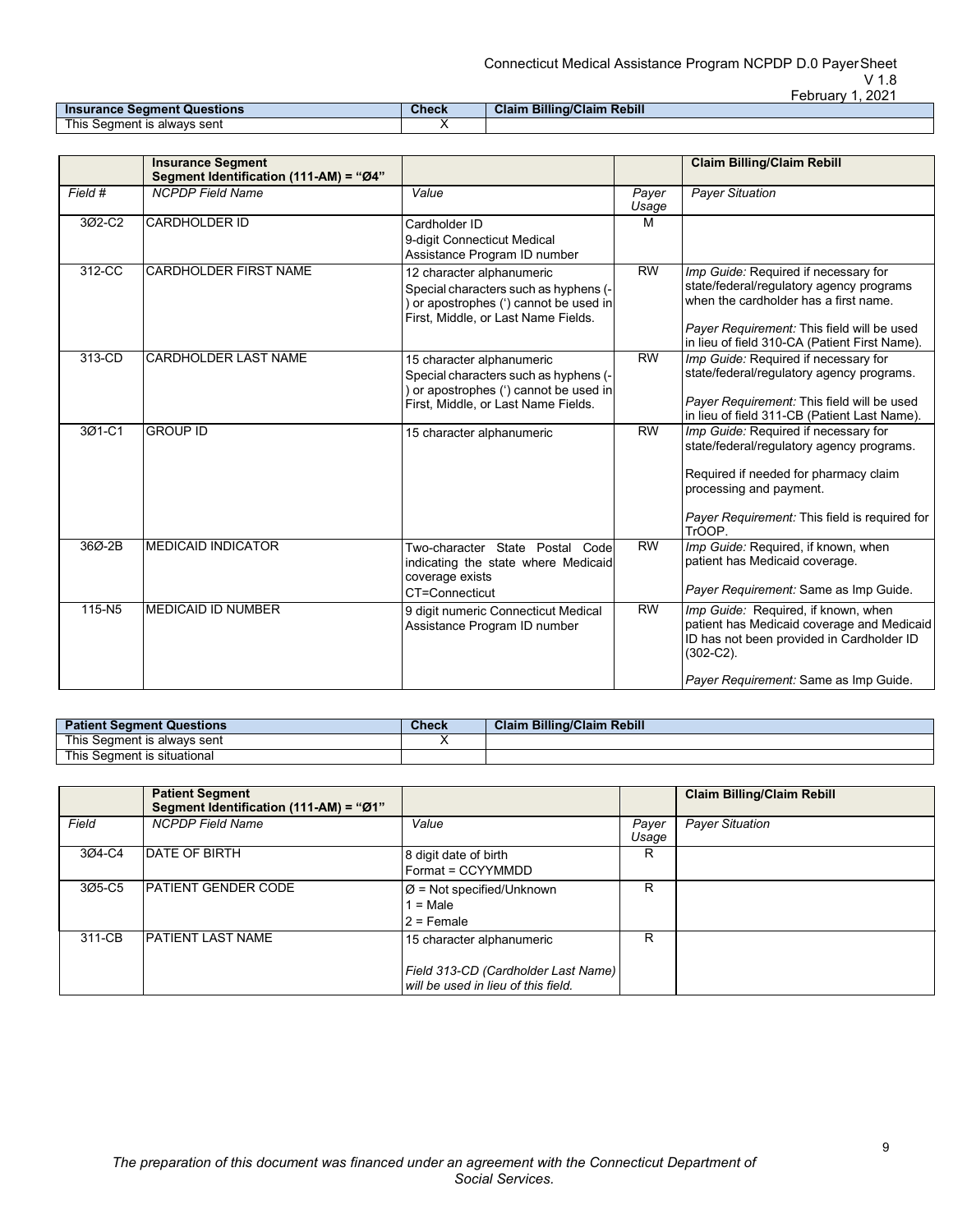| Insurance Segment Questions | Check | Claim Billing/Claim Rebill |
|---|---|---|
| This Segment is always sent | X | |

| | Insurance Segment<br>Segment Identification (111-AM) = "Ø4" | | | Claim Billing/Claim Rebill |
|---|---|---|---|---|
| *Field #* | *NCPDP Field Name* | *Value* | *Payer Usage* | *Payer Situation* |
| 3Ø2-C2 | CARDHOLDER ID | Cardholder ID<br>9-digit Connecticut Medical Assistance Program ID number | M | |
| 312-CC | CARDHOLDER FIRST NAME | 12 character alphanumeric<br>Special characters such as hyphens (-) or apostrophes (') cannot be used in First, Middle, or Last Name Fields. | RW | *Imp Guide:* Required if necessary for state/federal/regulatory agency programs when the cardholder has a first name.<br><br>*Payer Requirement:* This field will be used in lieu of field 310-CA (Patient First Name). |
| 313-CD | CARDHOLDER LAST NAME | 15 character alphanumeric<br>Special characters such as hyphens (-) or apostrophes (') cannot be used in First, Middle, or Last Name Fields. | RW | *Imp Guide:* Required if necessary for state/federal/regulatory agency programs.<br><br>*Payer Requirement:* This field will be used in lieu of field 311-CB (Patient Last Name). |
| 3Ø1-C1 | GROUP ID | 15 character alphanumeric | RW | *Imp Guide:* Required if necessary for state/federal/regulatory agency programs.<br><br>Required if needed for pharmacy claim processing and payment.<br><br>*Payer Requirement:* This field is required for TrOOP. |
| 36Ø-2B | MEDICAID INDICATOR | Two-character State Postal Code indicating the state where Medicaid coverage exists<br>CT=Connecticut | RW | *Imp Guide:* Required, if known, when patient has Medicaid coverage.<br><br>*Payer Requirement:* Same as Imp Guide. |
| 115-N5 | MEDICAID ID NUMBER | 9 digit numeric Connecticut Medical Assistance Program ID number | RW | *Imp Guide:* Required, if known, when patient has Medicaid coverage and Medicaid ID has not been provided in Cardholder ID (302-C2).<br><br>*Payer Requirement:* Same as Imp Guide. |

| Patient Segment Questions | Check | Claim Billing/Claim Rebill |
|---|---|---|
| This Segment is always sent | X | |
| This Segment is situational | | |

| | Patient Segment<br>Segment Identification (111-AM) = "Ø1" | | | Claim Billing/Claim Rebill |
|---|---|---|---|---|
| *Field* | *NCPDP Field Name* | *Value* | *Payer Usage* | *Payer Situation* |
| 3Ø4-C4 | DATE OF BIRTH | 8 digit date of birth<br>Format = CCYYMMDD | R | |
| 3Ø5-C5 | PATIENT GENDER CODE | Ø = Not specified/Unknown<br>1 = Male<br>2 = Female | R | |
| 311-CB | PATIENT LAST NAME | 15 character alphanumeric<br><br>*Field 313-CD (Cardholder Last Name) will be used in lieu of this field.* | R | |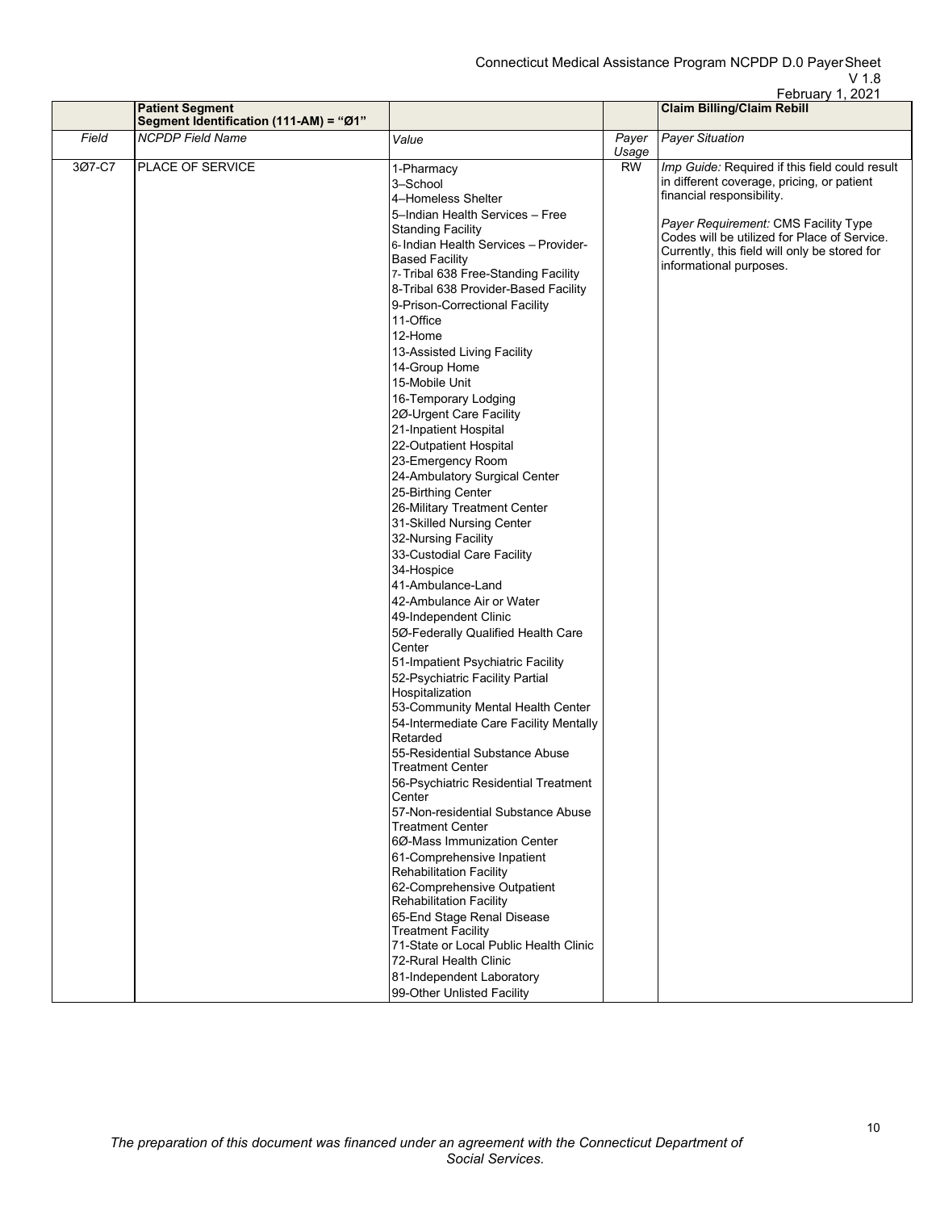| | Patient Segment<br>Segment Identification (111-AM) = "Ø1" | | | Claim Billing/Claim Rebill |
|---|---|---|---|---|
| *Field* | *NCPDP Field Name* | *Value* | *Payer Usage* | *Payer Situation* |
| 3Ø7-C7 | PLACE OF SERVICE | 1-Pharmacy<br>3–School<br>4–Homeless Shelter<br>5–Indian Health Services – Free Standing Facility<br>6- Indian Health Services – Provider-Based Facility<br>7- Tribal 638 Free-Standing Facility<br>8-Tribal 638 Provider-Based Facility<br>9-Prison-Correctional Facility<br>11-Office<br>12-Home<br>13-Assisted Living Facility<br>14-Group Home<br>15-Mobile Unit<br>16-Temporary Lodging<br>2Ø-Urgent Care Facility<br>21-Inpatient Hospital<br>22-Outpatient Hospital<br>23-Emergency Room<br>24-Ambulatory Surgical Center<br>25-Birthing Center<br>26-Military Treatment Center<br>31-Skilled Nursing Center<br>32-Nursing Facility<br>33-Custodial Care Facility<br>34-Hospice<br>41-Ambulance-Land<br>42-Ambulance Air or Water<br>49-Independent Clinic<br>5Ø-Federally Qualified Health Care Center<br>51-Impatient Psychiatric Facility<br>52-Psychiatric Facility Partial Hospitalization<br>53-Community Mental Health Center<br>54-Intermediate Care Facility Mentally Retarded<br>55-Residential Substance Abuse Treatment Center<br>56-Psychiatric Residential Treatment Center<br>57-Non-residential Substance Abuse Treatment Center<br>6Ø-Mass Immunization Center<br>61-Comprehensive Inpatient Rehabilitation Facility<br>62-Comprehensive Outpatient Rehabilitation Facility<br>65-End Stage Renal Disease Treatment Facility<br>71-State or Local Public Health Clinic<br>72-Rural Health Clinic<br>81-Independent Laboratory<br>99-Other Unlisted Facility | RW | *Imp Guide:* Required if this field could result in different coverage, pricing, or patient financial responsibility.<br><br>*Payer Requirement:* CMS Facility Type Codes will be utilized for Place of Service. Currently, this field will only be stored for informational purposes. |

*The preparation of this document was financed under an agreement with the Connecticut Department of Social Services.*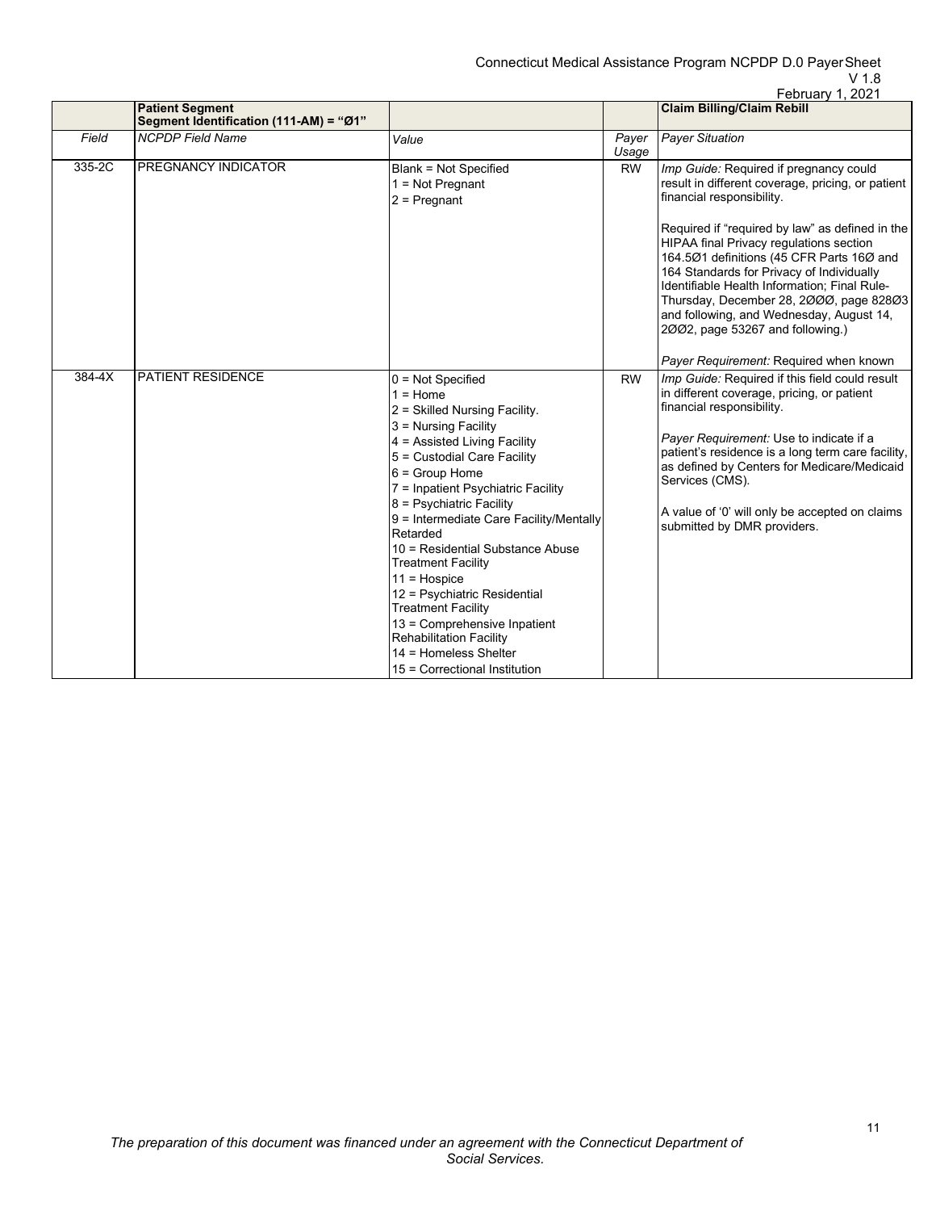| | Patient Segment Segment Identification (111-AM) = "Ø1" | | | Claim Billing/Claim Rebill |
|---|---|---|---|---|
| *Field* | *NCPDP Field Name* | *Value* | *Payer Usage* | *Payer Situation* |
| 335-2C | PREGNANCY INDICATOR | Blank = Not Specified<br>1 = Not Pregnant<br>2 = Pregnant | RW | *Imp Guide:* Required if pregnancy could result in different coverage, pricing, or patient financial responsibility.<br><br>Required if "required by law" as defined in the HIPAA final Privacy regulations section 164.5Ø1 definitions (45 CFR Parts 16Ø and 164 Standards for Privacy of Individually Identifiable Health Information; Final Rule-Thursday, December 28, 2ØØØ, page 828Ø3 and following, and Wednesday, August 14, 2ØØ2, page 53267 and following.)<br><br>*Payer Requirement:* Required when known |
| 384-4X | PATIENT RESIDENCE | 0 = Not Specified<br>1 = Home<br>2 = Skilled Nursing Facility.<br>3 = Nursing Facility<br>4 = Assisted Living Facility<br>5 = Custodial Care Facility<br>6 = Group Home<br>7 = Inpatient Psychiatric Facility<br>8 = Psychiatric Facility<br>9 = Intermediate Care Facility/Mentally Retarded<br>10 = Residential Substance Abuse Treatment Facility<br>11 = Hospice<br>12 = Psychiatric Residential Treatment Facility<br>13 = Comprehensive Inpatient Rehabilitation Facility<br>14 = Homeless Shelter<br>15 = Correctional Institution | RW | *Imp Guide:* Required if this field could result in different coverage, pricing, or patient financial responsibility.<br><br>*Payer Requirement:* Use to indicate if a patient's residence is a long term care facility, as defined by Centers for Medicare/Medicaid Services (CMS).<br><br>A value of '0' will only be accepted on claims submitted by DMR providers. |

*The preparation of this document was financed under an agreement with the Connecticut Department of Social Services.*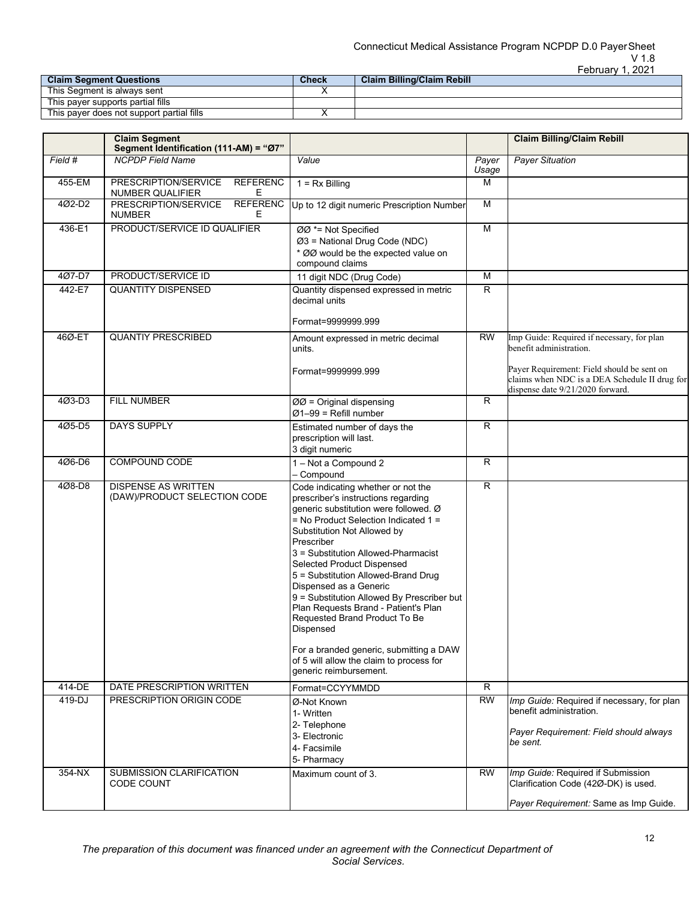| Claim Segment Questions | Check | Claim Billing/Claim Rebill |
|---|---|---|
| This Segment is always sent | X | |
| This payer supports partial fills | | |
| This payer does not support partial fills | X | |

| | Claim Segment Segment Identification (111-AM) = "Ø7" | | | Claim Billing/Claim Rebill |
|---|---|---|---|---|
| *Field #* | *NCPDP Field Name* | *Value* | *Payer Usage* | *Payer Situation* |
| 455-EM | PRESCRIPTION/SERVICE REFERENCE NUMBER QUALIFIER | 1 = Rx Billing | M | |
| 4Ø2-D2 | PRESCRIPTION/SERVICE REFERENCE NUMBER | Up to 12 digit numeric Prescription Number | M | |
| 436-E1 | PRODUCT/SERVICE ID QUALIFIER | ØØ *= Not Specified<br>Ø3 = National Drug Code (NDC)<br>* ØØ would be the expected value on compound claims | M | |
| 4Ø7-D7 | PRODUCT/SERVICE ID | 11 digit NDC (Drug Code) | M | |
| 442-E7 | QUANTITY DISPENSED | Quantity dispensed expressed in metric decimal units<br><br>Format=9999999.999 | R | |
| 46Ø-ET | QUANTIY PRESCRIBED | Amount expressed in metric decimal units.<br><br>Format=9999999.999 | RW | Imp Guide: Required if necessary, for plan benefit administration.<br><br>Payer Requirement: Field should be sent on claims when NDC is a DEA Schedule II drug for dispense date 9/21/2020 forward. |
| 4Ø3-D3 | FILL NUMBER | ØØ = Original dispensing<br>Ø1–99 = Refill number | R | |
| 4Ø5-D5 | DAYS SUPPLY | Estimated number of days the prescription will last.<br>3 digit numeric | R | |
| 4Ø6-D6 | COMPOUND CODE | 1 – Not a Compound 2 – Compound | R | |
| 4Ø8-D8 | DISPENSE AS WRITTEN (DAW)/PRODUCT SELECTION CODE | Code indicating whether or not the prescriber's instructions regarding generic substitution were followed. Ø = No Product Selection Indicated 1 = Substitution Not Allowed by Prescriber<br>3 = Substitution Allowed-Pharmacist Selected Product Dispensed<br>5 = Substitution Allowed-Brand Drug Dispensed as a Generic<br>9 = Substitution Allowed By Prescriber but Plan Requests Brand - Patient's Plan Requested Brand Product To Be Dispensed<br><br>For a branded generic, submitting a DAW of 5 will allow the claim to process for generic reimbursement. | R | |
| 414-DE | DATE PRESCRIPTION WRITTEN | Format=CCYYMMDD | R | |
| 419-DJ | PRESCRIPTION ORIGIN CODE | Ø-Not Known<br>1- Written<br>2- Telephone<br>3- Electronic<br>4- Facsimile<br>5- Pharmacy | RW | *Imp Guide:* Required if necessary, for plan benefit administration.<br><br>*Payer Requirement: Field should always be sent.* |
| 354-NX | SUBMISSION CLARIFICATION CODE COUNT | Maximum count of 3. | RW | *Imp Guide:* Required if Submission Clarification Code (42Ø-DK) is used.<br><br>*Payer Requirement:* Same as Imp Guide. |

*The preparation of this document was financed under an agreement with the Connecticut Department of Social Services.*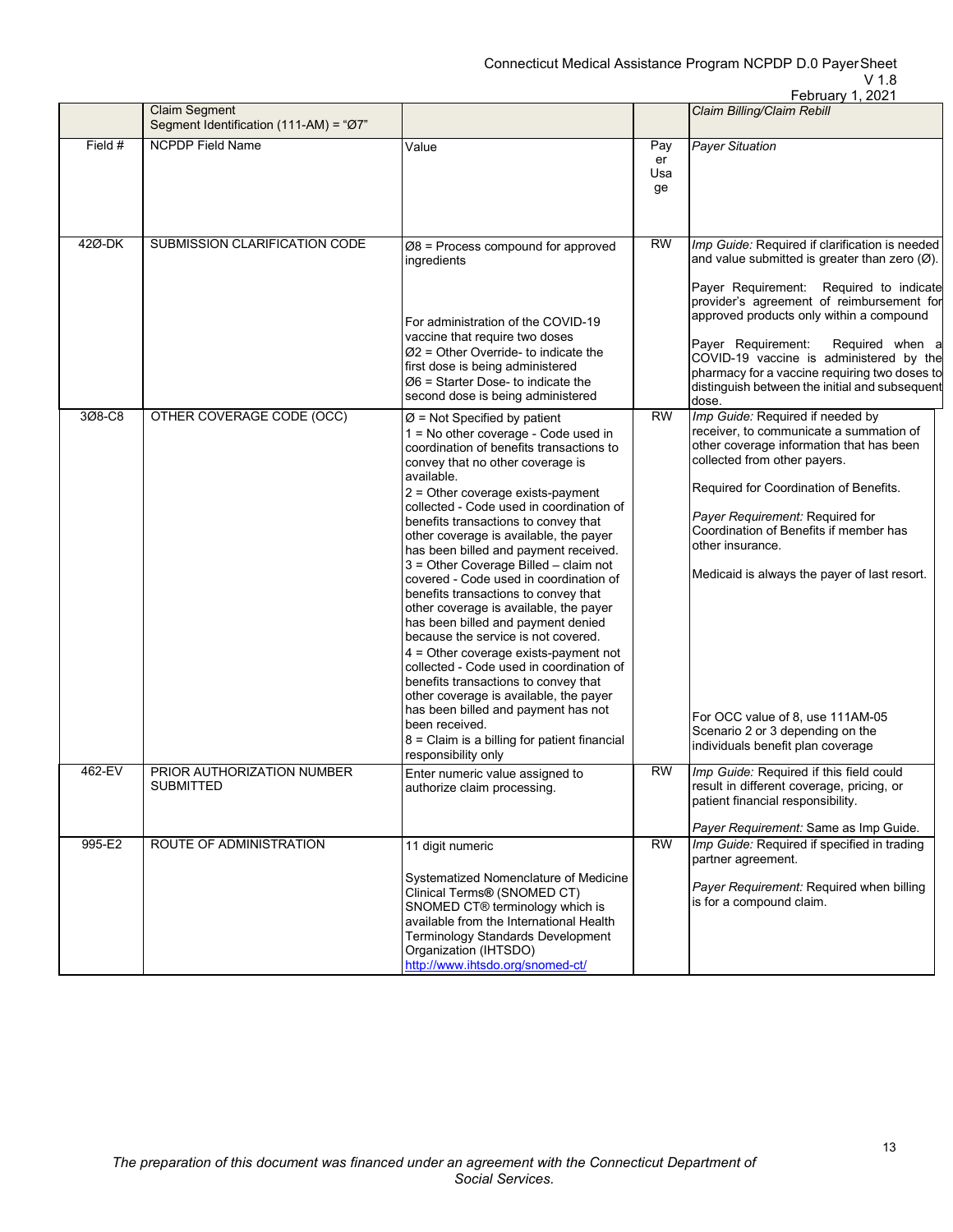| | Claim Segment<br>Segment Identification (111-AM) = "Ø7" | | | *Claim Billing/Claim Rebill* |
|---|---|---|---|---|
| Field # | NCPDP Field Name | Value | Payer Usage | *Payer Situation* |
| 42Ø-DK | SUBMISSION CLARIFICATION CODE | Ø8 = Process compound for approved ingredients<br><br>For administration of the COVID-19 vaccine that require two doses<br>Ø2 = Other Override- to indicate the first dose is being administered<br>Ø6 = Starter Dose- to indicate the second dose is being administered | RW | *Imp Guide:* Required if clarification is needed and value submitted is greater than zero (Ø).<br><br>Payer Requirement: Required to indicate provider's agreement of reimbursement for approved products only within a compound<br><br>Payer Requirement: Required when a COVID-19 vaccine is administered by the pharmacy for a vaccine requiring two doses to distinguish between the initial and subsequent dose. |
| 3Ø8-C8 | OTHER COVERAGE CODE (OCC) | Ø = Not Specified by patient<br>1 = No other coverage - Code used in coordination of benefits transactions to convey that no other coverage is available.<br>2 = Other coverage exists-payment collected - Code used in coordination of benefits transactions to convey that other coverage is available, the payer has been billed and payment received.<br>3 = Other Coverage Billed – claim not covered - Code used in coordination of benefits transactions to convey that other coverage is available, the payer has been billed and payment denied because the service is not covered.<br>4 = Other coverage exists-payment not collected - Code used in coordination of benefits transactions to convey that other coverage is available, the payer has been billed and payment has not been received.<br>8 = Claim is a billing for patient financial responsibility only | RW | *Imp Guide:* Required if needed by receiver, to communicate a summation of other coverage information that has been collected from other payers.<br><br>Required for Coordination of Benefits.<br><br>*Payer Requirement:* Required for Coordination of Benefits if member has other insurance.<br><br>Medicaid is always the payer of last resort.<br><br>For OCC value of 8, use 111AM-05 Scenario 2 or 3 depending on the individuals benefit plan coverage |
| 462-EV | PRIOR AUTHORIZATION NUMBER SUBMITTED | Enter numeric value assigned to authorize claim processing. | RW | *Imp Guide:* Required if this field could result in different coverage, pricing, or patient financial responsibility.<br><br>*Payer Requirement:* Same as Imp Guide. |
| 995-E2 | ROUTE OF ADMINISTRATION | 11 digit numeric<br><br>Systematized Nomenclature of Medicine Clinical Terms® (SNOMED CT) SNOMED CT® terminology which is available from the International Health Terminology Standards Development Organization (IHTSDO)<br>http://www.ihtsdo.org/snomed-ct/ | RW | *Imp Guide:* Required if specified in trading partner agreement.<br><br>*Payer Requirement:* Required when billing is for a compound claim. |

*The preparation of this document was financed under an agreement with the Connecticut Department of Social Services.*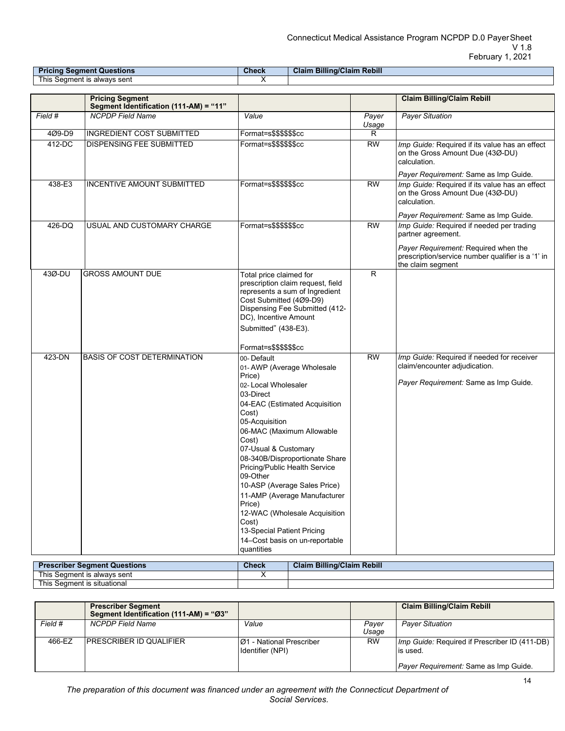| Pricing Segment Questions | Check | Claim Billing/Claim Rebill |
|---|---|---|
| This Segment is always sent | X | |

| | Pricing Segment Segment Identification (111-AM) = "11" | | | Claim Billing/Claim Rebill |
|---|---|---|---|---|
| *Field #* | *NCPDP Field Name* | *Value* | *Payer Usage* | *Payer Situation* |
| 4Ø9-D9 | INGREDIENT COST SUBMITTED | Format=s$$$$$$cc | R | |
| 412-DC | DISPENSING FEE SUBMITTED | Format=s$$$$$$cc | RW | *Imp Guide:* Required if its value has an effect on the Gross Amount Due (43Ø-DU) calculation.<br><br>*Payer Requirement:* Same as Imp Guide. |
| 438-E3 | INCENTIVE AMOUNT SUBMITTED | Format=s$$$$$$cc | RW | *Imp Guide:* Required if its value has an effect on the Gross Amount Due (43Ø-DU) calculation.<br><br>*Payer Requirement:* Same as Imp Guide. |
| 426-DQ | USUAL AND CUSTOMARY CHARGE | Format=s$$$$$$cc | RW | *Imp Guide:* Required if needed per trading partner agreement.<br><br>*Payer Requirement:* Required when the prescription/service number qualifier is a '1' in the claim segment |
| 43Ø-DU | GROSS AMOUNT DUE | Total price claimed for prescription claim request, field represents a sum of Ingredient Cost Submitted (4Ø9-D9) Dispensing Fee Submitted (412-DC), Incentive Amount Submitted" (438-E3).<br><br>Format=s$$$$$$cc | R | |
| 423-DN | BASIS OF COST DETERMINATION | 00- Default<br>01- AWP (Average Wholesale Price)<br>02- Local Wholesaler<br>03-Direct<br>04-EAC (Estimated Acquisition Cost)<br>05-Acquisition<br>06-MAC (Maximum Allowable Cost)<br>07-Usual & Customary<br>08-340B/Disproportionate Share Pricing/Public Health Service<br>09-Other<br>10-ASP (Average Sales Price)<br>11-AMP (Average Manufacturer Price)<br>12-WAC (Wholesale Acquisition Cost)<br>13-Special Patient Pricing<br>14–Cost basis on un-reportable quantities | RW | *Imp Guide:* Required if needed for receiver claim/encounter adjudication.<br><br>*Payer Requirement:* Same as Imp Guide. |

| Prescriber Segment Questions | Check | Claim Billing/Claim Rebill |
|---|---|---|
| This Segment is always sent | X | |
| This Segment is situational | | |

| | Prescriber Segment Segment Identification (111-AM) = "Ø3" | | | Claim Billing/Claim Rebill |
|---|---|---|---|---|
| *Field #* | *NCPDP Field Name* | *Value* | *Payer Usage* | *Payer Situation* |
| 466-EZ | PRESCRIBER ID QUALIFIER | Ø1 - National Prescriber Identifier (NPI) | RW | *Imp Guide:* Required if Prescriber ID (411-DB) is used.<br><br>*Payer Requirement:* Same as Imp Guide. |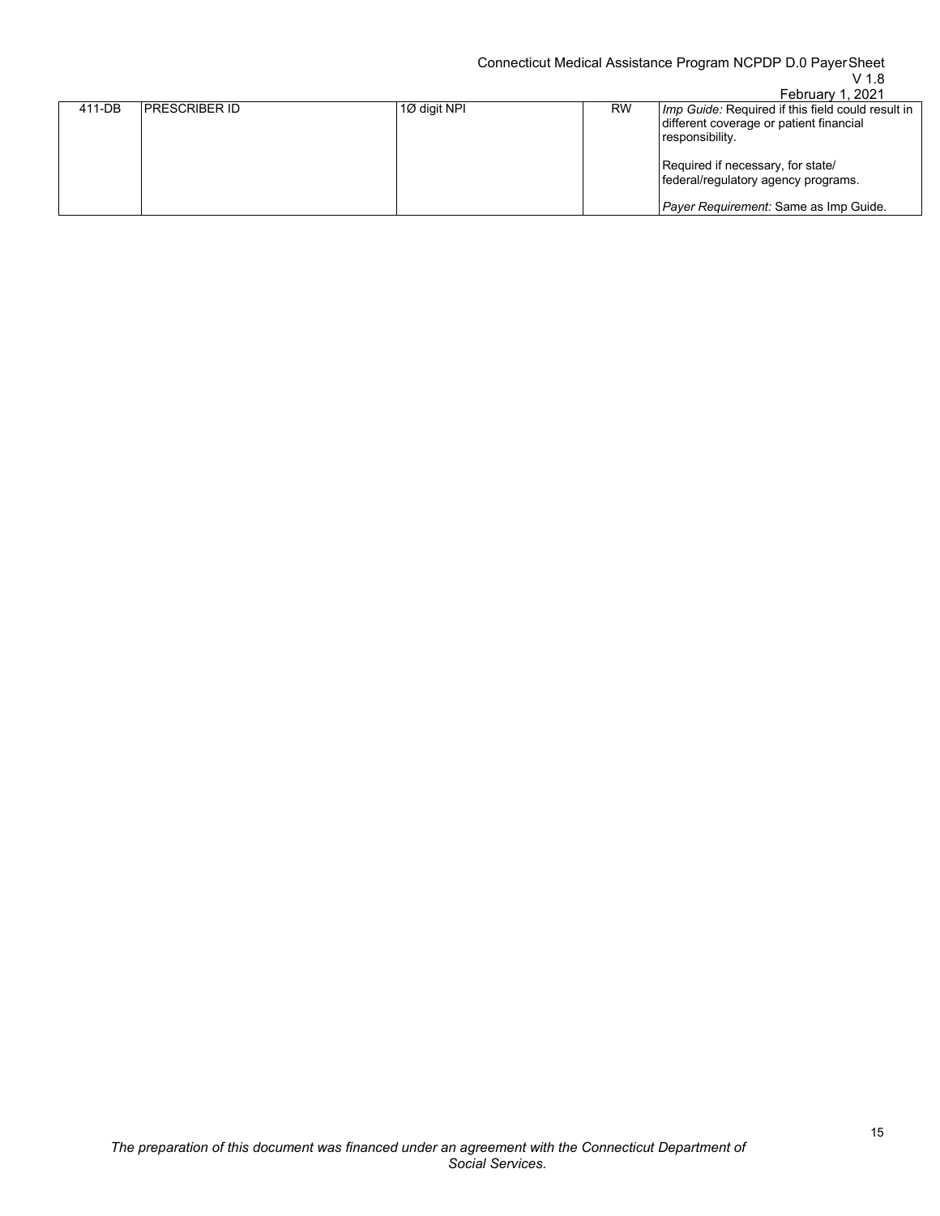| 411-DB | PRESCRIBER ID | 1Ø digit NPI | RW | *Imp Guide:* Required if this field could result in different coverage or patient financial responsibility.<br><br>Required if necessary, for state/ federal/regulatory agency programs.<br><br>*Payer Requirement:* Same as Imp Guide. |
|---|---|---|---|---|

*The preparation of this document was financed under an agreement with the Connecticut Department of Social Services.*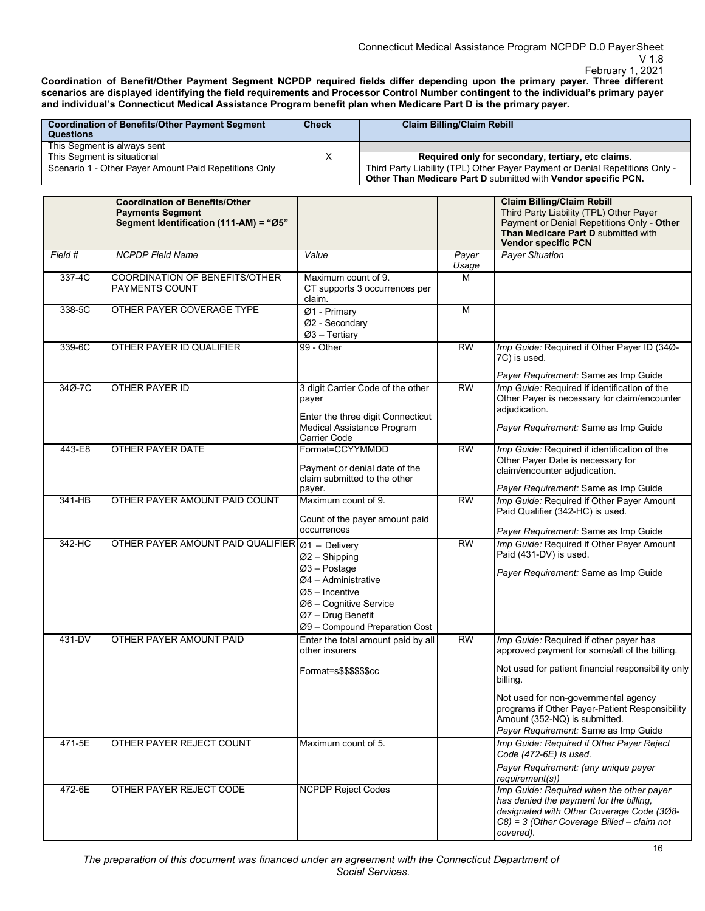**Coordination of Benefit/Other Payment Segment NCPDP required fields differ depending upon the primary payer. Three different scenarios are displayed identifying the field requirements and Processor Control Number contingent to the individual's primary payer and individual's Connecticut Medical Assistance Program benefit plan when Medicare Part D is the primary payer.**

| **Coordination of Benefits/Other Payment Segment Questions** | **Check** | **Claim Billing/Claim Rebill** |
|---|---|---|
| This Segment is always sent | | |
| This Segment is situational | X | **Required only for secondary, tertiary, etc claims.** |
| Scenario 1 - Other Payer Amount Paid Repetitions Only | | Third Party Liability (TPL) Other Payer Payment or Denial Repetitions Only - **Other Than Medicare Part D** submitted with **Vendor specific PCN.** |

| | **Coordination of Benefits/Other Payments Segment Segment Identification (111-AM) = "Ø5"** | | | **Claim Billing/Claim Rebill** Third Party Liability (TPL) Other Payer Payment or Denial Repetitions Only - **Other Than Medicare Part D** submitted with **Vendor specific PCN** |
|---|---|---|---|---|
| *Field #* | *NCPDP Field Name* | *Value* | *Payer Usage* | *Payer Situation* |
| 337-4C | COORDINATION OF BENEFITS/OTHER PAYMENTS COUNT | Maximum count of 9. CT supports 3 occurrences per claim. | M | |
| 338-5C | OTHER PAYER COVERAGE TYPE | Ø1 - Primary<br>Ø2 - Secondary<br>Ø3 – Tertiary | M | |
| 339-6C | OTHER PAYER ID QUALIFIER | 99 - Other | RW | *Imp Guide:* Required if Other Payer ID (34Ø-7C) is used.<br><br>*Payer Requirement:* Same as Imp Guide |
| 34Ø-7C | OTHER PAYER ID | 3 digit Carrier Code of the other payer<br><br>Enter the three digit Connecticut Medical Assistance Program Carrier Code | RW | *Imp Guide:* Required if identification of the Other Payer is necessary for claim/encounter adjudication.<br><br>*Payer Requirement:* Same as Imp Guide |
| 443-E8 | OTHER PAYER DATE | Format=CCYYMMDD<br><br>Payment or denial date of the claim submitted to the other payer. | RW | *Imp Guide:* Required if identification of the Other Payer Date is necessary for claim/encounter adjudication.<br><br>*Payer Requirement:* Same as Imp Guide |
| 341-HB | OTHER PAYER AMOUNT PAID COUNT | Maximum count of 9.<br><br>Count of the payer amount paid occurrences | RW | *Imp Guide:* Required if Other Payer Amount Paid Qualifier (342-HC) is used.<br><br>*Payer Requirement:* Same as Imp Guide |
| 342-HC | OTHER PAYER AMOUNT PAID QUALIFIER | Ø1 – Delivery<br>Ø2 – Shipping<br>Ø3 – Postage<br>Ø4 – Administrative<br>Ø5 – Incentive<br>Ø6 – Cognitive Service<br>Ø7 – Drug Benefit<br>Ø9 – Compound Preparation Cost | RW | *Imp Guide:* Required if Other Payer Amount Paid (431-DV) is used.<br><br>*Payer Requirement:* Same as Imp Guide |
| 431-DV | OTHER PAYER AMOUNT PAID | Enter the total amount paid by all other insurers<br><br>Format=s$$$$$$cc | RW | *Imp Guide:* Required if other payer has approved payment for some/all of the billing.<br><br>Not used for patient financial responsibility only billing.<br><br>Not used for non-governmental agency programs if Other Payer-Patient Responsibility Amount (352-NQ) is submitted.<br>*Payer Requirement:* Same as Imp Guide |
| 471-5E | OTHER PAYER REJECT COUNT | Maximum count of 5. | | *Imp Guide: Required if Other Payer Reject Code (472-6E) is used.*<br><br>*Payer Requirement: (any unique payer requirement(s))* |
| 472-6E | OTHER PAYER REJECT CODE | NCPDP Reject Codes | | *Imp Guide: Required when the other payer has denied the payment for the billing, designated with Other Coverage Code (3Ø8-C8) = 3 (Other Coverage Billed – claim not covered).* |

*The preparation of this document was financed under an agreement with the Connecticut Department of Social Services.*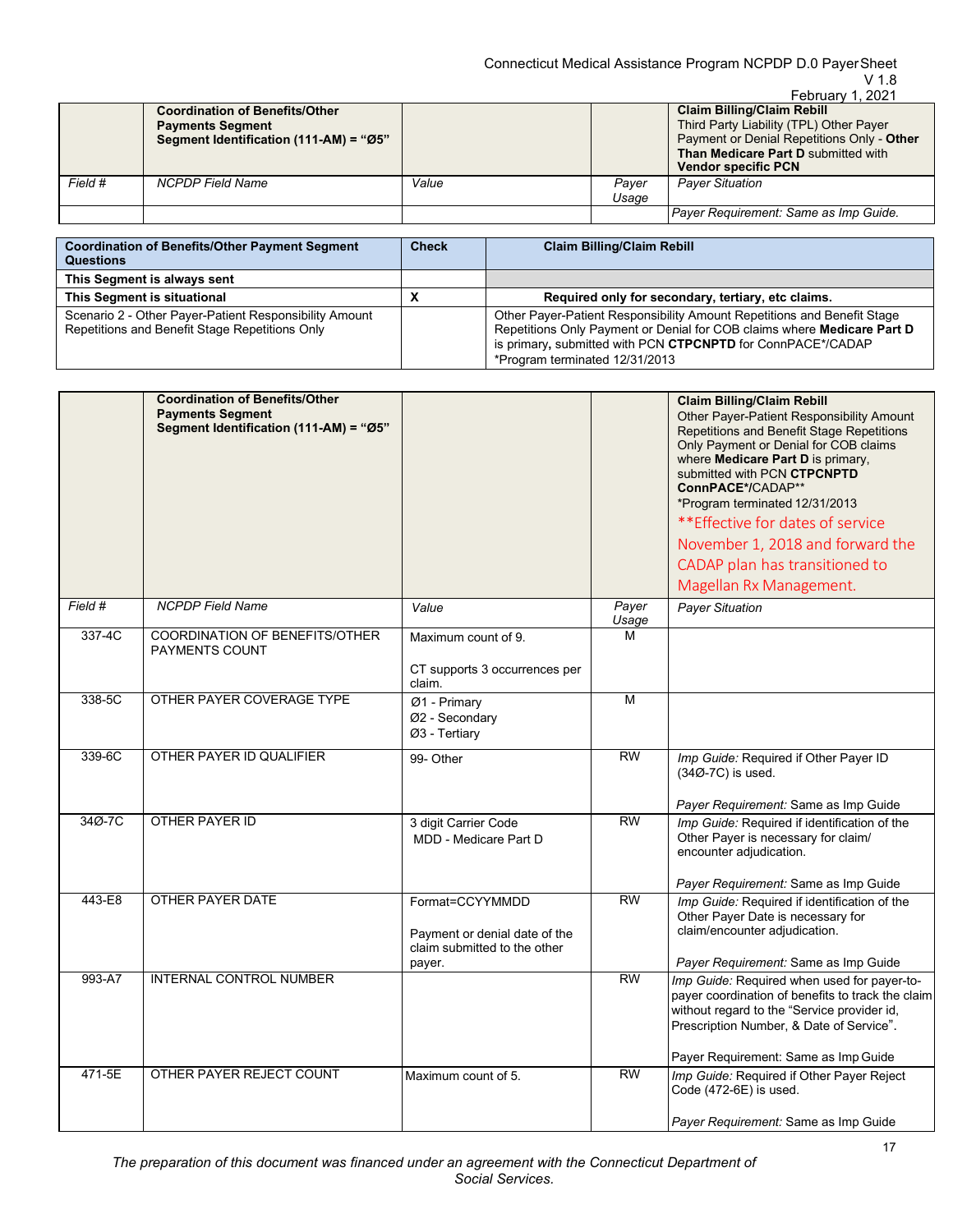| | **Coordination of Benefits/Other Payments Segment Segment Identification (111-AM) = "Ø5"** | | | **Claim Billing/Claim Rebill** Third Party Liability (TPL) Other Payer Payment or Denial Repetitions Only - **Other Than Medicare Part D** submitted with **Vendor specific PCN** |
|---|---|---|---|---|
| *Field #* | *NCPDP Field Name* | *Value* | *Payer Usage* | *Payer Situation* |
| | | | | *Payer Requirement: Same as Imp Guide.* |

| **Coordination of Benefits/Other Payment Segment Questions** | **Check** | **Claim Billing/Claim Rebill** |
|---|---|---|
| **This Segment is always sent** | | |
| **This Segment is situational** | **X** | **Required only for secondary, tertiary, etc claims.** |
| Scenario 2 - Other Payer-Patient Responsibility Amount Repetitions and Benefit Stage Repetitions Only | | Other Payer-Patient Responsibility Amount Repetitions and Benefit Stage Repetitions Only Payment or Denial for COB claims where **Medicare Part D** is primary**,** submitted with PCN **CTPCNPTD** for ConnPACE*/CADAP *Program terminated 12/31/2013 |

| | **Coordination of Benefits/Other Payments Segment Segment Identification (111-AM) = "Ø5"** | | | **Claim Billing/Claim Rebill** Other Payer-Patient Responsibility Amount Repetitions and Benefit Stage Repetitions Only Payment or Denial for COB claims where **Medicare Part D** is primary, submitted with PCN **CTPCNPTD ConnPACE*/**CADAP** *Program terminated 12/31/2013 **Effective for dates of service November 1, 2018 and forward the CADAP plan has transitioned to Magellan Rx Management. |
|---|---|---|---|---|
| *Field #* | *NCPDP Field Name* | *Value* | *Payer Usage* | *Payer Situation* |
| 337-4C | COORDINATION OF BENEFITS/OTHER PAYMENTS COUNT | Maximum count of 9. CT supports 3 occurrences per claim. | M | |
| 338-5C | OTHER PAYER COVERAGE TYPE | Ø1 - Primary Ø2 - Secondary Ø3 - Tertiary | M | |
| 339-6C | OTHER PAYER ID QUALIFIER | 99- Other | RW | *Imp Guide:* Required if Other Payer ID (34Ø-7C) is used. *Payer Requirement:* Same as Imp Guide |
| 34Ø-7C | OTHER PAYER ID | 3 digit Carrier Code MDD - Medicare Part D | RW | *Imp Guide:* Required if identification of the Other Payer is necessary for claim/ encounter adjudication. *Payer Requirement:* Same as Imp Guide |
| 443-E8 | OTHER PAYER DATE | Format=CCYYMMDD Payment or denial date of the claim submitted to the other payer. | RW | *Imp Guide:* Required if identification of the Other Payer Date is necessary for claim/encounter adjudication. *Payer Requirement:* Same as Imp Guide |
| 993-A7 | INTERNAL CONTROL NUMBER | | RW | *Imp Guide:* Required when used for payer-to-payer coordination of benefits to track the claim without regard to the "Service provider id, Prescription Number, & Date of Service". Payer Requirement: Same as Imp Guide |
| 471-5E | OTHER PAYER REJECT COUNT | Maximum count of 5. | RW | *Imp Guide:* Required if Other Payer Reject Code (472-6E) is used. *Payer Requirement:* Same as Imp Guide |

*The preparation of this document was financed under an agreement with the Connecticut Department of Social Services.*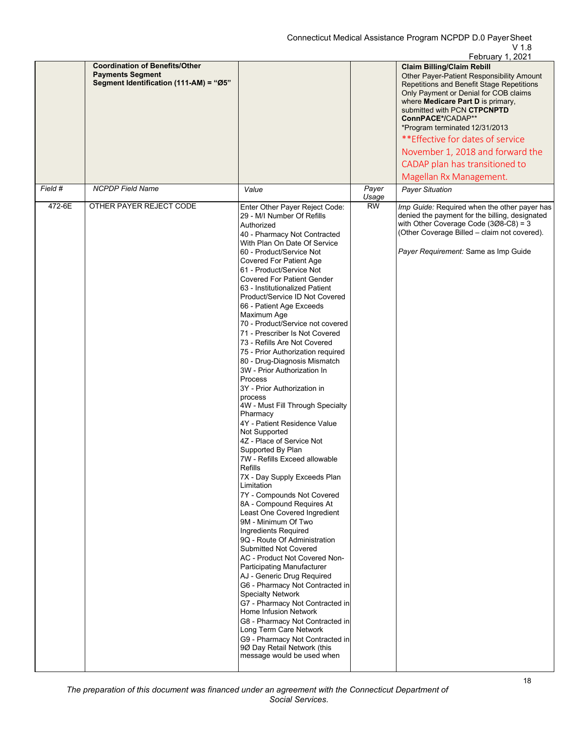| | Coordination of Benefits/Other Payments Segment<br>Segment Identification (111-AM) = "Ø5" | | | **Claim Billing/Claim Rebill**<br>Other Payer-Patient Responsibility Amount Repetitions and Benefit Stage Repetitions Only Payment or Denial for COB claims where **Medicare Part D** is primary, submitted with PCN **CTPCNPTD ConnPACE*/**CADAP**<br>*Program terminated 12/31/2013<br>**Effective for dates of service November 1, 2018 and forward the CADAP plan has transitioned to Magellan Rx Management. |
|---|---|---|---|---|
| *Field #* | *NCPDP Field Name* | *Value* | *Payer Usage* | *Payer Situation* |
| 472-6E | OTHER PAYER REJECT CODE | Enter Other Payer Reject Code:<br>29 - M/I Number Of Refills Authorized<br>40 - Pharmacy Not Contracted With Plan On Date Of Service<br>60 - Product/Service Not Covered For Patient Age<br>61 - Product/Service Not Covered For Patient Gender<br>63 - Institutionalized Patient Product/Service ID Not Covered<br>66 - Patient Age Exceeds Maximum Age<br>70 - Product/Service not covered<br>71 - Prescriber Is Not Covered<br>73 - Refills Are Not Covered<br>75 - Prior Authorization required<br>80 - Drug-Diagnosis Mismatch<br>3W - Prior Authorization In Process<br>3Y - Prior Authorization in process<br>4W - Must Fill Through Specialty Pharmacy<br>4Y - Patient Residence Value Not Supported<br>4Z - Place of Service Not Supported By Plan<br>7W - Refills Exceed allowable Refills<br>7X - Day Supply Exceeds Plan Limitation<br>7Y - Compounds Not Covered<br>8A - Compound Requires At Least One Covered Ingredient<br>9M - Minimum Of Two Ingredients Required<br>9Q - Route Of Administration Submitted Not Covered<br>AC - Product Not Covered Non-Participating Manufacturer<br>AJ - Generic Drug Required<br>G6 - Pharmacy Not Contracted in Specialty Network<br>G7 - Pharmacy Not Contracted in Home Infusion Network<br>G8 - Pharmacy Not Contracted in Long Term Care Network<br>G9 - Pharmacy Not Contracted in 9Ø Day Retail Network (this message would be used when | RW | *Imp Guide:* Required when the other payer has denied the payment for the billing, designated with Other Coverage Code (3Ø8-C8) = 3 (Other Coverage Billed – claim not covered).<br><br>*Payer Requirement:* Same as Imp Guide |

*The preparation of this document was financed under an agreement with the Connecticut Department of Social Services.*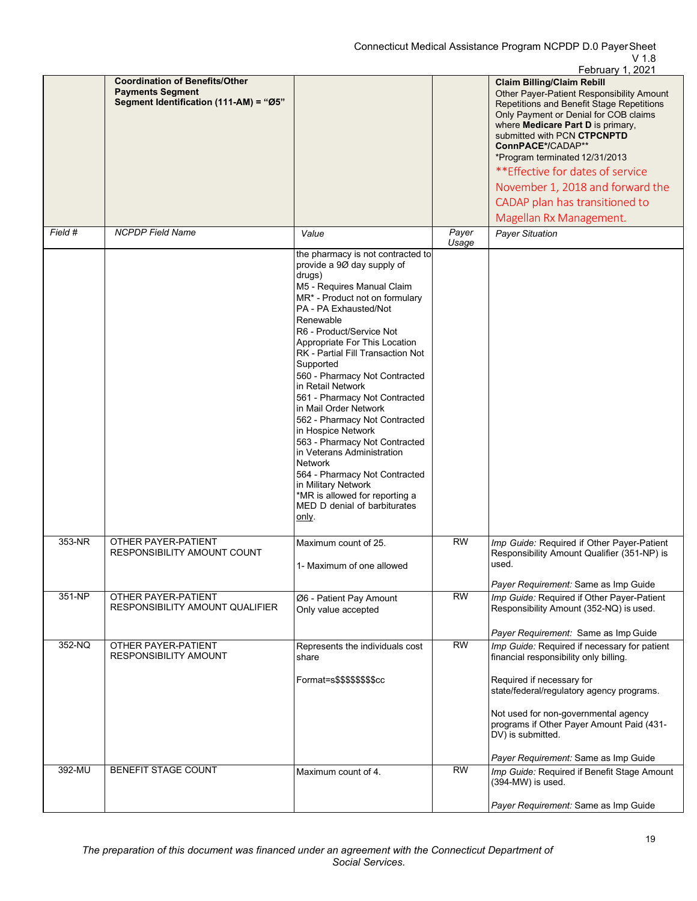| | Coordination of Benefits/Other Payments Segment<br>Segment Identification (111-AM) = "Ø5" | | | Claim Billing/Claim Rebill<br>Other Payer-Patient Responsibility Amount Repetitions and Benefit Stage Repetitions Only Payment or Denial for COB claims where **Medicare Part D** is primary, submitted with PCN **CTPCNPTD ConnPACE*/**CADAP**<br>*Program terminated 12/31/2013<br>**Effective for dates of service November 1, 2018 and forward the CADAP plan has transitioned to Magellan Rx Management. |
|---|---|---|---|---|
| *Field #* | *NCPDP Field Name* | *Value* | *Payer Usage* | *Payer Situation* |
| | | the pharmacy is not contracted to provide a 9Ø day supply of drugs)<br>M5 - Requires Manual Claim<br>MR* - Product not on formulary<br>PA - PA Exhausted/Not Renewable<br>R6 - Product/Service Not Appropriate For This Location<br>RK - Partial Fill Transaction Not Supported<br>560 - Pharmacy Not Contracted in Retail Network<br>561 - Pharmacy Not Contracted in Mail Order Network<br>562 - Pharmacy Not Contracted in Hospice Network<br>563 - Pharmacy Not Contracted in Veterans Administration Network<br>564 - Pharmacy Not Contracted in Military Network<br>*MR is allowed for reporting a MED D denial of barbiturates only. | | |
| 353-NR | OTHER PAYER-PATIENT RESPONSIBILITY AMOUNT COUNT | Maximum count of 25.<br><br>1- Maximum of one allowed | RW | *Imp Guide:* Required if Other Payer-Patient Responsibility Amount Qualifier (351-NP) is used.<br><br>*Payer Requirement:* Same as Imp Guide |
| 351-NP | OTHER PAYER-PATIENT RESPONSIBILITY AMOUNT QUALIFIER | Ø6 - Patient Pay Amount<br>Only value accepted | RW | *Imp Guide:* Required if Other Payer-Patient Responsibility Amount (352-NQ) is used.<br><br>*Payer Requirement:* Same as Imp Guide |
| 352-NQ | OTHER PAYER-PATIENT RESPONSIBILITY AMOUNT | Represents the individuals cost share<br><br>Format=s$$$$$$$$cc | RW | *Imp Guide:* Required if necessary for patient financial responsibility only billing.<br><br>Required if necessary for state/federal/regulatory agency programs.<br><br>Not used for non-governmental agency programs if Other Payer Amount Paid (431-DV) is submitted.<br><br>*Payer Requirement:* Same as Imp Guide |
| 392-MU | BENEFIT STAGE COUNT | Maximum count of 4. | RW | *Imp Guide:* Required if Benefit Stage Amount (394-MW) is used.<br><br>*Payer Requirement:* Same as Imp Guide |

*The preparation of this document was financed under an agreement with the Connecticut Department of Social Services.*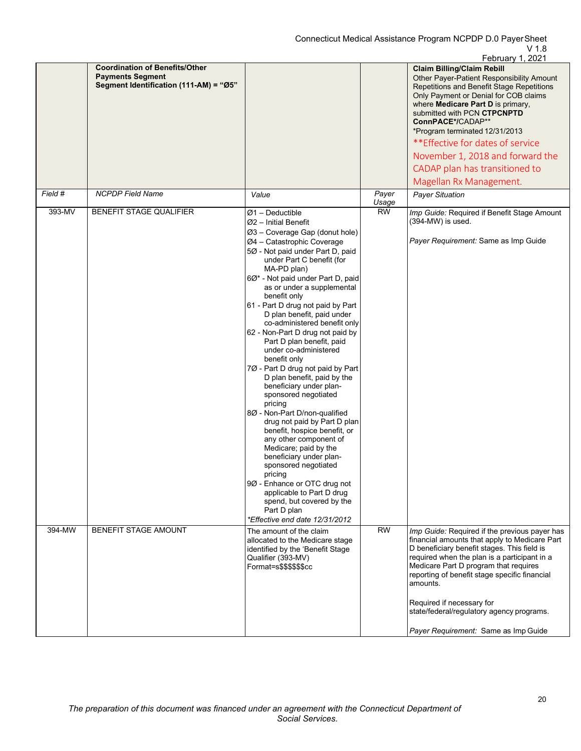| | **Coordination of Benefits/Other Payments Segment** **Segment Identification (111-AM) = "Ø5"** | | | **Claim Billing/Claim Rebill** Other Payer-Patient Responsibility Amount Repetitions and Benefit Stage Repetitions Only Payment or Denial for COB claims where **Medicare Part D** is primary, submitted with PCN **CTPCNPTD ConnPACE*/**CADAP** *Program terminated 12/31/2013 **Effective for dates of service November 1, 2018 and forward the CADAP plan has transitioned to Magellan Rx Management. |
|---|---|---|---|---|
| *Field #* | *NCPDP Field Name* | *Value* | *Payer Usage* | *Payer Situation* |
| 393-MV | BENEFIT STAGE QUALIFIER | Ø1 – Deductible<br>Ø2 – Initial Benefit<br>Ø3 – Coverage Gap (donut hole)<br>Ø4 – Catastrophic Coverage<br>5Ø - Not paid under Part D, paid under Part C benefit (for MA-PD plan)<br>6Ø* - Not paid under Part D, paid as or under a supplemental benefit only<br>61 - Part D drug not paid by Part D plan benefit, paid under co-administered benefit only<br>62 - Non-Part D drug not paid by Part D plan benefit, paid under co-administered benefit only<br>7Ø - Part D drug not paid by Part D plan benefit, paid by the beneficiary under plan-sponsored negotiated pricing<br>8Ø - Non-Part D/non-qualified drug not paid by Part D plan benefit, hospice benefit, or any other component of Medicare; paid by the beneficiary under plan-sponsored negotiated pricing<br>9Ø - Enhance or OTC drug not applicable to Part D drug spend, but covered by the Part D plan<br>*\*Effective end date 12/31/2012* | RW | *Imp Guide:* Required if Benefit Stage Amount (394-MW) is used.<br><br>*Payer Requirement:* Same as Imp Guide |
| 394-MW | BENEFIT STAGE AMOUNT | The amount of the claim allocated to the Medicare stage identified by the 'Benefit Stage Qualifier (393-MV)<br>Format=s$$$$$$cc | RW | *Imp Guide:* Required if the previous payer has financial amounts that apply to Medicare Part D beneficiary benefit stages. This field is required when the plan is a participant in a Medicare Part D program that requires reporting of benefit stage specific financial amounts.<br><br>Required if necessary for state/federal/regulatory agency programs.<br><br>*Payer Requirement:* Same as Imp Guide |

*The preparation of this document was financed under an agreement with the Connecticut Department of Social Services.*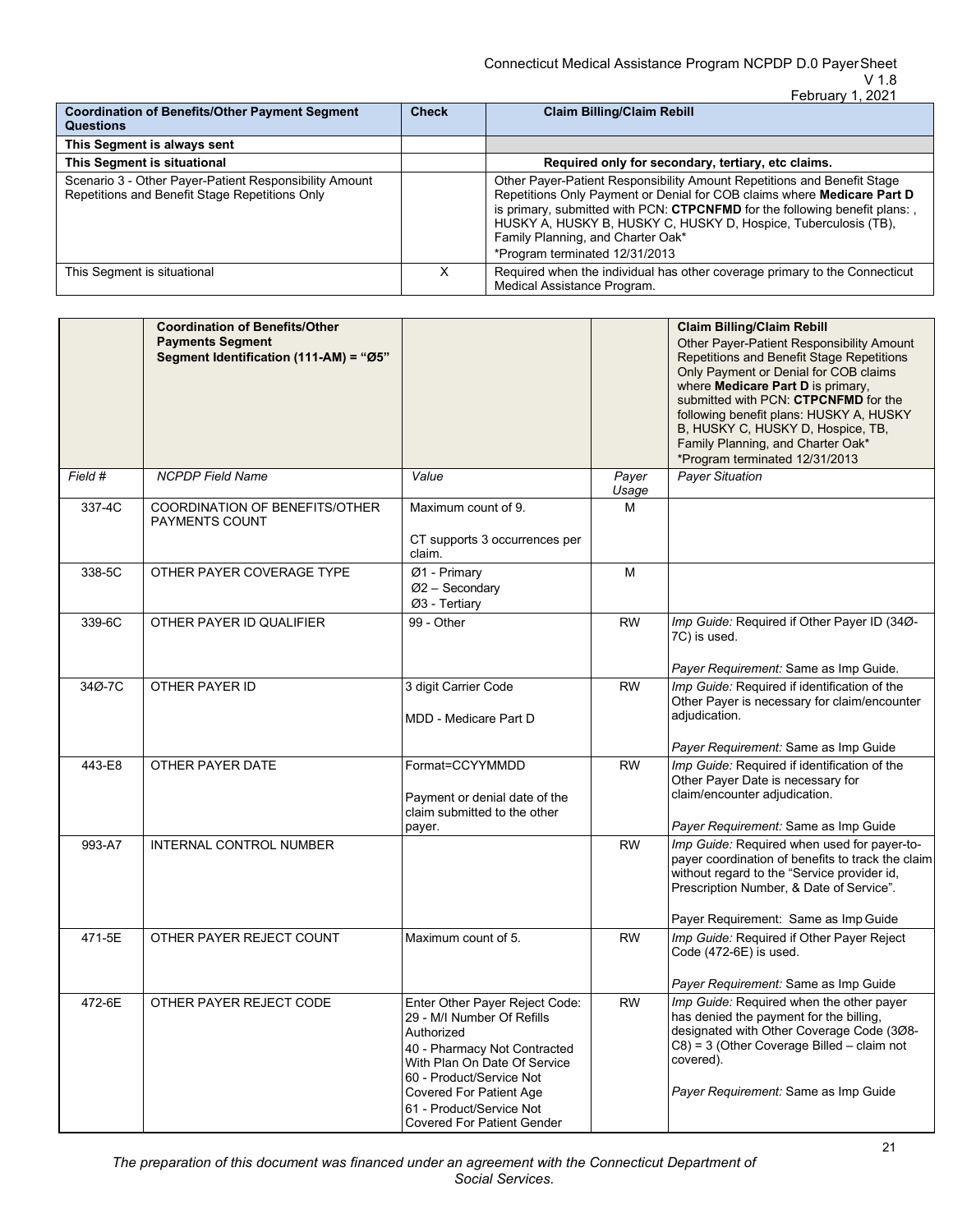| Coordination of Benefits/Other Payment Segment Questions | Check | Claim Billing/Claim Rebill |
|---|---|---|
| **This Segment is always sent** | | |
| **This Segment is situational** | | **Required only for secondary, tertiary, etc claims.** |
| Scenario 3 - Other Payer-Patient Responsibility Amount Repetitions and Benefit Stage Repetitions Only | | Other Payer-Patient Responsibility Amount Repetitions and Benefit Stage Repetitions Only Payment or Denial for COB claims where **Medicare Part D** is primary, submitted with PCN: **CTPCNFMD** for the following benefit plans: , HUSKY A, HUSKY B, HUSKY C, HUSKY D, Hospice, Tuberculosis (TB), Family Planning, and Charter Oak*<br>*Program terminated 12/31/2013 |
| This Segment is situational | X | Required when the individual has other coverage primary to the Connecticut Medical Assistance Program. |

| | **Coordination of Benefits/Other Payments Segment**<br>**Segment Identification (111-AM) = "Ø5"** | | | **Claim Billing/Claim Rebill**<br>Other Payer-Patient Responsibility Amount Repetitions and Benefit Stage Repetitions Only Payment or Denial for COB claims where **Medicare Part D** is primary, submitted with PCN: **CTPCNFMD** for the following benefit plans: HUSKY A, HUSKY B, HUSKY C, HUSKY D, Hospice, TB, Family Planning, and Charter Oak*<br>*Program terminated 12/31/2013 |
|---|---|---|---|---|
| *Field #* | *NCPDP Field Name* | *Value* | *Payer Usage* | *Payer Situation* |
| 337-4C | COORDINATION OF BENEFITS/OTHER PAYMENTS COUNT | Maximum count of 9.<br><br>CT supports 3 occurrences per claim. | M | |
| 338-5C | OTHER PAYER COVERAGE TYPE | Ø1 - Primary<br>Ø2 – Secondary<br>Ø3 - Tertiary | M | |
| 339-6C | OTHER PAYER ID QUALIFIER | 99 - Other | RW | *Imp Guide:* Required if Other Payer ID (34Ø-7C) is used.<br><br>*Payer Requirement:* Same as Imp Guide. |
| 34Ø-7C | OTHER PAYER ID | 3 digit Carrier Code<br><br>MDD - Medicare Part D | RW | *Imp Guide:* Required if identification of the Other Payer is necessary for claim/encounter adjudication.<br><br>*Payer Requirement:* Same as Imp Guide |
| 443-E8 | OTHER PAYER DATE | Format=CCYYMMDD<br><br>Payment or denial date of the claim submitted to the other payer. | RW | *Imp Guide:* Required if identification of the Other Payer Date is necessary for claim/encounter adjudication.<br><br>*Payer Requirement:* Same as Imp Guide |
| 993-A7 | INTERNAL CONTROL NUMBER | | RW | *Imp Guide:* Required when used for payer-to-payer coordination of benefits to track the claim without regard to the "Service provider id, Prescription Number, & Date of Service".<br><br>Payer Requirement: Same as Imp Guide |
| 471-5E | OTHER PAYER REJECT COUNT | Maximum count of 5. | RW | *Imp Guide:* Required if Other Payer Reject Code (472-6E) is used.<br><br>*Payer Requirement:* Same as Imp Guide |
| 472-6E | OTHER PAYER REJECT CODE | Enter Other Payer Reject Code:<br>29 - M/I Number Of Refills Authorized<br>40 - Pharmacy Not Contracted With Plan On Date Of Service<br>60 - Product/Service Not Covered For Patient Age<br>61 - Product/Service Not Covered For Patient Gender | RW | *Imp Guide:* Required when the other payer has denied the payment for the billing, designated with Other Coverage Code (3Ø8-C8) = 3 (Other Coverage Billed – claim not covered).<br><br>*Payer Requirement:* Same as Imp Guide |

*The preparation of this document was financed under an agreement with the Connecticut Department of Social Services.*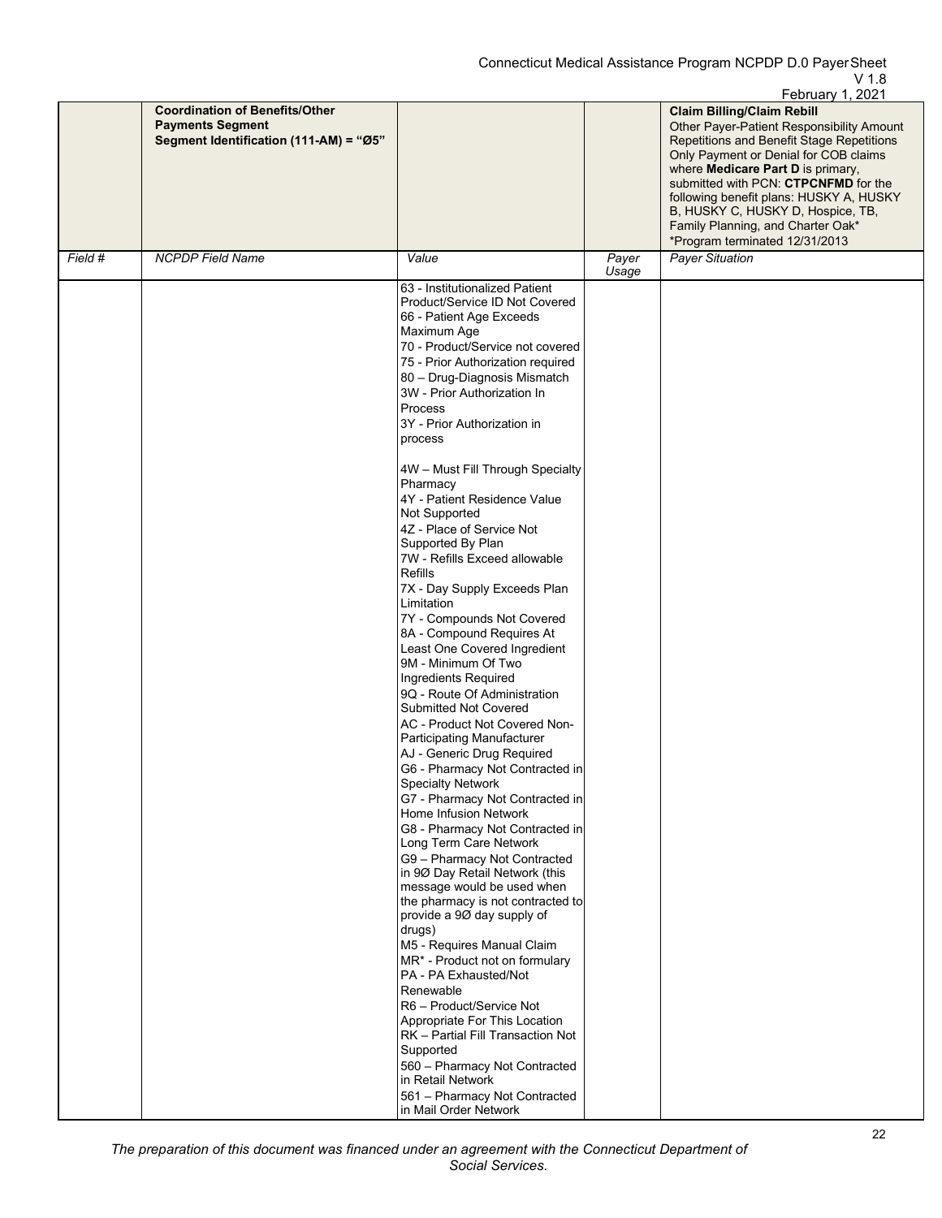| | Coordination of Benefits/Other Payments Segment Segment Identification (111-AM) = "Ø5" | | | Claim Billing/Claim Rebill Other Payer-Patient Responsibility Amount Repetitions and Benefit Stage Repetitions Only Payment or Denial for COB claims where **Medicare Part D** is primary, submitted with PCN: **CTPCNFMD** for the following benefit plans: HUSKY A, HUSKY B, HUSKY C, HUSKY D, Hospice, TB, Family Planning, and Charter Oak* *Program terminated 12/31/2013 |
|---|---|---|---|---|
| *Field #* | *NCPDP Field Name* | *Value* | *Payer Usage* | *Payer Situation* |
| | | 63 - Institutionalized Patient Product/Service ID Not Covered<br>66 - Patient Age Exceeds Maximum Age<br>70 - Product/Service not covered<br>75 - Prior Authorization required<br>80 – Drug-Diagnosis Mismatch<br>3W - Prior Authorization In Process<br>3Y - Prior Authorization in process<br><br>4W – Must Fill Through Specialty Pharmacy<br>4Y - Patient Residence Value Not Supported<br>4Z - Place of Service Not Supported By Plan<br>7W - Refills Exceed allowable Refills<br>7X - Day Supply Exceeds Plan Limitation<br>7Y - Compounds Not Covered<br>8A - Compound Requires At Least One Covered Ingredient<br>9M - Minimum Of Two Ingredients Required<br>9Q - Route Of Administration Submitted Not Covered<br>AC - Product Not Covered Non-Participating Manufacturer<br>AJ - Generic Drug Required<br>G6 - Pharmacy Not Contracted in Specialty Network<br>G7 - Pharmacy Not Contracted in Home Infusion Network<br>G8 - Pharmacy Not Contracted in Long Term Care Network<br>G9 – Pharmacy Not Contracted in 9Ø Day Retail Network (this message would be used when the pharmacy is not contracted to provide a 9Ø day supply of drugs)<br>M5 - Requires Manual Claim<br>MR* - Product not on formulary<br>PA - PA Exhausted/Not Renewable<br>R6 – Product/Service Not Appropriate For This Location<br>RK – Partial Fill Transaction Not Supported<br>560 – Pharmacy Not Contracted in Retail Network<br>561 – Pharmacy Not Contracted in Mail Order Network | | |

*The preparation of this document was financed under an agreement with the Connecticut Department of Social Services.*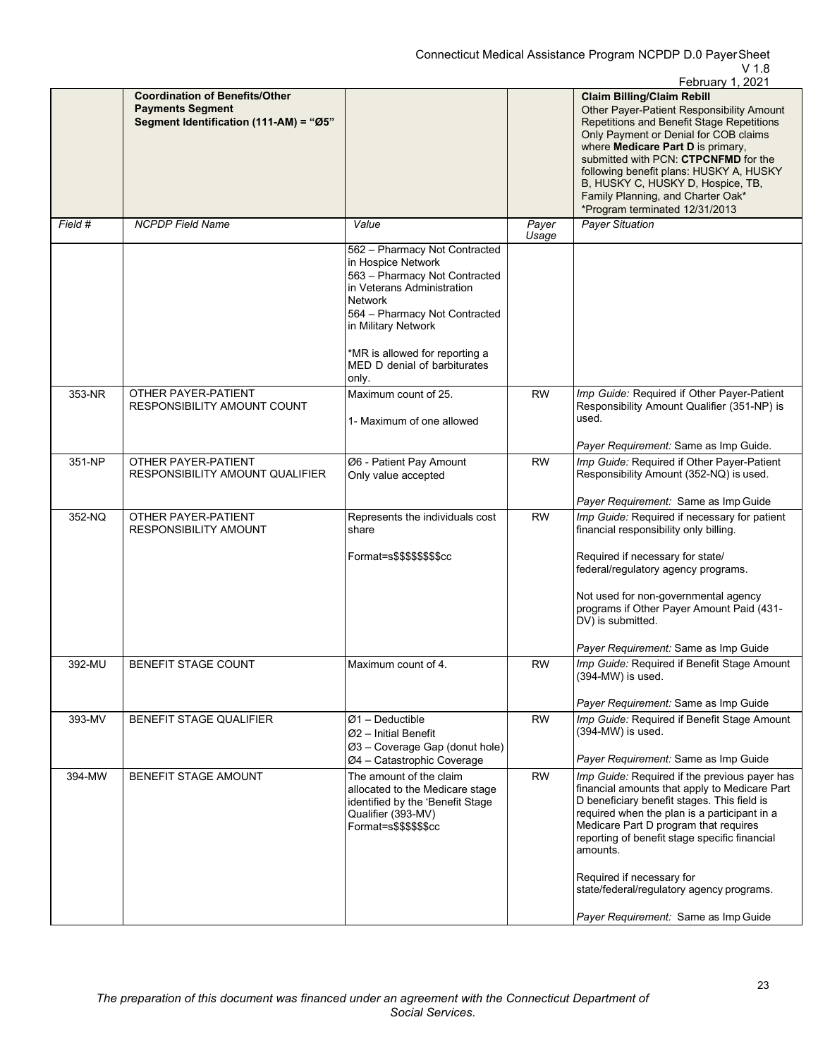| | **Coordination of Benefits/Other Payments Segment** **Segment Identification (111-AM) = "Ø5"** | | | **Claim Billing/Claim Rebill** Other Payer-Patient Responsibility Amount Repetitions and Benefit Stage Repetitions Only Payment or Denial for COB claims where **Medicare Part D** is primary, submitted with PCN: **CTPCNFMD** for the following benefit plans: HUSKY A, HUSKY B, HUSKY C, HUSKY D, Hospice, TB, Family Planning, and Charter Oak* *Program terminated 12/31/2013 |
|---|---|---|---|---|
| *Field #* | *NCPDP Field Name* | *Value* | *Payer Usage* | *Payer Situation* |
| | | 562 – Pharmacy Not Contracted in Hospice Network<br>563 – Pharmacy Not Contracted in Veterans Administration Network<br>564 – Pharmacy Not Contracted in Military Network<br><br>*MR is allowed for reporting a MED D denial of barbiturates only. | | |
| 353-NR | OTHER PAYER-PATIENT RESPONSIBILITY AMOUNT COUNT | Maximum count of 25.<br><br>1- Maximum of one allowed | RW | *Imp Guide:* Required if Other Payer-Patient Responsibility Amount Qualifier (351-NP) is used.<br><br>*Payer Requirement:* Same as Imp Guide. |
| 351-NP | OTHER PAYER-PATIENT RESPONSIBILITY AMOUNT QUALIFIER | Ø6 - Patient Pay Amount Only value accepted | RW | *Imp Guide:* Required if Other Payer-Patient Responsibility Amount (352-NQ) is used.<br><br>*Payer Requirement:* Same as Imp Guide |
| 352-NQ | OTHER PAYER-PATIENT RESPONSIBILITY AMOUNT | Represents the individuals cost share<br><br>Format=s$$$$$$$$cc | RW | *Imp Guide:* Required if necessary for patient financial responsibility only billing.<br><br>Required if necessary for state/ federal/regulatory agency programs.<br><br>Not used for non-governmental agency programs if Other Payer Amount Paid (431-DV) is submitted.<br><br>*Payer Requirement:* Same as Imp Guide |
| 392-MU | BENEFIT STAGE COUNT | Maximum count of 4. | RW | *Imp Guide:* Required if Benefit Stage Amount (394-MW) is used.<br><br>*Payer Requirement:* Same as Imp Guide |
| 393-MV | BENEFIT STAGE QUALIFIER | Ø1 – Deductible<br>Ø2 – Initial Benefit<br>Ø3 – Coverage Gap (donut hole)<br>Ø4 – Catastrophic Coverage | RW | *Imp Guide:* Required if Benefit Stage Amount (394-MW) is used.<br><br>*Payer Requirement:* Same as Imp Guide |
| 394-MW | BENEFIT STAGE AMOUNT | The amount of the claim allocated to the Medicare stage identified by the 'Benefit Stage Qualifier (393-MV)<br>Format=s$$$$$$cc | RW | *Imp Guide:* Required if the previous payer has financial amounts that apply to Medicare Part D beneficiary benefit stages. This field is required when the plan is a participant in a Medicare Part D program that requires reporting of benefit stage specific financial amounts.<br><br>Required if necessary for state/federal/regulatory agency programs.<br><br>*Payer Requirement:* Same as Imp Guide |

*The preparation of this document was financed under an agreement with the Connecticut Department of Social Services.*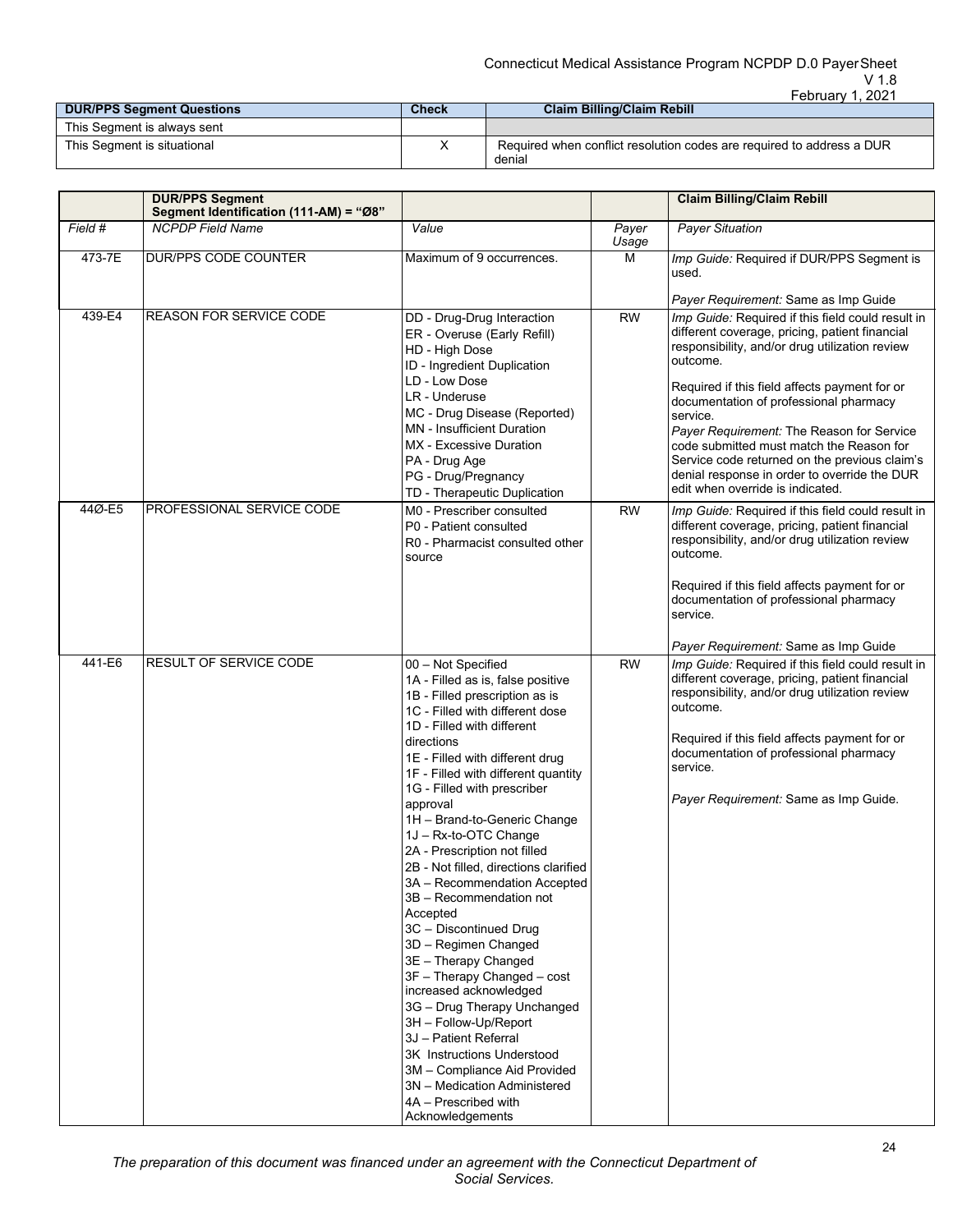| DUR/PPS Segment Questions | Check | Claim Billing/Claim Rebill |
|---|---|---|
| This Segment is always sent | | |
| This Segment is situational | X | Required when conflict resolution codes are required to address a DUR denial |

| | DUR/PPS Segment Segment Identification (111-AM) = "Ø8" | | | Claim Billing/Claim Rebill |
|---|---|---|---|---|
| *Field #* | *NCPDP Field Name* | *Value* | *Payer Usage* | *Payer Situation* |
| 473-7E | DUR/PPS CODE COUNTER | Maximum of 9 occurrences. | M | *Imp Guide:* Required if DUR/PPS Segment is used.<br><br>*Payer Requirement:* Same as Imp Guide |
| 439-E4 | REASON FOR SERVICE CODE | DD - Drug-Drug Interaction<br>ER - Overuse (Early Refill)<br>HD - High Dose<br>ID - Ingredient Duplication<br>LD - Low Dose<br>LR - Underuse<br>MC - Drug Disease (Reported)<br>MN - Insufficient Duration<br>MX - Excessive Duration<br>PA - Drug Age<br>PG - Drug/Pregnancy<br>TD - Therapeutic Duplication | RW | *Imp Guide:* Required if this field could result in different coverage, pricing, patient financial responsibility, and/or drug utilization review outcome.<br><br>Required if this field affects payment for or documentation of professional pharmacy service.<br>*Payer Requirement:* The Reason for Service code submitted must match the Reason for Service code returned on the previous claim's denial response in order to override the DUR edit when override is indicated. |
| 44Ø-E5 | PROFESSIONAL SERVICE CODE | M0 - Prescriber consulted<br>P0 - Patient consulted<br>R0 - Pharmacist consulted other source | RW | *Imp Guide:* Required if this field could result in different coverage, pricing, patient financial responsibility, and/or drug utilization review outcome.<br><br>Required if this field affects payment for or documentation of professional pharmacy service.<br><br>*Payer Requirement:* Same as Imp Guide |
| 441-E6 | RESULT OF SERVICE CODE | 00 – Not Specified<br>1A - Filled as is, false positive<br>1B - Filled prescription as is<br>1C - Filled with different dose<br>1D - Filled with different directions<br>1E - Filled with different drug<br>1F - Filled with different quantity<br>1G - Filled with prescriber approval<br>1H – Brand-to-Generic Change<br>1J – Rx-to-OTC Change<br>2A - Prescription not filled<br>2B - Not filled, directions clarified<br>3A – Recommendation Accepted<br>3B – Recommendation not Accepted<br>3C – Discontinued Drug<br>3D – Regimen Changed<br>3E – Therapy Changed<br>3F – Therapy Changed – cost increased acknowledged<br>3G – Drug Therapy Unchanged<br>3H – Follow-Up/Report<br>3J – Patient Referral<br>3K Instructions Understood<br>3M – Compliance Aid Provided<br>3N – Medication Administered<br>4A – Prescribed with Acknowledgements | RW | *Imp Guide:* Required if this field could result in different coverage, pricing, patient financial responsibility, and/or drug utilization review outcome.<br><br>Required if this field affects payment for or documentation of professional pharmacy service.<br><br>*Payer Requirement:* Same as Imp Guide. |

*The preparation of this document was financed under an agreement with the Connecticut Department of Social Services.*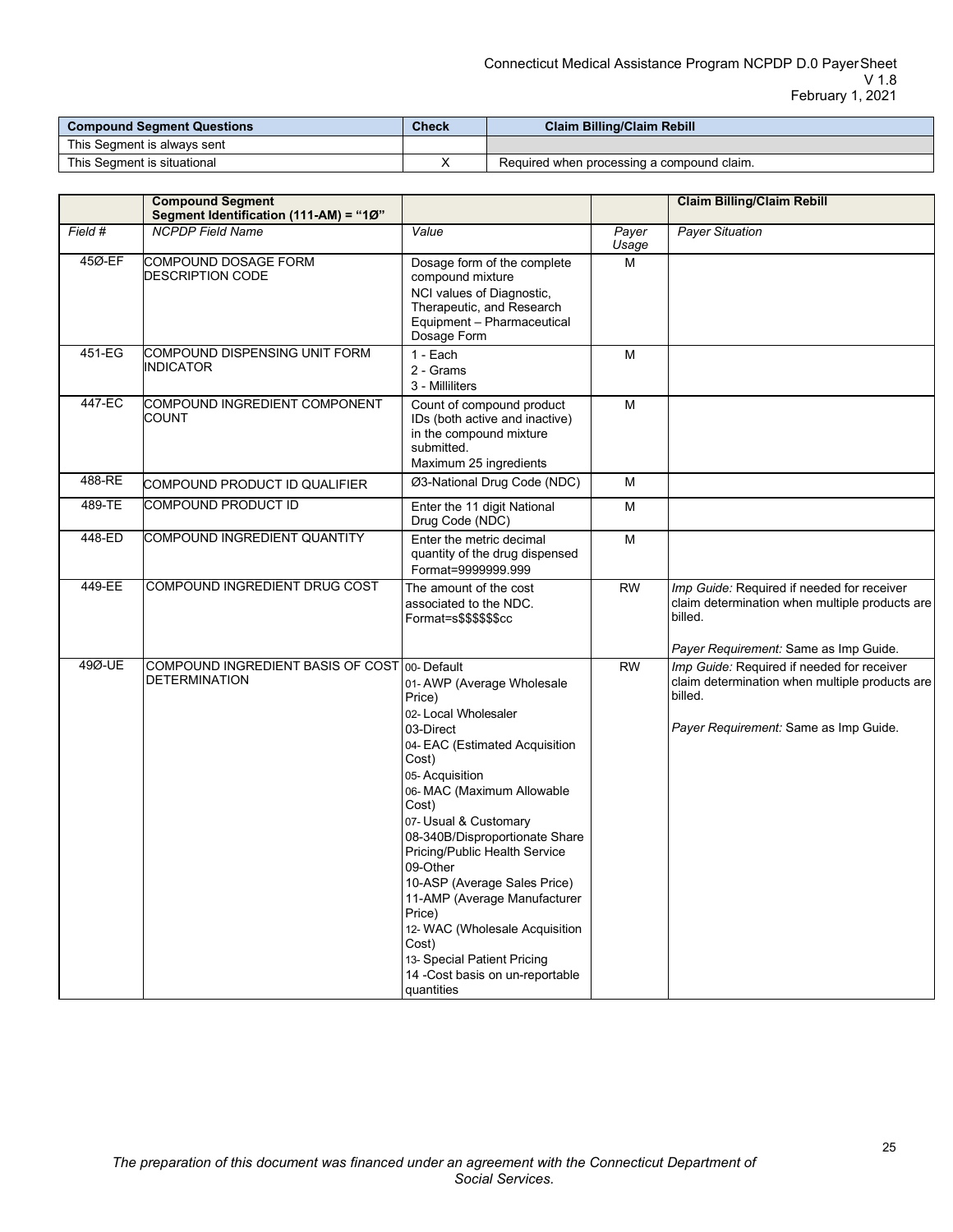| Compound Segment Questions | Check | Claim Billing/Claim Rebill |
|---|---|---|
| This Segment is always sent | | |
| This Segment is situational | X | Required when processing a compound claim. |

| | Compound Segment<br>Segment Identification (111-AM) = "1Ø" | | | Claim Billing/Claim Rebill |
|---|---|---|---|---|
| *Field #* | *NCPDP Field Name* | *Value* | *Payer Usage* | *Payer Situation* |
| 45Ø-EF | COMPOUND DOSAGE FORM DESCRIPTION CODE | Dosage form of the complete compound mixture<br>NCI values of Diagnostic, Therapeutic, and Research Equipment – Pharmaceutical Dosage Form | M | |
| 451-EG | COMPOUND DISPENSING UNIT FORM INDICATOR | 1 - Each<br>2 - Grams<br>3 - Milliliters | M | |
| 447-EC | COMPOUND INGREDIENT COMPONENT COUNT | Count of compound product IDs (both active and inactive) in the compound mixture submitted.<br>Maximum 25 ingredients | M | |
| 488-RE | COMPOUND PRODUCT ID QUALIFIER | Ø3-National Drug Code (NDC) | M | |
| 489-TE | COMPOUND PRODUCT ID | Enter the 11 digit National Drug Code (NDC) | M | |
| 448-ED | COMPOUND INGREDIENT QUANTITY | Enter the metric decimal quantity of the drug dispensed<br>Format=9999999.999 | M | |
| 449-EE | COMPOUND INGREDIENT DRUG COST | The amount of the cost associated to the NDC.<br>Format=s$$$$$$cc | RW | *Imp Guide:* Required if needed for receiver claim determination when multiple products are billed.<br><br>*Payer Requirement:* Same as Imp Guide. |
| 49Ø-UE | COMPOUND INGREDIENT BASIS OF COST DETERMINATION | 00- Default<br>01- AWP (Average Wholesale Price)<br>02- Local Wholesaler<br>03-Direct<br>04- EAC (Estimated Acquisition Cost)<br>05- Acquisition<br>06- MAC (Maximum Allowable Cost)<br>07- Usual & Customary<br>08-340B/Disproportionate Share Pricing/Public Health Service<br>09-Other<br>10-ASP (Average Sales Price)<br>11-AMP (Average Manufacturer Price)<br>12- WAC (Wholesale Acquisition Cost)<br>13- Special Patient Pricing<br>14 -Cost basis on un-reportable quantities | RW | *Imp Guide:* Required if needed for receiver claim determination when multiple products are billed.<br><br>*Payer Requirement:* Same as Imp Guide. |

*The preparation of this document was financed under an agreement with the Connecticut Department of Social Services.*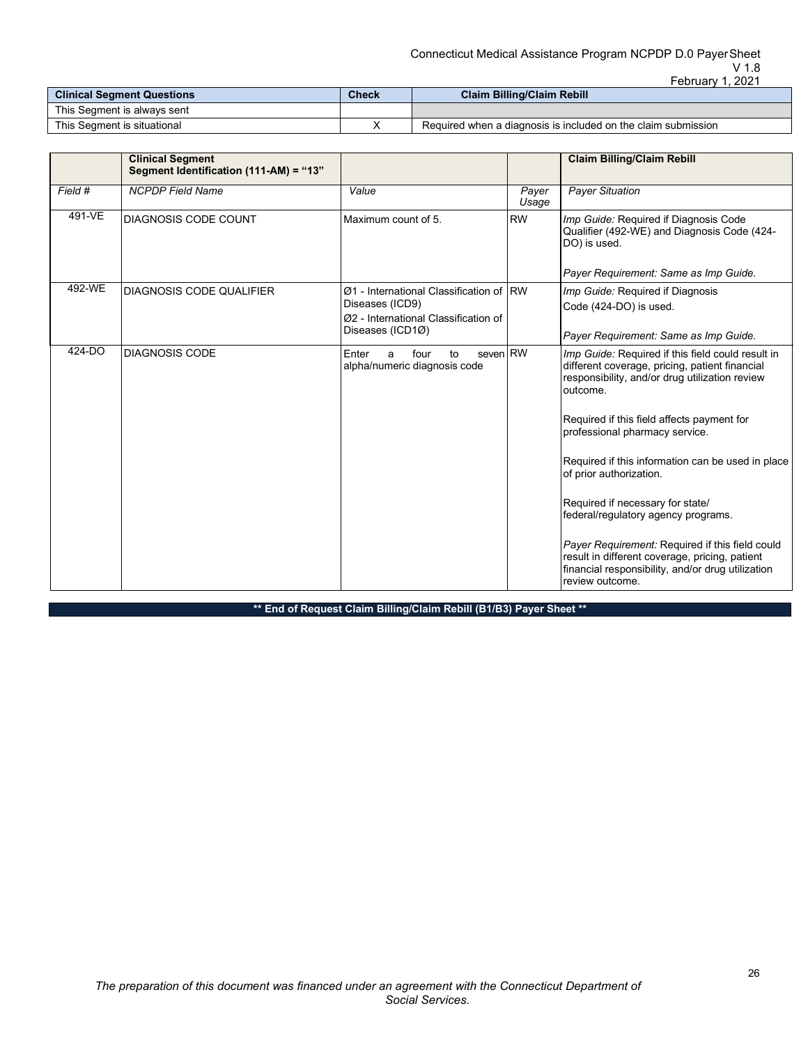| Clinical Segment Questions | Check | Claim Billing/Claim Rebill |
|---|---|---|
| This Segment is always sent | | |
| This Segment is situational | X | Required when a diagnosis is included on the claim submission |

| | Clinical Segment<br>Segment Identification (111-AM) = "13" | | | Claim Billing/Claim Rebill |
|---|---|---|---|---|
| *Field #* | *NCPDP Field Name* | *Value* | *Payer Usage* | *Payer Situation* |
| 491-VE | DIAGNOSIS CODE COUNT | Maximum count of 5. | RW | *Imp Guide:* Required if Diagnosis Code Qualifier (492-WE) and Diagnosis Code (424-DO) is used.<br><br>*Payer Requirement: Same as Imp Guide.* |
| 492-WE | DIAGNOSIS CODE QUALIFIER | Ø1 - International Classification of Diseases (ICD9)<br>Ø2 - International Classification of Diseases (ICD1Ø) | RW | *Imp Guide:* Required if Diagnosis Code (424-DO) is used.<br><br>*Payer Requirement: Same as Imp Guide.* |
| 424-DO | DIAGNOSIS CODE | Enter a four to seven alpha/numeric diagnosis code | RW | *Imp Guide:* Required if this field could result in different coverage, pricing, patient financial responsibility, and/or drug utilization review outcome.<br><br>Required if this field affects payment for professional pharmacy service.<br><br>Required if this information can be used in place of prior authorization.<br><br>Required if necessary for state/ federal/regulatory agency programs.<br><br>*Payer Requirement:* Required if this field could result in different coverage, pricing, patient financial responsibility, and/or drug utilization review outcome. |

**\*\* End of Request Claim Billing/Claim Rebill (B1/B3) Payer Sheet \*\***

*The preparation of this document was financed under an agreement with the Connecticut Department of Social Services.*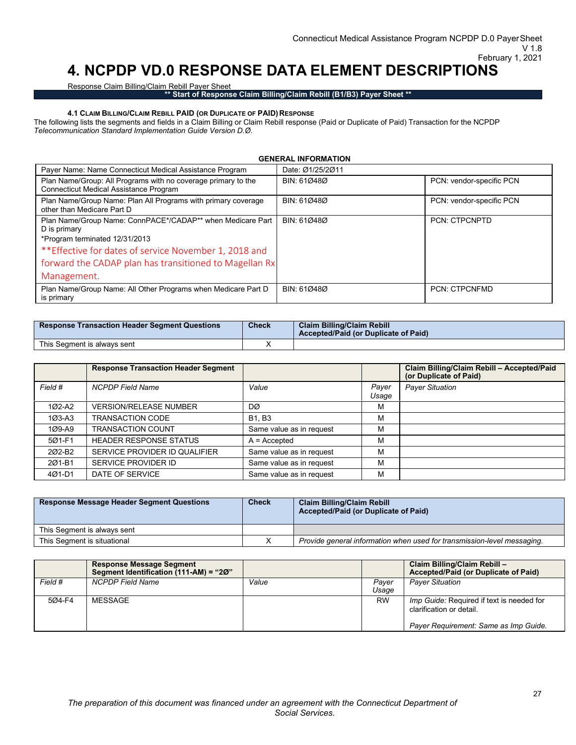# 4. NCPDP VD.0 RESPONSE DATA ELEMENT DESCRIPTIONS

Response Claim Billing/Claim Rebill Payer Sheet

**\*\* Start of Response Claim Billing/Claim Rebill (B1/B3) Payer Sheet \*\***

#### 4.1 Claim Billing/Claim Rebill PAID (or Duplicate of PAID) Response

The following lists the segments and fields in a Claim Billing or Claim Rebill response (Paid or Duplicate of Paid) Transaction for the NCPDP *Telecommunication Standard Implementation Guide Version D.Ø*.

**GENERAL INFORMATION**

| Payer Name: Name Connecticut Medical Assistance Program | Date: Ø1/25/2Ø11 | |
|---|---|---|
| Plan Name/Group: All Programs with no coverage primary to the Connecticut Medical Assistance Program | BIN: 61Ø48Ø | PCN: vendor-specific PCN |
| Plan Name/Group Name: Plan All Programs with primary coverage other than Medicare Part D | BIN: 61Ø48Ø | PCN: vendor-specific PCN |
| Plan Name/Group Name: ConnPACE*/CADAP** when Medicare Part D is primary<br>*Program terminated 12/31/2013<br>**Effective for dates of service November 1, 2018 and forward the CADAP plan has transitioned to Magellan Rx Management. | BIN: 61Ø48Ø | PCN: CTPCNPTD |
| Plan Name/Group Name: All Other Programs when Medicare Part D is primary | BIN: 61Ø48Ø | PCN: CTPCNFMD |

| Response Transaction Header Segment Questions | Check | Claim Billing/Claim Rebill Accepted/Paid (or Duplicate of Paid) |
|---|---|---|
| This Segment is always sent | X | |

| | Response Transaction Header Segment | | | Claim Billing/Claim Rebill – Accepted/Paid (or Duplicate of Paid) |
|---|---|---|---|---|
| *Field #* | *NCPDP Field Name* | *Value* | *Payer Usage* | *Payer Situation* |
| 1Ø2-A2 | VERSION/RELEASE NUMBER | DØ | M | |
| 1Ø3-A3 | TRANSACTION CODE | B1, B3 | M | |
| 1Ø9-A9 | TRANSACTION COUNT | Same value as in request | M | |
| 5Ø1-F1 | HEADER RESPONSE STATUS | A = Accepted | M | |
| 2Ø2-B2 | SERVICE PROVIDER ID QUALIFIER | Same value as in request | M | |
| 2Ø1-B1 | SERVICE PROVIDER ID | Same value as in request | M | |
| 4Ø1-D1 | DATE OF SERVICE | Same value as in request | M | |

| Response Message Header Segment Questions | Check | Claim Billing/Claim Rebill Accepted/Paid (or Duplicate of Paid) |
|---|---|---|
| This Segment is always sent | | |
| This Segment is situational | X | *Provide general information when used for transmission-level messaging.* |

| | Response Message Segment Segment Identification (111-AM) = "2Ø" | | | Claim Billing/Claim Rebill – Accepted/Paid (or Duplicate of Paid) |
|---|---|---|---|---|
| *Field #* | *NCPDP Field Name* | *Value* | *Payer Usage* | *Payer Situation* |
| 5Ø4-F4 | MESSAGE | | RW | *Imp Guide:* Required if text is needed for clarification or detail.<br><br>*Payer Requirement: Same as Imp Guide.* |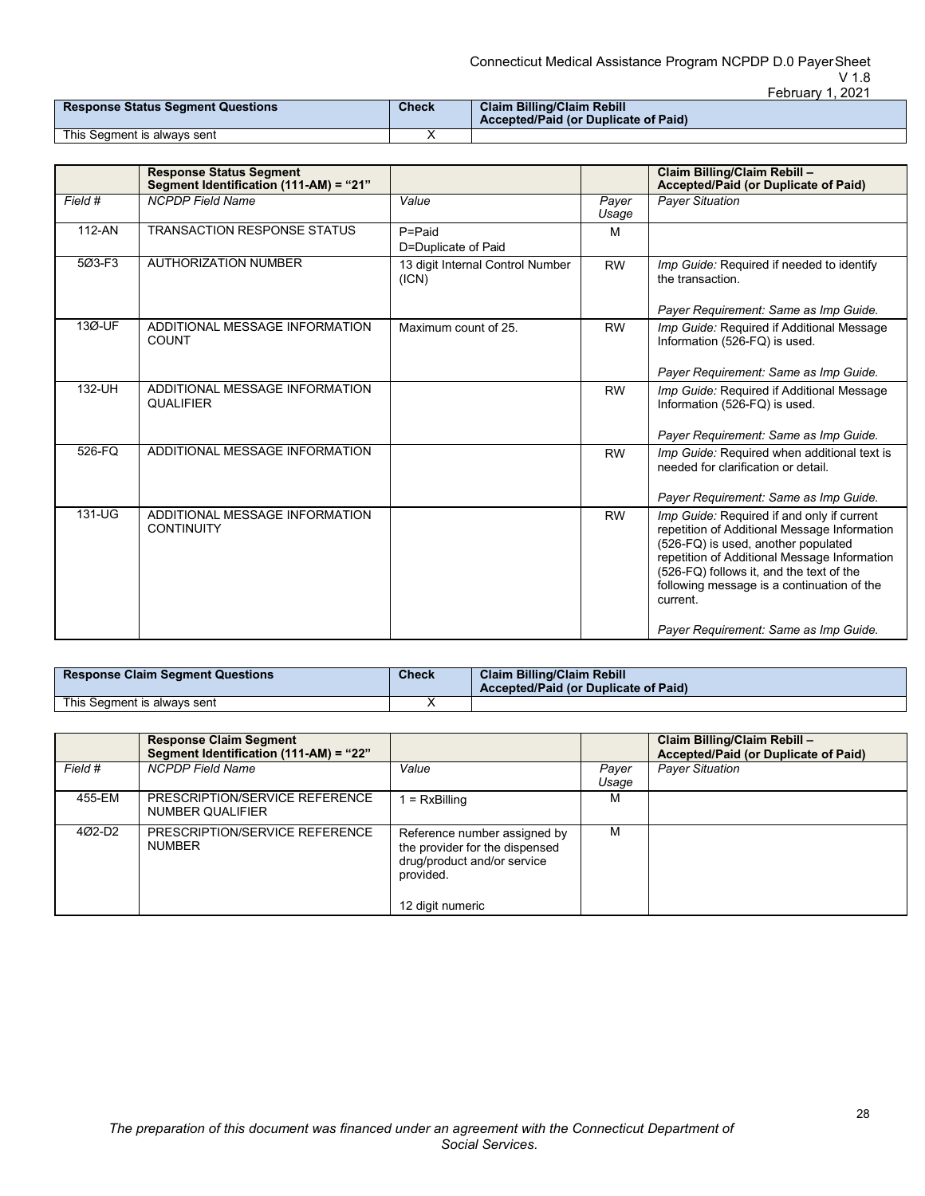| Response Status Segment Questions | Check | Claim Billing/Claim Rebill Accepted/Paid (or Duplicate of Paid) |
|---|---|---|
| This Segment is always sent | X | |

| | Response Status Segment Segment Identification (111-AM) = "21" | | | Claim Billing/Claim Rebill – Accepted/Paid (or Duplicate of Paid) |
|---|---|---|---|---|
| *Field #* | *NCPDP Field Name* | *Value* | *Payer Usage* | *Payer Situation* |
| 112-AN | TRANSACTION RESPONSE STATUS | P=Paid<br>D=Duplicate of Paid | M | |
| 5Ø3-F3 | AUTHORIZATION NUMBER | 13 digit Internal Control Number (ICN) | RW | *Imp Guide:* Required if needed to identify the transaction.<br><br>*Payer Requirement: Same as Imp Guide.* |
| 13Ø-UF | ADDITIONAL MESSAGE INFORMATION COUNT | Maximum count of 25. | RW | *Imp Guide:* Required if Additional Message Information (526-FQ) is used.<br><br>*Payer Requirement: Same as Imp Guide.* |
| 132-UH | ADDITIONAL MESSAGE INFORMATION QUALIFIER | | RW | *Imp Guide:* Required if Additional Message Information (526-FQ) is used.<br><br>*Payer Requirement: Same as Imp Guide.* |
| 526-FQ | ADDITIONAL MESSAGE INFORMATION | | RW | *Imp Guide:* Required when additional text is needed for clarification or detail.<br><br>*Payer Requirement: Same as Imp Guide.* |
| 131-UG | ADDITIONAL MESSAGE INFORMATION CONTINUITY | | RW | *Imp Guide:* Required if and only if current repetition of Additional Message Information (526-FQ) is used, another populated repetition of Additional Message Information (526-FQ) follows it, and the text of the following message is a continuation of the current.<br><br>*Payer Requirement: Same as Imp Guide.* |

| Response Claim Segment Questions | Check | Claim Billing/Claim Rebill Accepted/Paid (or Duplicate of Paid) |
|---|---|---|
| This Segment is always sent | X | |

| | Response Claim Segment Segment Identification (111-AM) = "22" | | | Claim Billing/Claim Rebill – Accepted/Paid (or Duplicate of Paid) |
|---|---|---|---|---|
| *Field #* | *NCPDP Field Name* | *Value* | *Payer Usage* | *Payer Situation* |
| 455-EM | PRESCRIPTION/SERVICE REFERENCE NUMBER QUALIFIER | 1 = RxBilling | M | |
| 4Ø2-D2 | PRESCRIPTION/SERVICE REFERENCE NUMBER | Reference number assigned by the provider for the dispensed drug/product and/or service provided.<br><br>12 digit numeric | M | |

*The preparation of this document was financed under an agreement with the Connecticut Department of Social Services.*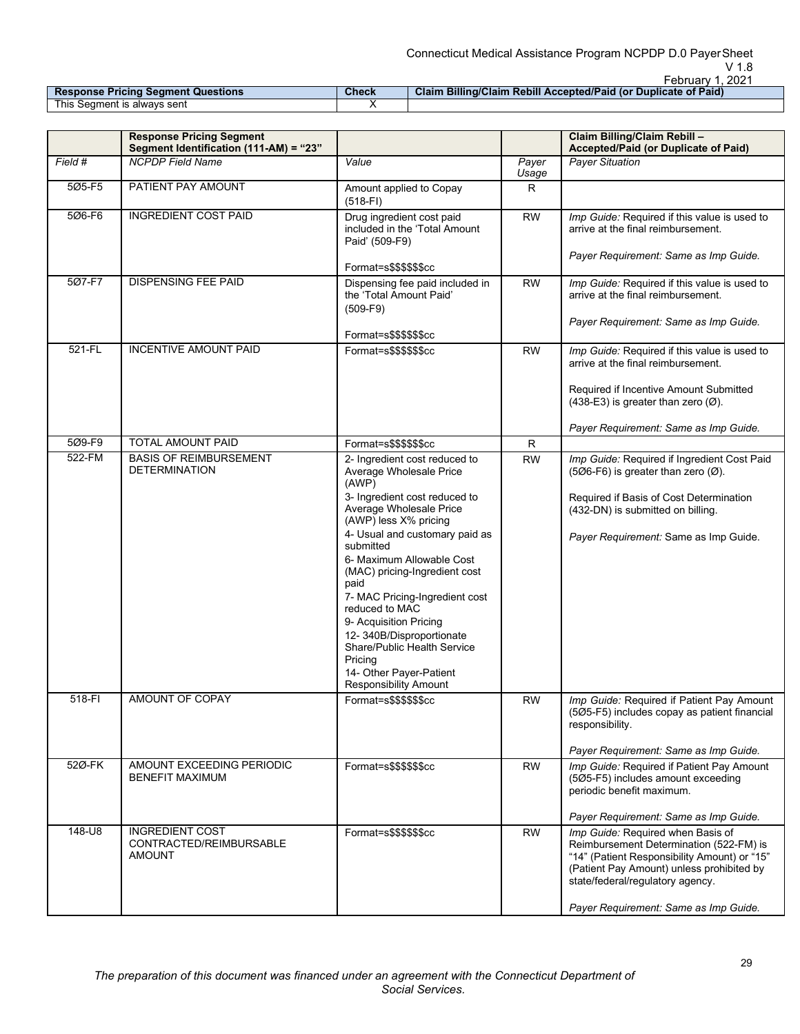| Response Pricing Segment Questions | Check | Claim Billing/Claim Rebill Accepted/Paid (or Duplicate of Paid) |
|---|---|---|
| This Segment is always sent | X | |

| | Response Pricing Segment<br>Segment Identification (111-AM) = "23" | | | Claim Billing/Claim Rebill – Accepted/Paid (or Duplicate of Paid) |
|---|---|---|---|---|
| *Field #* | *NCPDP Field Name* | *Value* | *Payer Usage* | *Payer Situation* |
| 5Ø5-F5 | PATIENT PAY AMOUNT | Amount applied to Copay (518-FI) | R | |
| 5Ø6-F6 | INGREDIENT COST PAID | Drug ingredient cost paid included in the 'Total Amount Paid' (509-F9)<br><br>Format=s$$$$$$cc | RW | *Imp Guide:* Required if this value is used to arrive at the final reimbursement.<br><br>*Payer Requirement: Same as Imp Guide.* |
| 5Ø7-F7 | DISPENSING FEE PAID | Dispensing fee paid included in the 'Total Amount Paid' (509-F9)<br><br>Format=s$$$$$$cc | RW | *Imp Guide:* Required if this value is used to arrive at the final reimbursement.<br><br>*Payer Requirement: Same as Imp Guide.* |
| 521-FL | INCENTIVE AMOUNT PAID | Format=s$$$$$$cc | RW | *Imp Guide:* Required if this value is used to arrive at the final reimbursement.<br><br>Required if Incentive Amount Submitted (438-E3) is greater than zero (Ø).<br><br>*Payer Requirement: Same as Imp Guide.* |
| 5Ø9-F9 | TOTAL AMOUNT PAID | Format=s$$$$$$cc | R | |
| 522-FM | BASIS OF REIMBURSEMENT DETERMINATION | 2- Ingredient cost reduced to Average Wholesale Price (AWP)<br>3- Ingredient cost reduced to Average Wholesale Price (AWP) less X% pricing<br>4- Usual and customary paid as submitted<br>6- Maximum Allowable Cost (MAC) pricing-Ingredient cost paid<br>7- MAC Pricing-Ingredient cost reduced to MAC<br>9- Acquisition Pricing<br>12- 340B/Disproportionate Share/Public Health Service Pricing<br>14- Other Payer-Patient Responsibility Amount | RW | *Imp Guide:* Required if Ingredient Cost Paid (5Ø6-F6) is greater than zero (Ø).<br><br>Required if Basis of Cost Determination (432-DN) is submitted on billing.<br><br>*Payer Requirement:* Same as Imp Guide. |
| 518-FI | AMOUNT OF COPAY | Format=s$$$$$$cc | RW | *Imp Guide:* Required if Patient Pay Amount (5Ø5-F5) includes copay as patient financial responsibility.<br><br>*Payer Requirement: Same as Imp Guide.* |
| 52Ø-FK | AMOUNT EXCEEDING PERIODIC BENEFIT MAXIMUM | Format=s$$$$$$cc | RW | *Imp Guide:* Required if Patient Pay Amount (5Ø5-F5) includes amount exceeding periodic benefit maximum.<br><br>*Payer Requirement: Same as Imp Guide.* |
| 148-U8 | INGREDIENT COST CONTRACTED/REIMBURSABLE AMOUNT | Format=s$$$$$$cc | RW | *Imp Guide:* Required when Basis of Reimbursement Determination (522-FM) is "14" (Patient Responsibility Amount) or "15" (Patient Pay Amount) unless prohibited by state/federal/regulatory agency.<br><br>*Payer Requirement: Same as Imp Guide.* |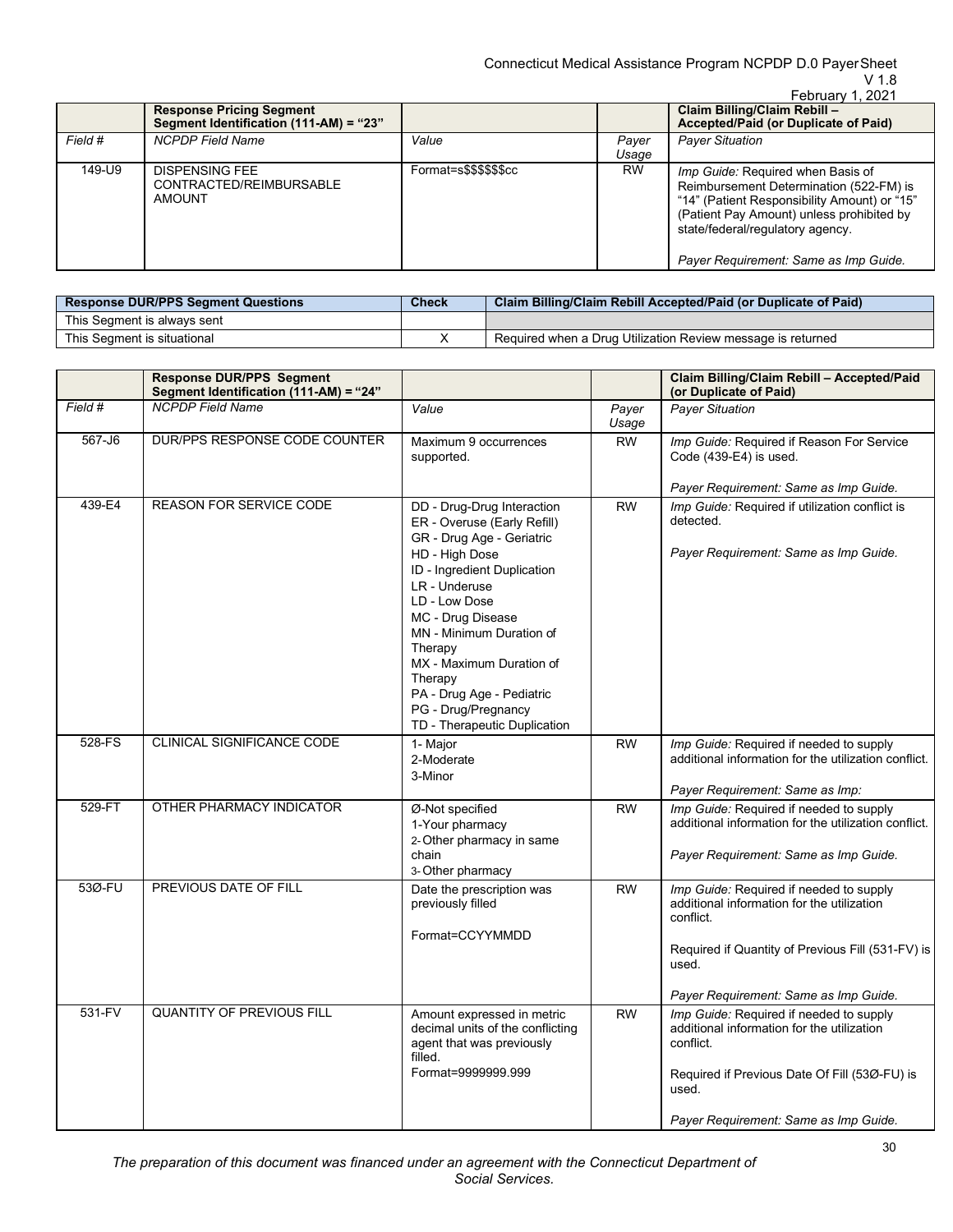| | Response Pricing Segment Segment Identification (111-AM) = "23" | | | Claim Billing/Claim Rebill – Accepted/Paid (or Duplicate of Paid) |
|---|---|---|---|---|
| Field # | NCPDP Field Name | Value | Payer Usage | Payer Situation |
| 149-U9 | DISPENSING FEE CONTRACTED/REIMBURSABLE AMOUNT | Format=s$$$$$$cc | RW | *Imp Guide:* Required when Basis of Reimbursement Determination (522-FM) is "14" (Patient Responsibility Amount) or "15" (Patient Pay Amount) unless prohibited by state/federal/regulatory agency.<br><br>*Payer Requirement: Same as Imp Guide.* |

| Response DUR/PPS Segment Questions | Check | Claim Billing/Claim Rebill Accepted/Paid (or Duplicate of Paid) |
|---|---|---|
| This Segment is always sent | | |
| This Segment is situational | X | Required when a Drug Utilization Review message is returned |

| | Response DUR/PPS Segment Segment Identification (111-AM) = "24" | | | Claim Billing/Claim Rebill – Accepted/Paid (or Duplicate of Paid) |
|---|---|---|---|---|
| Field # | NCPDP Field Name | Value | Payer Usage | Payer Situation |
| 567-J6 | DUR/PPS RESPONSE CODE COUNTER | Maximum 9 occurrences supported. | RW | *Imp Guide:* Required if Reason For Service Code (439-E4) is used.<br><br>*Payer Requirement: Same as Imp Guide.* |
| 439-E4 | REASON FOR SERVICE CODE | DD - Drug-Drug Interaction<br>ER - Overuse (Early Refill)<br>GR - Drug Age - Geriatric<br>HD - High Dose<br>ID - Ingredient Duplication<br>LR - Underuse<br>LD - Low Dose<br>MC - Drug Disease<br>MN - Minimum Duration of Therapy<br>MX - Maximum Duration of Therapy<br>PA - Drug Age - Pediatric<br>PG - Drug/Pregnancy<br>TD - Therapeutic Duplication | RW | *Imp Guide:* Required if utilization conflict is detected.<br><br>*Payer Requirement: Same as Imp Guide.* |
| 528-FS | CLINICAL SIGNIFICANCE CODE | 1- Major<br>2-Moderate<br>3-Minor | RW | *Imp Guide:* Required if needed to supply additional information for the utilization conflict.<br><br>*Payer Requirement: Same as Imp:* |
| 529-FT | OTHER PHARMACY INDICATOR | Ø-Not specified<br>1-Your pharmacy<br>2- Other pharmacy in same chain<br>3- Other pharmacy | RW | *Imp Guide:* Required if needed to supply additional information for the utilization conflict.<br><br>*Payer Requirement: Same as Imp Guide.* |
| 53Ø-FU | PREVIOUS DATE OF FILL | Date the prescription was previously filled<br><br>Format=CCYYMMDD | RW | *Imp Guide:* Required if needed to supply additional information for the utilization conflict.<br><br>Required if Quantity of Previous Fill (531-FV) is used.<br><br>*Payer Requirement: Same as Imp Guide.* |
| 531-FV | QUANTITY OF PREVIOUS FILL | Amount expressed in metric decimal units of the conflicting agent that was previously filled.<br>Format=9999999.999 | RW | *Imp Guide:* Required if needed to supply additional information for the utilization conflict.<br><br>Required if Previous Date Of Fill (53Ø-FU) is used.<br><br>*Payer Requirement: Same as Imp Guide.* |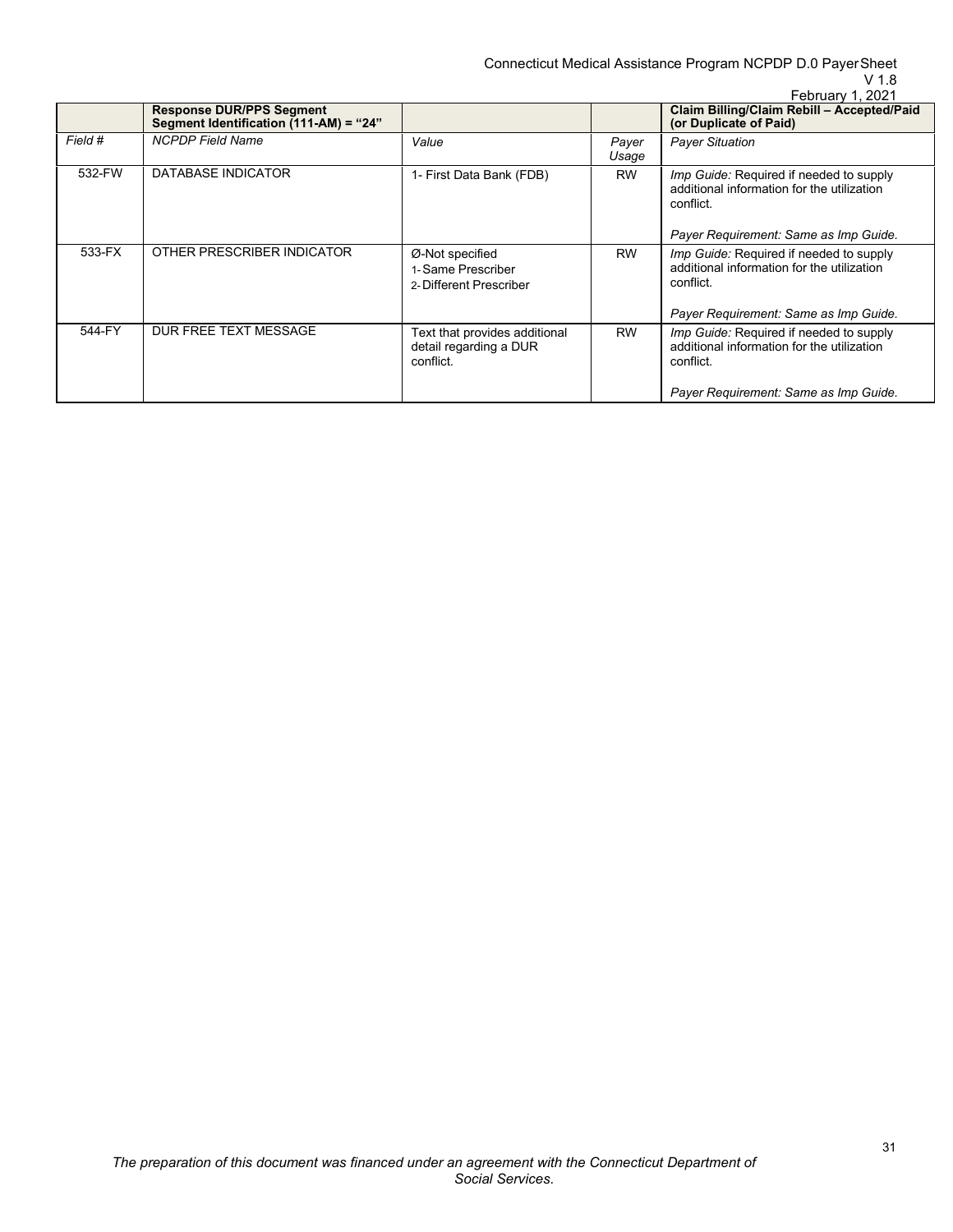| | **Response DUR/PPS Segment Segment Identification (111-AM) = "24"** | | | **Claim Billing/Claim Rebill – Accepted/Paid (or Duplicate of Paid)** |
|---|---|---|---|---|
| *Field #* | *NCPDP Field Name* | *Value* | *Payer Usage* | *Payer Situation* |
| 532-FW | DATABASE INDICATOR | 1- First Data Bank (FDB) | RW | *Imp Guide:* Required if needed to supply additional information for the utilization conflict.<br><br>*Payer Requirement: Same as Imp Guide.* |
| 533-FX | OTHER PRESCRIBER INDICATOR | Ø-Not specified<br>1-Same Prescriber<br>2-Different Prescriber | RW | *Imp Guide:* Required if needed to supply additional information for the utilization conflict.<br><br>*Payer Requirement: Same as Imp Guide.* |
| 544-FY | DUR FREE TEXT MESSAGE | Text that provides additional detail regarding a DUR conflict. | RW | *Imp Guide:* Required if needed to supply additional information for the utilization conflict.<br><br>*Payer Requirement: Same as Imp Guide.* |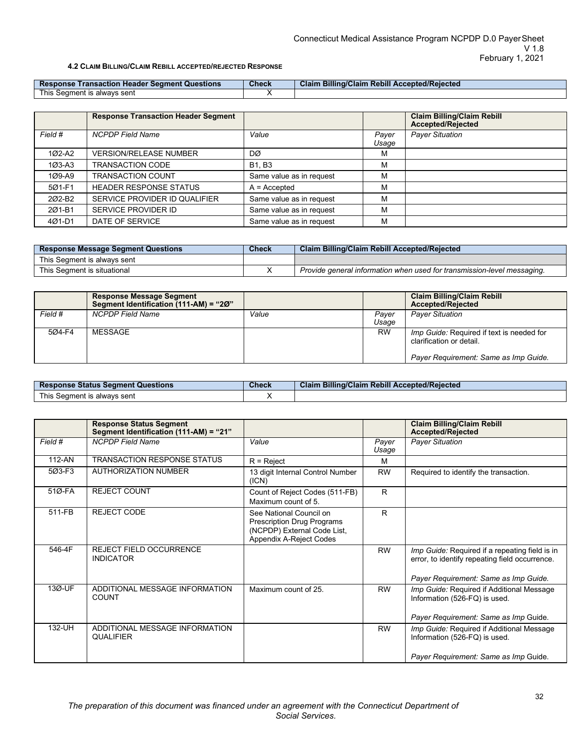#### 4.2 Claim Billing/Claim Rebill accepted/rejected Response

| Response Transaction Header Segment Questions | Check | Claim Billing/Claim Rebill Accepted/Rejected |
|---|---|---|
| This Segment is always sent | X | |

| | Response Transaction Header Segment | | | Claim Billing/Claim Rebill Accepted/Rejected |
|---|---|---|---|---|
| *Field #* | *NCPDP Field Name* | *Value* | *Payer Usage* | *Payer Situation* |
| 1Ø2-A2 | VERSION/RELEASE NUMBER | DØ | M | |
| 1Ø3-A3 | TRANSACTION CODE | B1, B3 | M | |
| 1Ø9-A9 | TRANSACTION COUNT | Same value as in request | M | |
| 5Ø1-F1 | HEADER RESPONSE STATUS | A = Accepted | M | |
| 2Ø2-B2 | SERVICE PROVIDER ID QUALIFIER | Same value as in request | M | |
| 2Ø1-B1 | SERVICE PROVIDER ID | Same value as in request | M | |
| 4Ø1-D1 | DATE OF SERVICE | Same value as in request | M | |

| Response Message Segment Questions | Check | Claim Billing/Claim Rebill Accepted/Rejected |
|---|---|---|
| This Segment is always sent | | |
| This Segment is situational | X | *Provide general information when used for transmission-level messaging.* |

| | Response Message Segment Segment Identification (111-AM) = "2Ø" | | | Claim Billing/Claim Rebill Accepted/Rejected |
|---|---|---|---|---|
| *Field #* | *NCPDP Field Name* | *Value* | *Payer Usage* | *Payer Situation* |
| 5Ø4-F4 | MESSAGE | | RW | *Imp Guide:* Required if text is needed for clarification or detail.<br><br>*Payer Requirement: Same as Imp Guide.* |

| Response Status Segment Questions | Check | Claim Billing/Claim Rebill Accepted/Rejected |
|---|---|---|
| This Segment is always sent | X | |

| | Response Status Segment Segment Identification (111-AM) = "21" | | | Claim Billing/Claim Rebill Accepted/Rejected |
|---|---|---|---|---|
| *Field #* | *NCPDP Field Name* | *Value* | *Payer Usage* | *Payer Situation* |
| 112-AN | TRANSACTION RESPONSE STATUS | R = Reject | M | |
| 5Ø3-F3 | AUTHORIZATION NUMBER | 13 digit Internal Control Number (ICN) | RW | Required to identify the transaction. |
| 51Ø-FA | REJECT COUNT | Count of Reject Codes (511-FB) Maximum count of 5. | R | |
| 511-FB | REJECT CODE | See National Council on Prescription Drug Programs (NCPDP) External Code List, Appendix A-Reject Codes | R | |
| 546-4F | REJECT FIELD OCCURRENCE INDICATOR | | RW | *Imp Guide:* Required if a repeating field is in error, to identify repeating field occurrence.<br><br>*Payer Requirement: Same as Imp Guide.* |
| 13Ø-UF | ADDITIONAL MESSAGE INFORMATION COUNT | Maximum count of 25. | RW | *Imp Guide:* Required if Additional Message Information (526-FQ) is used.<br><br>*Payer Requirement: Same as Imp* Guide. |
| 132-UH | ADDITIONAL MESSAGE INFORMATION QUALIFIER | | RW | *Imp Guide:* Required if Additional Message Information (526-FQ) is used.<br><br>*Payer Requirement: Same as Imp* Guide. |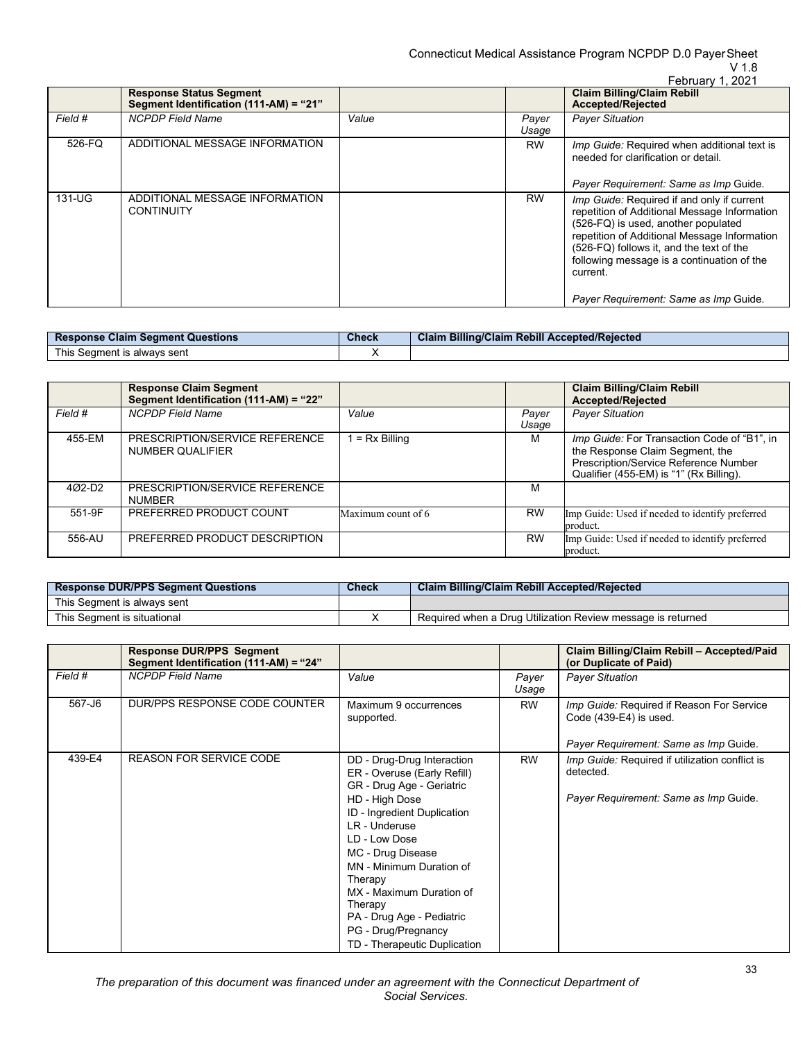| | Response Status Segment Segment Identification (111-AM) = "21" | | | Claim Billing/Claim Rebill Accepted/Rejected |
|---|---|---|---|---|
| *Field #* | *NCPDP Field Name* | *Value* | *Payer Usage* | *Payer Situation* |
| 526-FQ | ADDITIONAL MESSAGE INFORMATION | | RW | *Imp Guide:* Required when additional text is needed for clarification or detail.<br><br>*Payer Requirement: Same as Imp* Guide. |
| 131-UG | ADDITIONAL MESSAGE INFORMATION CONTINUITY | | RW | *Imp Guide:* Required if and only if current repetition of Additional Message Information (526-FQ) is used, another populated repetition of Additional Message Information (526-FQ) follows it, and the text of the following message is a continuation of the current.<br><br>*Payer Requirement: Same as Imp* Guide. |

| Response Claim Segment Questions | Check | Claim Billing/Claim Rebill Accepted/Rejected |
|---|---|---|
| This Segment is always sent | X | |

| | Response Claim Segment Segment Identification (111-AM) = "22" | | | Claim Billing/Claim Rebill Accepted/Rejected |
|---|---|---|---|---|
| *Field #* | *NCPDP Field Name* | *Value* | *Payer Usage* | *Payer Situation* |
| 455-EM | PRESCRIPTION/SERVICE REFERENCE NUMBER QUALIFIER | 1 = Rx Billing | M | *Imp Guide:* For Transaction Code of "B1", in the Response Claim Segment, the Prescription/Service Reference Number Qualifier (455-EM) is "1" (Rx Billing). |
| 4Ø2-D2 | PRESCRIPTION/SERVICE REFERENCE NUMBER | | M | |
| 551-9F | PREFERRED PRODUCT COUNT | Maximum count of 6 | RW | Imp Guide: Used if needed to identify preferred product. |
| 556-AU | PREFERRED PRODUCT DESCRIPTION | | RW | Imp Guide: Used if needed to identify preferred product. |

| Response DUR/PPS Segment Questions | Check | Claim Billing/Claim Rebill Accepted/Rejected |
|---|---|---|
| This Segment is always sent | | |
| This Segment is situational | X | Required when a Drug Utilization Review message is returned |

| | Response DUR/PPS Segment Segment Identification (111-AM) = "24" | | | Claim Billing/Claim Rebill – Accepted/Paid (or Duplicate of Paid) |
|---|---|---|---|---|
| *Field #* | *NCPDP Field Name* | *Value* | *Payer Usage* | *Payer Situation* |
| 567-J6 | DUR/PPS RESPONSE CODE COUNTER | Maximum 9 occurrences supported. | RW | *Imp Guide:* Required if Reason For Service Code (439-E4) is used.<br><br>*Payer Requirement: Same as Imp* Guide. |
| 439-E4 | REASON FOR SERVICE CODE | DD - Drug-Drug Interaction<br>ER - Overuse (Early Refill)<br>GR - Drug Age - Geriatric<br>HD - High Dose<br>ID - Ingredient Duplication<br>LR - Underuse<br>LD - Low Dose<br>MC - Drug Disease<br>MN - Minimum Duration of Therapy<br>MX - Maximum Duration of Therapy<br>PA - Drug Age - Pediatric<br>PG - Drug/Pregnancy<br>TD - Therapeutic Duplication | RW | *Imp Guide:* Required if utilization conflict is detected.<br><br>*Payer Requirement: Same as Imp* Guide. |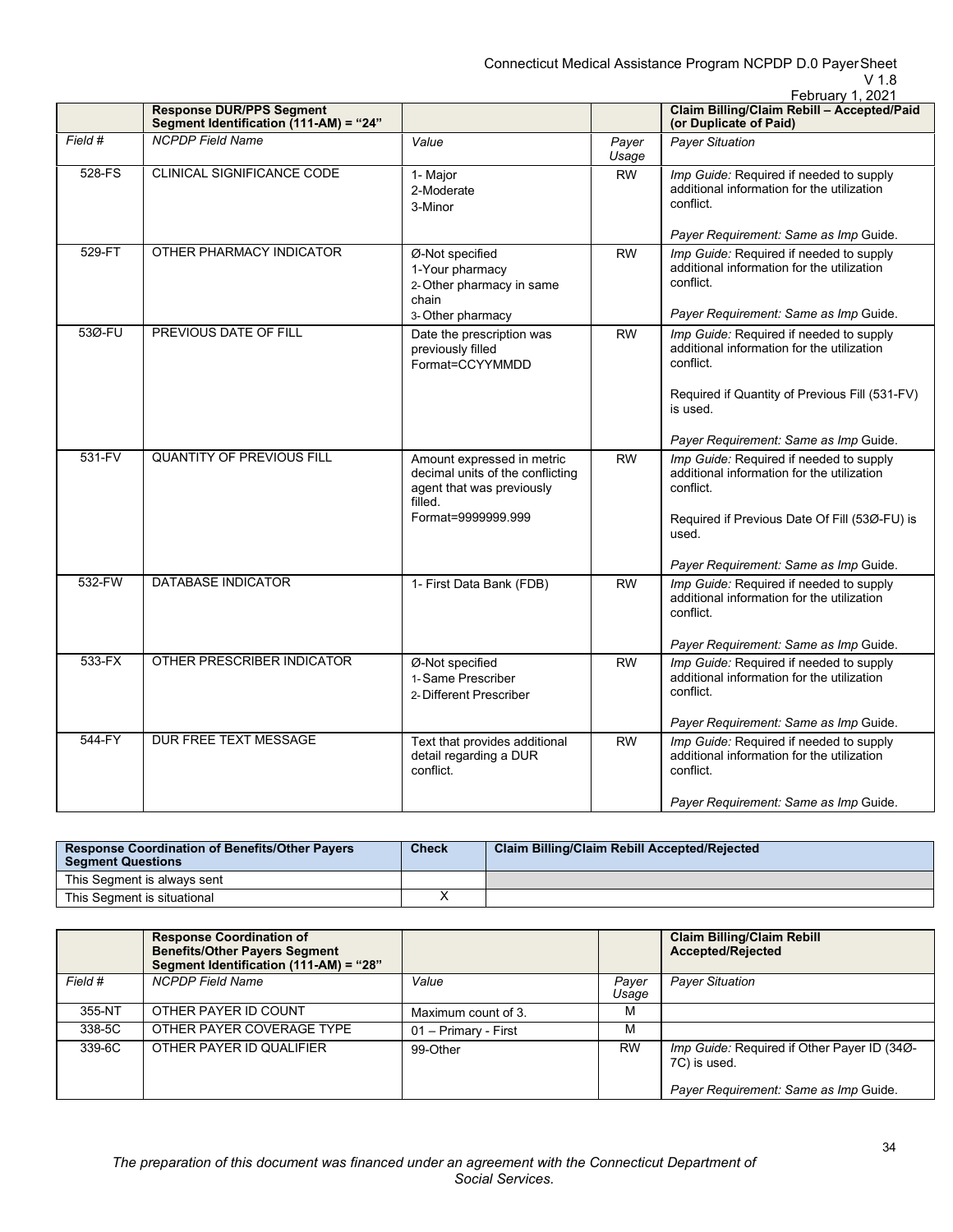| | Response DUR/PPS Segment Segment Identification (111-AM) = "24" | | | Claim Billing/Claim Rebill – Accepted/Paid (or Duplicate of Paid) |
|---|---|---|---|---|
| *Field #* | *NCPDP Field Name* | *Value* | *Payer Usage* | *Payer Situation* |
| 528-FS | CLINICAL SIGNIFICANCE CODE | 1- Major<br>2-Moderate<br>3-Minor | RW | *Imp Guide:* Required if needed to supply additional information for the utilization conflict.<br><br>*Payer Requirement: Same as Imp* Guide. |
| 529-FT | OTHER PHARMACY INDICATOR | Ø-Not specified<br>1-Your pharmacy<br>2- Other pharmacy in same chain<br>3- Other pharmacy | RW | *Imp Guide:* Required if needed to supply additional information for the utilization conflict.<br><br>*Payer Requirement: Same as Imp* Guide. |
| 53Ø-FU | PREVIOUS DATE OF FILL | Date the prescription was previously filled<br>Format=CCYYMMDD | RW | *Imp Guide:* Required if needed to supply additional information for the utilization conflict.<br><br>Required if Quantity of Previous Fill (531-FV) is used.<br><br>*Payer Requirement: Same as Imp* Guide. |
| 531-FV | QUANTITY OF PREVIOUS FILL | Amount expressed in metric decimal units of the conflicting agent that was previously filled.<br>Format=9999999.999 | RW | *Imp Guide:* Required if needed to supply additional information for the utilization conflict.<br><br>Required if Previous Date Of Fill (53Ø-FU) is used.<br><br>*Payer Requirement: Same as Imp* Guide. |
| 532-FW | DATABASE INDICATOR | 1- First Data Bank (FDB) | RW | *Imp Guide:* Required if needed to supply additional information for the utilization conflict.<br><br>*Payer Requirement: Same as Imp* Guide. |
| 533-FX | OTHER PRESCRIBER INDICATOR | Ø-Not specified<br>1- Same Prescriber<br>2- Different Prescriber | RW | *Imp Guide:* Required if needed to supply additional information for the utilization conflict.<br><br>*Payer Requirement: Same as Imp* Guide. |
| 544-FY | DUR FREE TEXT MESSAGE | Text that provides additional detail regarding a DUR conflict. | RW | *Imp Guide:* Required if needed to supply additional information for the utilization conflict.<br><br>*Payer Requirement: Same as Imp* Guide. |

| Response Coordination of Benefits/Other Payers Segment Questions | Check | Claim Billing/Claim Rebill Accepted/Rejected |
|---|---|---|
| This Segment is always sent | | |
| This Segment is situational | X | |

| | Response Coordination of Benefits/Other Payers Segment Segment Identification (111-AM) = "28" | | | Claim Billing/Claim Rebill Accepted/Rejected |
|---|---|---|---|---|
| *Field #* | *NCPDP Field Name* | *Value* | *Payer Usage* | *Payer Situation* |
| 355-NT | OTHER PAYER ID COUNT | Maximum count of 3. | M | |
| 338-5C | OTHER PAYER COVERAGE TYPE | 01 – Primary - First | M | |
| 339-6C | OTHER PAYER ID QUALIFIER | 99-Other | RW | *Imp Guide:* Required if Other Payer ID (34Ø-7C) is used.<br><br>*Payer Requirement: Same as Imp* Guide. |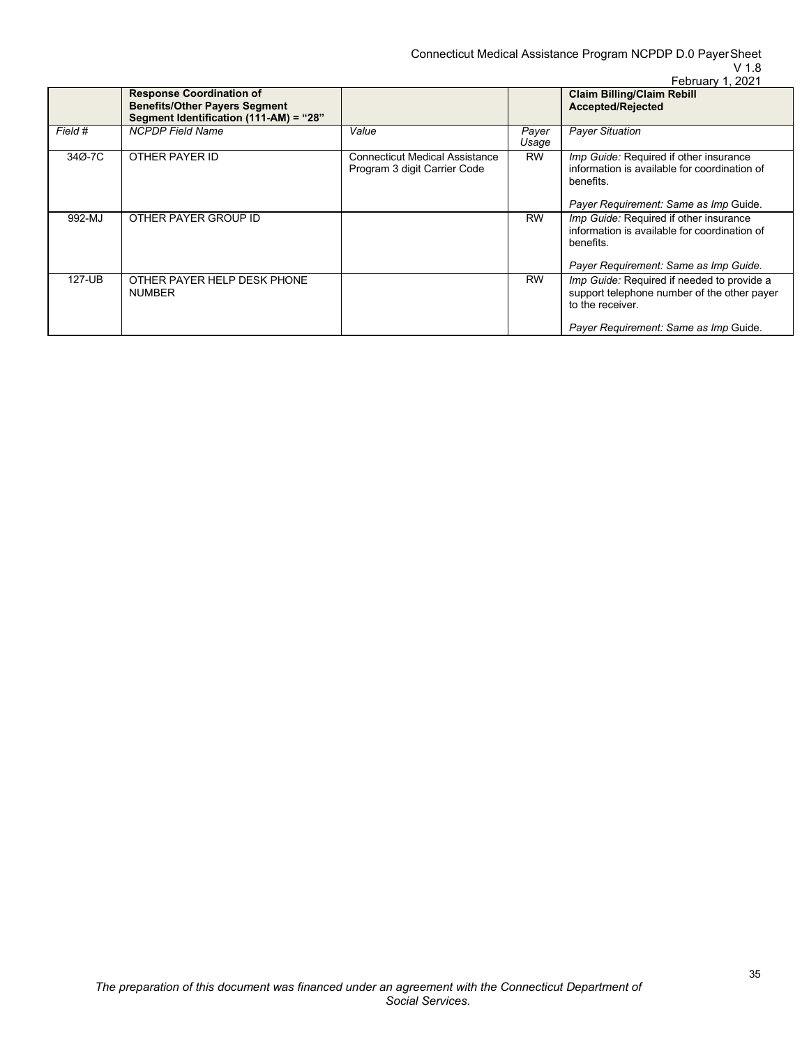| | **Response Coordination of Benefits/Other Payers Segment Segment Identification (111-AM) = "28"** | | | **Claim Billing/Claim Rebill Accepted/Rejected** |
|---|---|---|---|---|
| *Field #* | *NCPDP Field Name* | *Value* | *Payer Usage* | *Payer Situation* |
| 34Ø-7C | OTHER PAYER ID | Connecticut Medical Assistance Program 3 digit Carrier Code | RW | *Imp Guide:* Required if other insurance information is available for coordination of benefits.<br><br>*Payer Requirement: Same as Imp* Guide. |
| 992-MJ | OTHER PAYER GROUP ID | | RW | *Imp Guide:* Required if other insurance information is available for coordination of benefits.<br><br>*Payer Requirement: Same as Imp Guide.* |
| 127-UB | OTHER PAYER HELP DESK PHONE NUMBER | | RW | *Imp Guide:* Required if needed to provide a support telephone number of the other payer to the receiver.<br><br>*Payer Requirement: Same as Imp* Guide. |

*The preparation of this document was financed under an agreement with the Connecticut Department of Social Services.*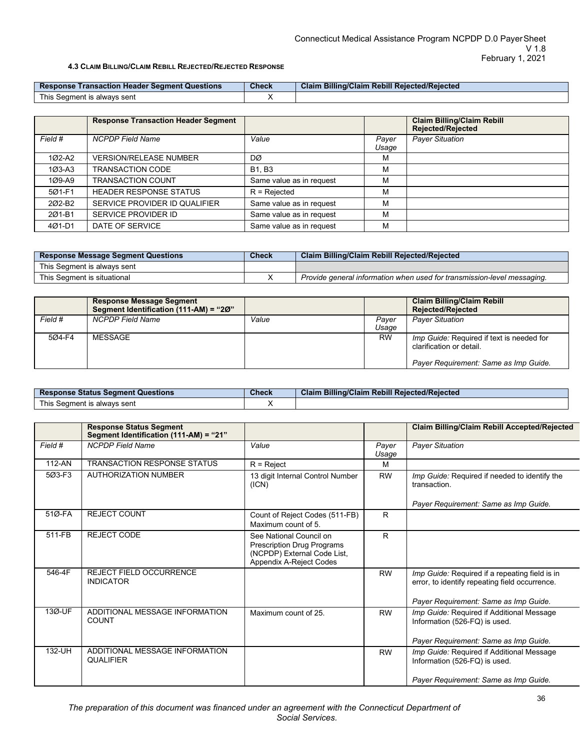#### 4.3 Claim Billing/Claim Rebill Rejected/Rejected Response

| Response Transaction Header Segment Questions | Check | Claim Billing/Claim Rebill Rejected/Rejected |
|---|---|---|
| This Segment is always sent | X | |

| | Response Transaction Header Segment | | | Claim Billing/Claim Rebill Rejected/Rejected |
|---|---|---|---|---|
| *Field #* | *NCPDP Field Name* | *Value* | *Payer Usage* | *Payer Situation* |
| 1Ø2-A2 | VERSION/RELEASE NUMBER | DØ | M | |
| 1Ø3-A3 | TRANSACTION CODE | B1, B3 | M | |
| 1Ø9-A9 | TRANSACTION COUNT | Same value as in request | M | |
| 5Ø1-F1 | HEADER RESPONSE STATUS | R = Rejected | M | |
| 2Ø2-B2 | SERVICE PROVIDER ID QUALIFIER | Same value as in request | M | |
| 2Ø1-B1 | SERVICE PROVIDER ID | Same value as in request | M | |
| 4Ø1-D1 | DATE OF SERVICE | Same value as in request | M | |

| Response Message Segment Questions | Check | Claim Billing/Claim Rebill Rejected/Rejected |
|---|---|---|
| This Segment is always sent | | |
| This Segment is situational | X | *Provide general information when used for transmission-level messaging.* |

| | Response Message Segment Segment Identification (111-AM) = "2Ø" | | | Claim Billing/Claim Rebill Rejected/Rejected |
|---|---|---|---|---|
| *Field #* | *NCPDP Field Name* | *Value* | *Payer Usage* | *Payer Situation* |
| 5Ø4-F4 | MESSAGE | | RW | *Imp Guide:* Required if text is needed for clarification or detail.<br><br>*Payer Requirement: Same as Imp Guide.* |

| Response Status Segment Questions | Check | Claim Billing/Claim Rebill Rejected/Rejected |
|---|---|---|
| This Segment is always sent | X | |

| | Response Status Segment Segment Identification (111-AM) = "21" | | | Claim Billing/Claim Rebill Accepted/Rejected |
|---|---|---|---|---|
| *Field #* | *NCPDP Field Name* | *Value* | *Payer Usage* | *Payer Situation* |
| 112-AN | TRANSACTION RESPONSE STATUS | R = Reject | M | |
| 5Ø3-F3 | AUTHORIZATION NUMBER | 13 digit Internal Control Number (ICN) | RW | *Imp Guide:* Required if needed to identify the transaction.<br><br>*Payer Requirement: Same as Imp Guide.* |
| 51Ø-FA | REJECT COUNT | Count of Reject Codes (511-FB) Maximum count of 5. | R | |
| 511-FB | REJECT CODE | See National Council on Prescription Drug Programs (NCPDP) External Code List, Appendix A-Reject Codes | R | |
| 546-4F | REJECT FIELD OCCURRENCE INDICATOR | | RW | *Imp Guide:* Required if a repeating field is in error, to identify repeating field occurrence.<br><br>*Payer Requirement: Same as Imp Guide.* |
| 13Ø-UF | ADDITIONAL MESSAGE INFORMATION COUNT | Maximum count of 25. | RW | *Imp Guide:* Required if Additional Message Information (526-FQ) is used.<br><br>*Payer Requirement: Same as Imp Guide.* |
| 132-UH | ADDITIONAL MESSAGE INFORMATION QUALIFIER | | RW | *Imp Guide:* Required if Additional Message Information (526-FQ) is used.<br><br>*Payer Requirement: Same as Imp Guide.* |

*The preparation of this document was financed under an agreement with the Connecticut Department of Social Services.*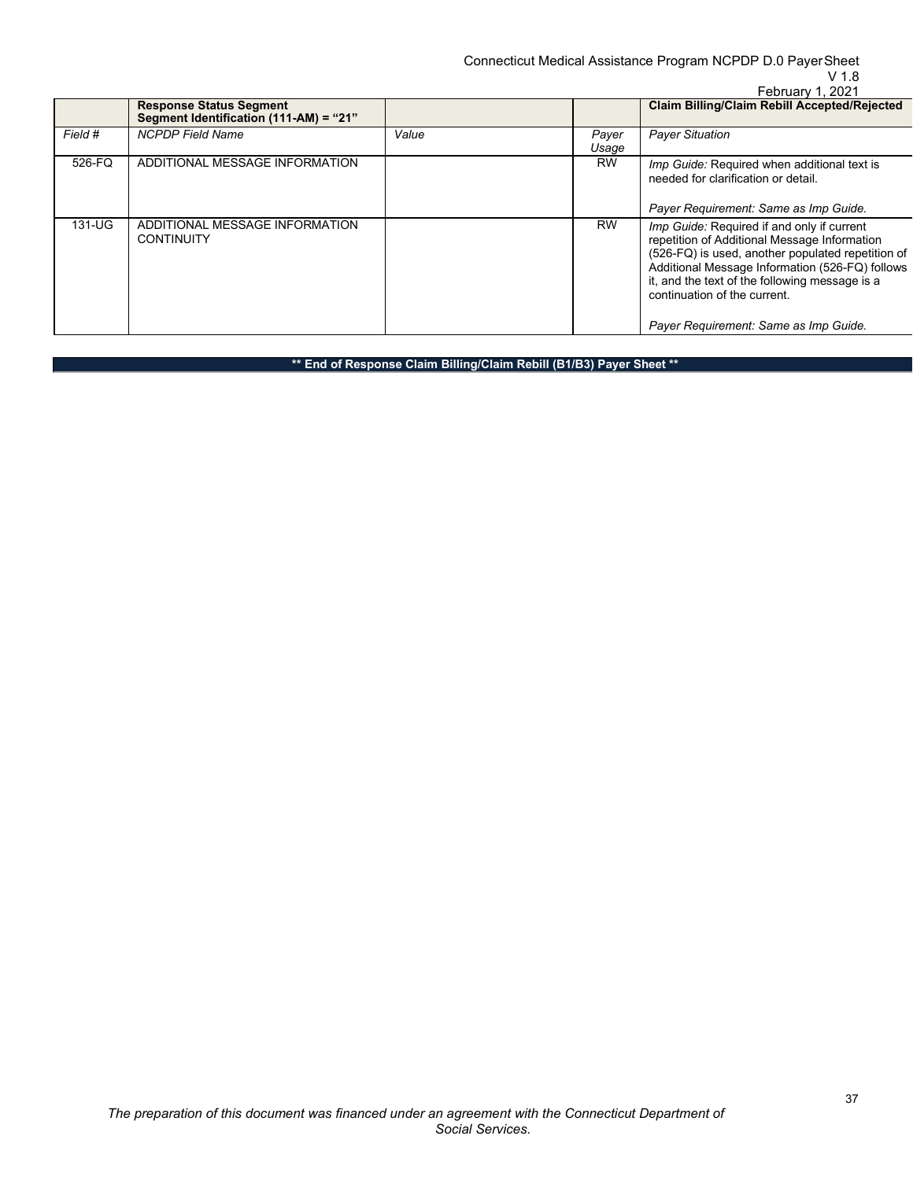| | **Response Status Segment Segment Identification (111-AM) = "21"** | | | **Claim Billing/Claim Rebill Accepted/Rejected** |
|---|---|---|---|---|
| *Field #* | *NCPDP Field Name* | *Value* | *Payer Usage* | *Payer Situation* |
| 526-FQ | ADDITIONAL MESSAGE INFORMATION | | RW | *Imp Guide:* Required when additional text is needed for clarification or detail.<br><br>*Payer Requirement: Same as Imp Guide.* |
| 131-UG | ADDITIONAL MESSAGE INFORMATION CONTINUITY | | RW | *Imp Guide:* Required if and only if current repetition of Additional Message Information (526-FQ) is used, another populated repetition of Additional Message Information (526-FQ) follows it, and the text of the following message is a continuation of the current.<br><br>*Payer Requirement: Same as Imp Guide.* |

**\*\* End of Response Claim Billing/Claim Rebill (B1/B3) Payer Sheet \*\***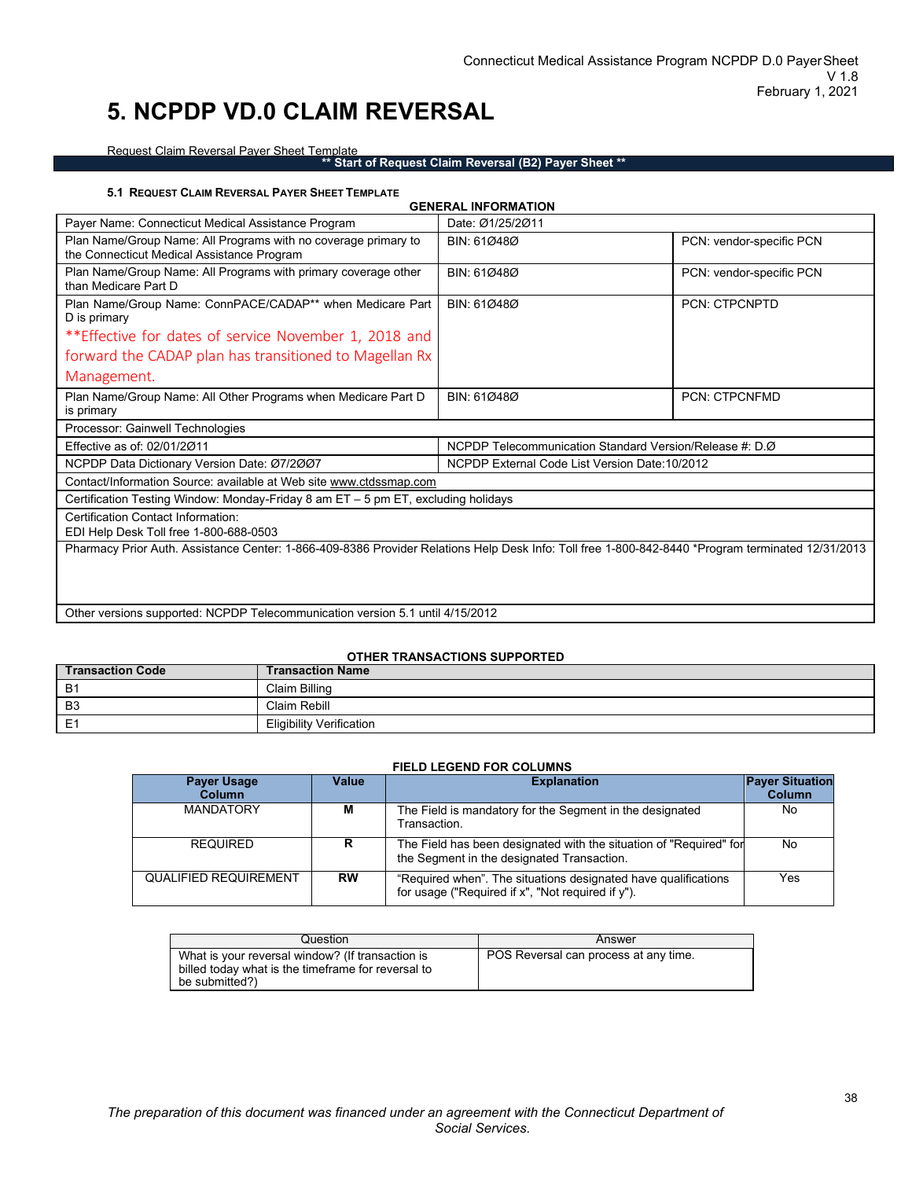# 5. NCPDP VD.0 CLAIM REVERSAL

Request Claim Reversal Payer Sheet Template

**\*\* Start of Request Claim Reversal (B2) Payer Sheet \*\***

### 5.1 Request Claim Reversal Payer Sheet Template

**GENERAL INFORMATION**

| | | |
|---|---|---|
| Payer Name: Connecticut Medical Assistance Program | Date: Ø1/25/2Ø11 | |
| Plan Name/Group Name: All Programs with no coverage primary to the Connecticut Medical Assistance Program | BIN: 61Ø48Ø | PCN: vendor-specific PCN |
| Plan Name/Group Name: All Programs with primary coverage other than Medicare Part D | BIN: 61Ø48Ø | PCN: vendor-specific PCN |
| Plan Name/Group Name: ConnPACE/CADAP** when Medicare Part D is primary<br>**Effective for dates of service November 1, 2018 and forward the CADAP plan has transitioned to Magellan Rx Management. | BIN: 61Ø48Ø | PCN: CTPCNPTD |
| Plan Name/Group Name: All Other Programs when Medicare Part D is primary | BIN: 61Ø48Ø | PCN: CTPCNFMD |
| Processor: Gainwell Technologies | | |
| Effective as of: 02/01/2Ø11 | NCPDP Telecommunication Standard Version/Release #: D.Ø | |
| NCPDP Data Dictionary Version Date: Ø7/2ØØ7 | NCPDP External Code List Version Date:10/2012 | |
| Contact/Information Source: available at Web site www.ctdssmap.com | | |
| Certification Testing Window: Monday-Friday 8 am ET – 5 pm ET, excluding holidays | | |
| Certification Contact Information:<br>EDI Help Desk Toll free 1-800-688-0503 | | |
| Pharmacy Prior Auth. Assistance Center: 1-866-409-8386 Provider Relations Help Desk Info: Toll free 1-800-842-8440 *Program terminated 12/31/2013 | | |
| Other versions supported: NCPDP Telecommunication version 5.1 until 4/15/2012 | | |

**OTHER TRANSACTIONS SUPPORTED**

| Transaction Code | Transaction Name |
|---|---|
| B1 | Claim Billing |
| B3 | Claim Rebill |
| E1 | Eligibility Verification |

**FIELD LEGEND FOR COLUMNS**

| Payer Usage Column | Value | Explanation | Payer Situation Column |
|---|---|---|---|
| MANDATORY | **M** | The Field is mandatory for the Segment in the designated Transaction. | No |
| REQUIRED | **R** | The Field has been designated with the situation of "Required" for the Segment in the designated Transaction. | No |
| QUALIFIED REQUIREMENT | **RW** | "Required when". The situations designated have qualifications for usage ("Required if x", "Not required if y"). | Yes |

| Question | Answer |
|---|---|
| What is your reversal window? (If transaction is billed today what is the timeframe for reversal to be submitted?) | POS Reversal can process at any time. |

*The preparation of this document was financed under an agreement with the Connecticut Department of Social Services.*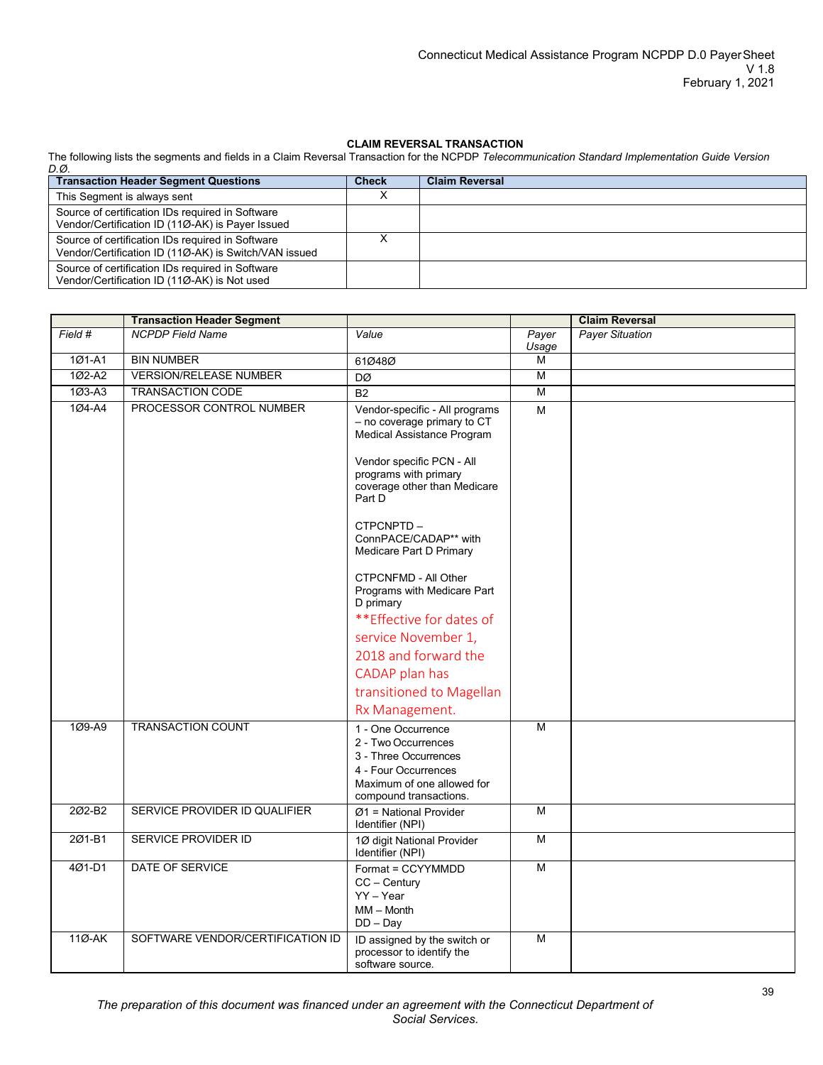**CLAIM REVERSAL TRANSACTION**

The following lists the segments and fields in a Claim Reversal Transaction for the NCPDP *Telecommunication Standard Implementation Guide Version D.Ø.*

| Transaction Header Segment Questions | Check | Claim Reversal |
|---|---|---|
| This Segment is always sent | X | |
| Source of certification IDs required in Software Vendor/Certification ID (11Ø-AK) is Payer Issued | | |
| Source of certification IDs required in Software Vendor/Certification ID (11Ø-AK) is Switch/VAN issued | X | |
| Source of certification IDs required in Software Vendor/Certification ID (11Ø-AK) is Not used | | |

| | Transaction Header Segment | | | Claim Reversal |
|---|---|---|---|---|
| *Field #* | *NCPDP Field Name* | *Value* | *Payer Usage* | *Payer Situation* |
| 1Ø1-A1 | BIN NUMBER | 61Ø48Ø | M | |
| 1Ø2-A2 | VERSION/RELEASE NUMBER | DØ | M | |
| 1Ø3-A3 | TRANSACTION CODE | B2 | M | |
| 1Ø4-A4 | PROCESSOR CONTROL NUMBER | Vendor-specific - All programs – no coverage primary to CT Medical Assistance Program<br><br>Vendor specific PCN - All programs with primary coverage other than Medicare Part D<br><br>CTPCNPTD – ConnPACE/CADAP** with Medicare Part D Primary<br><br>CTPCNFMD - All Other Programs with Medicare Part D primary<br>**Effective for dates of service November 1, 2018 and forward the CADAP plan has transitioned to Magellan Rx Management. | M | |
| 1Ø9-A9 | TRANSACTION COUNT | 1 - One Occurrence<br>2 - Two Occurrences<br>3 - Three Occurrences<br>4 - Four Occurrences<br>Maximum of one allowed for compound transactions. | M | |
| 2Ø2-B2 | SERVICE PROVIDER ID QUALIFIER | Ø1 = National Provider Identifier (NPI) | M | |
| 2Ø1-B1 | SERVICE PROVIDER ID | 1Ø digit National Provider Identifier (NPI) | M | |
| 4Ø1-D1 | DATE OF SERVICE | Format = CCYYMMDD<br>CC – Century<br>YY – Year<br>MM – Month<br>DD – Day | M | |
| 11Ø-AK | SOFTWARE VENDOR/CERTIFICATION ID | ID assigned by the switch or processor to identify the software source. | M | |

*The preparation of this document was financed under an agreement with the Connecticut Department of Social Services.*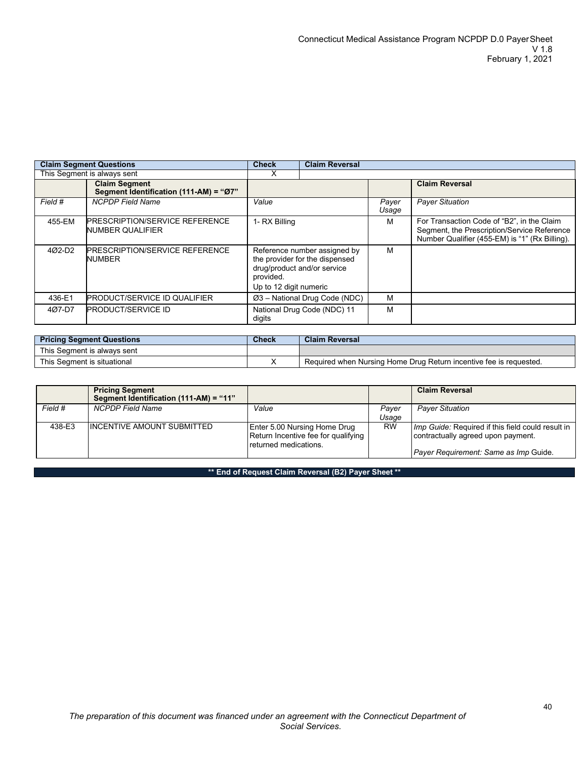| Claim Segment Questions | Check | Claim Reversal |
|---|---|---|
| This Segment is always sent | X | |

| | Claim Segment Segment Identification (111-AM) = "Ø7" | | | Claim Reversal |
|---|---|---|---|---|
| *Field #* | *NCPDP Field Name* | *Value* | *Payer Usage* | *Payer Situation* |
| 455-EM | PRESCRIPTION/SERVICE REFERENCE NUMBER QUALIFIER | 1- RX Billing | M | For Transaction Code of "B2", in the Claim Segment, the Prescription/Service Reference Number Qualifier (455-EM) is "1" (Rx Billing). |
| 4Ø2-D2 | PRESCRIPTION/SERVICE REFERENCE NUMBER | Reference number assigned by the provider for the dispensed drug/product and/or service provided. Up to 12 digit numeric | M | |
| 436-E1 | PRODUCT/SERVICE ID QUALIFIER | Ø3 – National Drug Code (NDC) | M | |
| 4Ø7-D7 | PRODUCT/SERVICE ID | National Drug Code (NDC) 11 digits | M | |

| Pricing Segment Questions | Check | Claim Reversal |
|---|---|---|
| This Segment is always sent | | |
| This Segment is situational | X | Required when Nursing Home Drug Return incentive fee is requested. |

| | Pricing Segment Segment Identification (111-AM) = "11" | | | Claim Reversal |
|---|---|---|---|---|
| *Field #* | *NCPDP Field Name* | *Value* | *Payer Usage* | *Payer Situation* |
| 438-E3 | INCENTIVE AMOUNT SUBMITTED | Enter 5.00 Nursing Home Drug Return Incentive fee for qualifying returned medications. | RW | *Imp Guide:* Required if this field could result in contractually agreed upon payment.<br><br>*Payer Requirement: Same as Imp* Guide. |

**\*\* End of Request Claim Reversal (B2) Payer Sheet \*\***

*The preparation of this document was financed under an agreement with the Connecticut Department of Social Services.*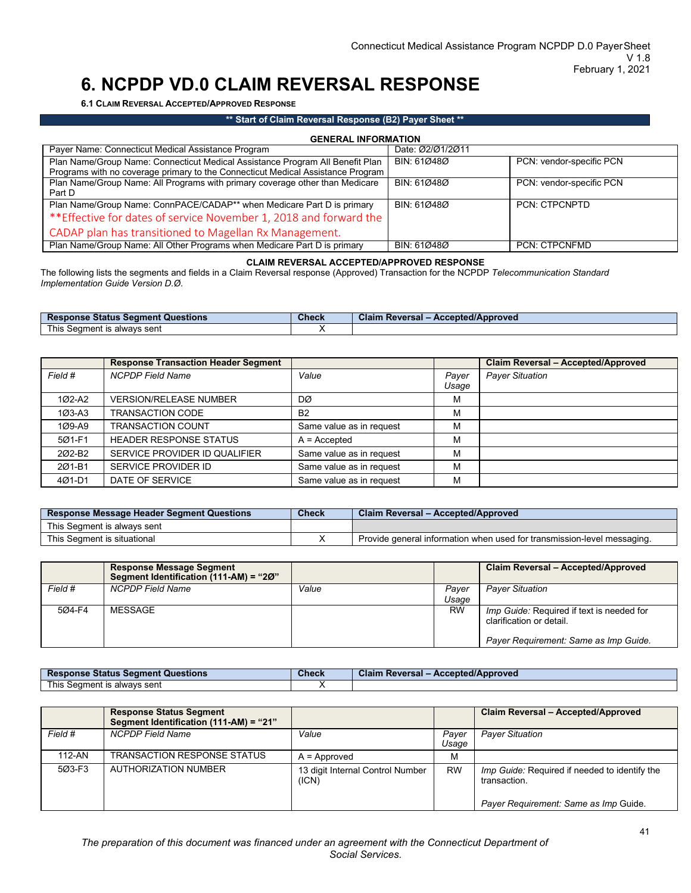# 6. NCPDP VD.0 CLAIM REVERSAL RESPONSE

### 6.1 Claim Reversal Accepted/Approved Response

**\*\* Start of Claim Reversal Response (B2) Payer Sheet \*\***

**GENERAL INFORMATION**

| Payer Name: Connecticut Medical Assistance Program | Date: Ø2/Ø1/2Ø11 | |
|---|---|---|
| Plan Name/Group Name: Connecticut Medical Assistance Program All Benefit Plan Programs with no coverage primary to the Connecticut Medical Assistance Program | BIN: 61Ø48Ø | PCN: vendor-specific PCN |
| Plan Name/Group Name: All Programs with primary coverage other than Medicare Part D | BIN: 61Ø48Ø | PCN: vendor-specific PCN |
| Plan Name/Group Name: ConnPACE/CADAP** when Medicare Part D is primary **Effective for dates of service November 1, 2018 and forward the CADAP plan has transitioned to Magellan Rx Management. | BIN: 61Ø48Ø | PCN: CTPCNPTD |
| Plan Name/Group Name: All Other Programs when Medicare Part D is primary | BIN: 61Ø48Ø | PCN: CTPCNFMD |

**CLAIM REVERSAL ACCEPTED/APPROVED RESPONSE**

The following lists the segments and fields in a Claim Reversal response (Approved) Transaction for the NCPDP *Telecommunication Standard Implementation Guide Version D.Ø.*

| Response Status Segment Questions | Check | Claim Reversal – Accepted/Approved |
|---|---|---|
| This Segment is always sent | X | |

| | Response Transaction Header Segment | | | Claim Reversal – Accepted/Approved |
|---|---|---|---|---|
| *Field #* | *NCPDP Field Name* | *Value* | *Payer Usage* | *Payer Situation* |
| 1Ø2-A2 | VERSION/RELEASE NUMBER | DØ | M | |
| 1Ø3-A3 | TRANSACTION CODE | B2 | M | |
| 1Ø9-A9 | TRANSACTION COUNT | Same value as in request | M | |
| 5Ø1-F1 | HEADER RESPONSE STATUS | A = Accepted | M | |
| 2Ø2-B2 | SERVICE PROVIDER ID QUALIFIER | Same value as in request | M | |
| 2Ø1-B1 | SERVICE PROVIDER ID | Same value as in request | M | |
| 4Ø1-D1 | DATE OF SERVICE | Same value as in request | M | |

| Response Message Header Segment Questions | Check | Claim Reversal – Accepted/Approved |
|---|---|---|
| This Segment is always sent | | |
| This Segment is situational | X | Provide general information when used for transmission-level messaging. |

| | Response Message Segment Segment Identification (111-AM) = "2Ø" | | | Claim Reversal – Accepted/Approved |
|---|---|---|---|---|
| *Field #* | *NCPDP Field Name* | *Value* | *Payer Usage* | *Payer Situation* |
| 5Ø4-F4 | MESSAGE | | RW | *Imp Guide:* Required if text is needed for clarification or detail.<br><br>*Payer Requirement: Same as Imp Guide.* |

| Response Status Segment Questions | Check | Claim Reversal – Accepted/Approved |
|---|---|---|
| This Segment is always sent | X | |

| | Response Status Segment Segment Identification (111-AM) = "21" | | | Claim Reversal – Accepted/Approved |
|---|---|---|---|---|
| *Field #* | *NCPDP Field Name* | *Value* | *Payer Usage* | *Payer Situation* |
| 112-AN | TRANSACTION RESPONSE STATUS | A = Approved | M | |
| 5Ø3-F3 | AUTHORIZATION NUMBER | 13 digit Internal Control Number (ICN) | RW | *Imp Guide:* Required if needed to identify the transaction.<br><br>*Payer Requirement: Same as Imp* Guide. |

*The preparation of this document was financed under an agreement with the Connecticut Department of Social Services.*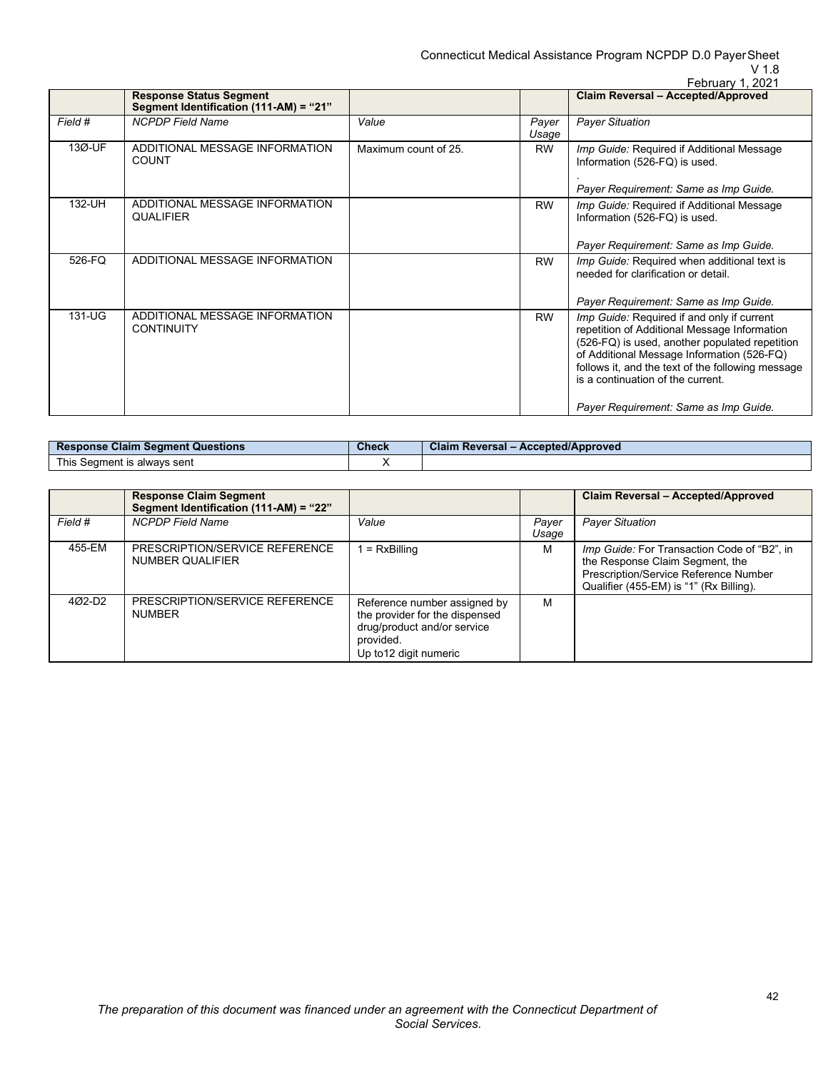| | Response Status Segment Segment Identification (111-AM) = "21" | | | Claim Reversal – Accepted/Approved |
|---|---|---|---|---|
| *Field #* | *NCPDP Field Name* | *Value* | *Payer Usage* | *Payer Situation* |
| 13Ø-UF | ADDITIONAL MESSAGE INFORMATION COUNT | Maximum count of 25. | RW | *Imp Guide:* Required if Additional Message Information (526-FQ) is used. . *Payer Requirement: Same as Imp Guide.* |
| 132-UH | ADDITIONAL MESSAGE INFORMATION QUALIFIER | | RW | *Imp Guide:* Required if Additional Message Information (526-FQ) is used. *Payer Requirement: Same as Imp Guide.* |
| 526-FQ | ADDITIONAL MESSAGE INFORMATION | | RW | *Imp Guide:* Required when additional text is needed for clarification or detail. *Payer Requirement: Same as Imp Guide.* |
| 131-UG | ADDITIONAL MESSAGE INFORMATION CONTINUITY | | RW | *Imp Guide:* Required if and only if current repetition of Additional Message Information (526-FQ) is used, another populated repetition of Additional Message Information (526-FQ) follows it, and the text of the following message is a continuation of the current. *Payer Requirement: Same as Imp Guide.* |

| Response Claim Segment Questions | Check | Claim Reversal – Accepted/Approved |
|---|---|---|
| This Segment is always sent | X | |

| | Response Claim Segment Segment Identification (111-AM) = "22" | | | Claim Reversal – Accepted/Approved |
|---|---|---|---|---|
| *Field #* | *NCPDP Field Name* | *Value* | *Payer Usage* | *Payer Situation* |
| 455-EM | PRESCRIPTION/SERVICE REFERENCE NUMBER QUALIFIER | 1 = RxBilling | M | *Imp Guide:* For Transaction Code of "B2", in the Response Claim Segment, the Prescription/Service Reference Number Qualifier (455-EM) is "1" (Rx Billing). |
| 4Ø2-D2 | PRESCRIPTION/SERVICE REFERENCE NUMBER | Reference number assigned by the provider for the dispensed drug/product and/or service provided. Up to12 digit numeric | M | |

*The preparation of this document was financed under an agreement with the Connecticut Department of Social Services.*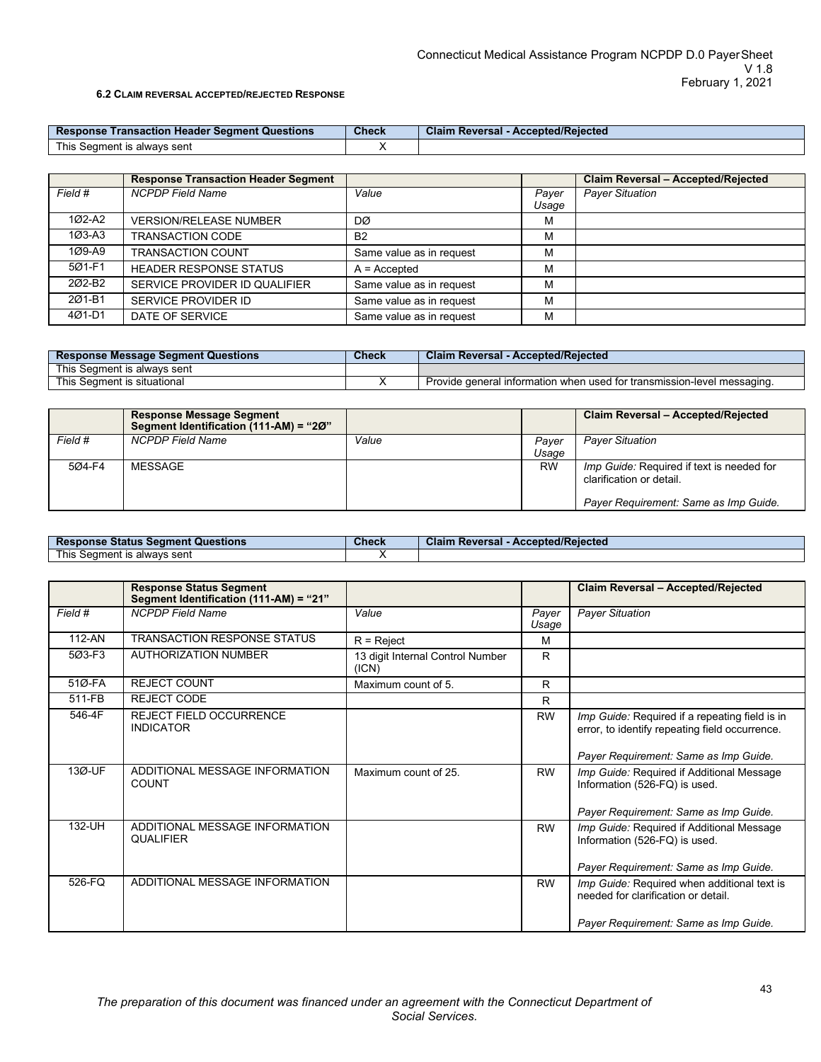### 6.2 Claim Reversal Accepted/Rejected Response

| Response Transaction Header Segment Questions | Check | Claim Reversal - Accepted/Rejected |
|---|---|---|
| This Segment is always sent | X | |

| | Response Transaction Header Segment | | | Claim Reversal – Accepted/Rejected |
|---|---|---|---|---|
| *Field #* | *NCPDP Field Name* | *Value* | *Payer Usage* | *Payer Situation* |
| 1Ø2-A2 | VERSION/RELEASE NUMBER | DØ | M | |
| 1Ø3-A3 | TRANSACTION CODE | B2 | M | |
| 1Ø9-A9 | TRANSACTION COUNT | Same value as in request | M | |
| 5Ø1-F1 | HEADER RESPONSE STATUS | A = Accepted | M | |
| 2Ø2-B2 | SERVICE PROVIDER ID QUALIFIER | Same value as in request | M | |
| 2Ø1-B1 | SERVICE PROVIDER ID | Same value as in request | M | |
| 4Ø1-D1 | DATE OF SERVICE | Same value as in request | M | |

| Response Message Segment Questions | Check | Claim Reversal - Accepted/Rejected |
|---|---|---|
| This Segment is always sent | | |
| This Segment is situational | X | Provide general information when used for transmission-level messaging. |

| | Response Message Segment Segment Identification (111-AM) = "2Ø" | | | Claim Reversal – Accepted/Rejected |
|---|---|---|---|---|
| *Field #* | *NCPDP Field Name* | *Value* | *Payer Usage* | *Payer Situation* |
| 5Ø4-F4 | MESSAGE | | RW | *Imp Guide:* Required if text is needed for clarification or detail.<br><br>*Payer Requirement: Same as Imp Guide.* |

| Response Status Segment Questions | Check | Claim Reversal - Accepted/Rejected |
|---|---|---|
| This Segment is always sent | X | |

| | Response Status Segment Segment Identification (111-AM) = "21" | | | Claim Reversal – Accepted/Rejected |
|---|---|---|---|---|
| *Field #* | *NCPDP Field Name* | *Value* | *Payer Usage* | *Payer Situation* |
| 112-AN | TRANSACTION RESPONSE STATUS | R = Reject | M | |
| 5Ø3-F3 | AUTHORIZATION NUMBER | 13 digit Internal Control Number (ICN) | R | |
| 51Ø-FA | REJECT COUNT | Maximum count of 5. | R | |
| 511-FB | REJECT CODE | | R | |
| 546-4F | REJECT FIELD OCCURRENCE INDICATOR | | RW | *Imp Guide:* Required if a repeating field is in error, to identify repeating field occurrence.<br><br>*Payer Requirement: Same as Imp Guide.* |
| 13Ø-UF | ADDITIONAL MESSAGE INFORMATION COUNT | Maximum count of 25. | RW | *Imp Guide:* Required if Additional Message Information (526-FQ) is used.<br><br>*Payer Requirement: Same as Imp Guide.* |
| 132-UH | ADDITIONAL MESSAGE INFORMATION QUALIFIER | | RW | *Imp Guide:* Required if Additional Message Information (526-FQ) is used.<br><br>*Payer Requirement: Same as Imp Guide.* |
| 526-FQ | ADDITIONAL MESSAGE INFORMATION | | RW | *Imp Guide:* Required when additional text is needed for clarification or detail.<br><br>*Payer Requirement: Same as Imp Guide.* |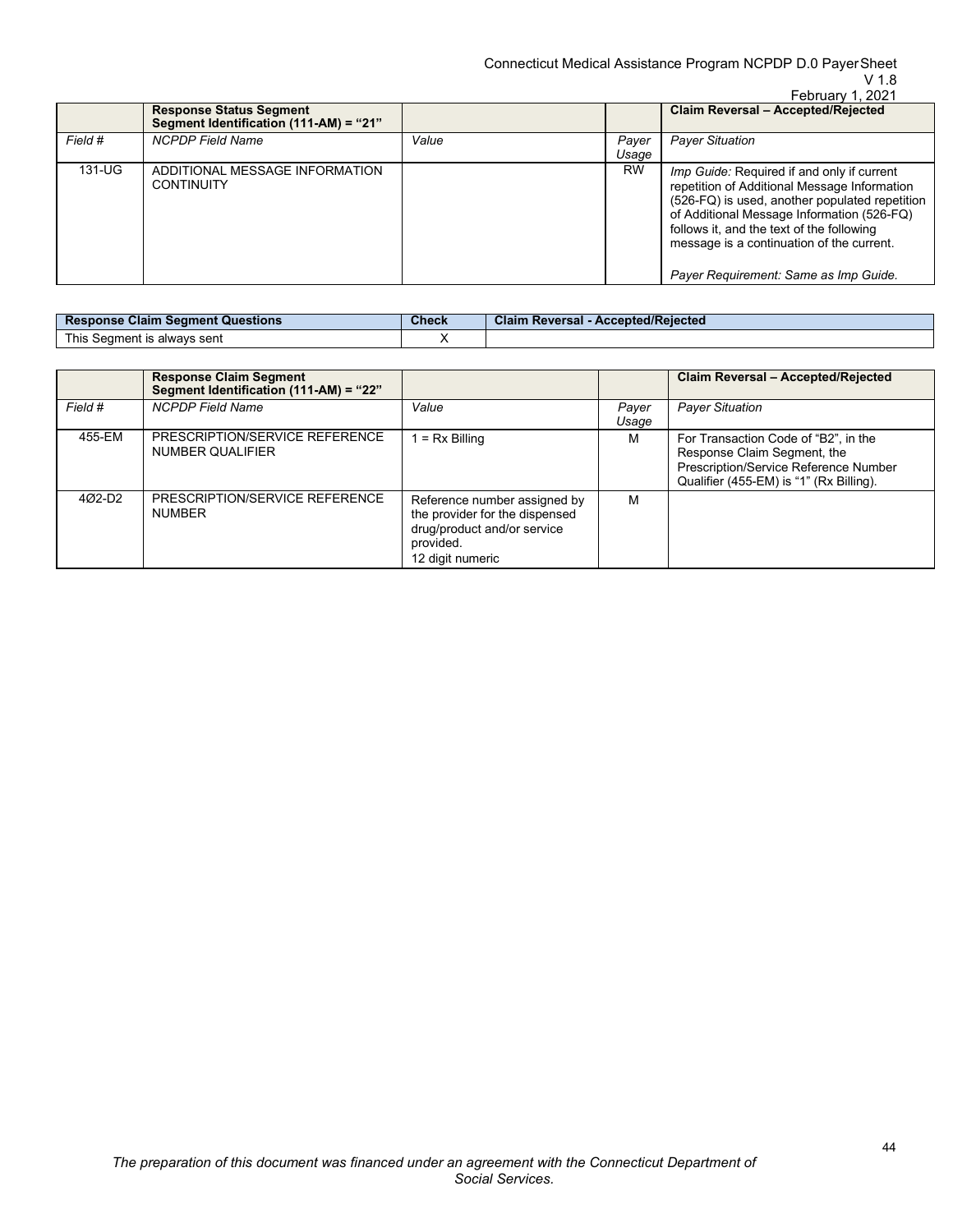| | Response Status Segment Segment Identification (111-AM) = "21" | | | Claim Reversal – Accepted/Rejected |
|---|---|---|---|---|
| *Field #* | *NCPDP Field Name* | *Value* | *Payer Usage* | *Payer Situation* |
| 131-UG | ADDITIONAL MESSAGE INFORMATION CONTINUITY | | RW | *Imp Guide:* Required if and only if current repetition of Additional Message Information (526-FQ) is used, another populated repetition of Additional Message Information (526-FQ) follows it, and the text of the following message is a continuation of the current.<br><br>*Payer Requirement: Same as Imp Guide.* |

| Response Claim Segment Questions | Check | Claim Reversal - Accepted/Rejected |
|---|---|---|
| This Segment is always sent | X | |

| | Response Claim Segment Segment Identification (111-AM) = "22" | | | Claim Reversal – Accepted/Rejected |
|---|---|---|---|---|
| *Field #* | *NCPDP Field Name* | *Value* | *Payer Usage* | *Payer Situation* |
| 455-EM | PRESCRIPTION/SERVICE REFERENCE NUMBER QUALIFIER | 1 = Rx Billing | M | For Transaction Code of "B2", in the Response Claim Segment, the Prescription/Service Reference Number Qualifier (455-EM) is "1" (Rx Billing). |
| 4Ø2-D2 | PRESCRIPTION/SERVICE REFERENCE NUMBER | Reference number assigned by the provider for the dispensed drug/product and/or service provided.<br>12 digit numeric | M | |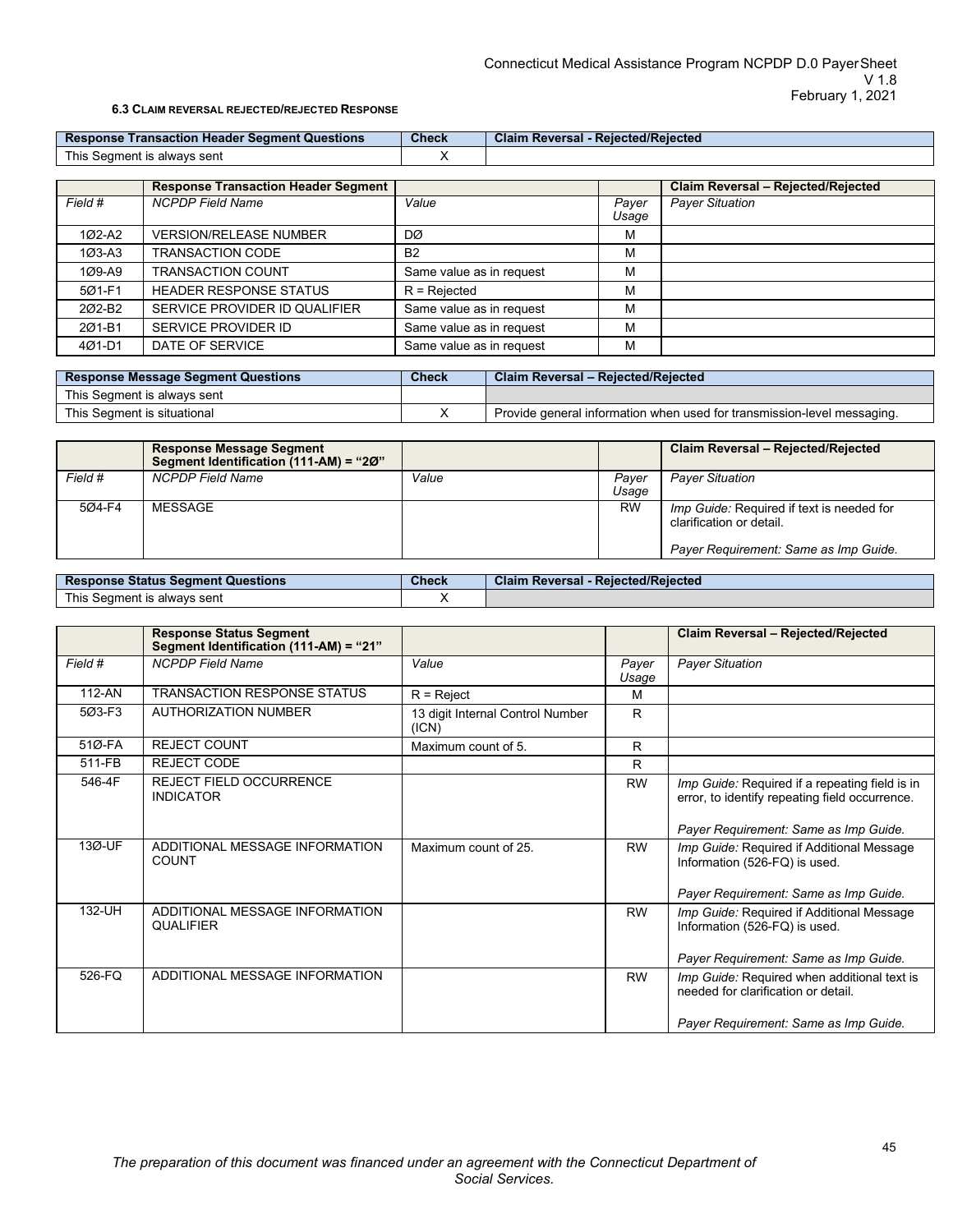### 6.3 Claim Reversal Rejected/Rejected Response

| Response Transaction Header Segment Questions | Check | Claim Reversal - Rejected/Rejected |
|---|---|---|
| This Segment is always sent | X | |

| | Response Transaction Header Segment | | | Claim Reversal – Rejected/Rejected |
|---|---|---|---|---|
| *Field #* | *NCPDP Field Name* | *Value* | *Payer Usage* | *Payer Situation* |
| 1Ø2-A2 | VERSION/RELEASE NUMBER | DØ | M | |
| 1Ø3-A3 | TRANSACTION CODE | B2 | M | |
| 1Ø9-A9 | TRANSACTION COUNT | Same value as in request | M | |
| 5Ø1-F1 | HEADER RESPONSE STATUS | R = Rejected | M | |
| 2Ø2-B2 | SERVICE PROVIDER ID QUALIFIER | Same value as in request | M | |
| 2Ø1-B1 | SERVICE PROVIDER ID | Same value as in request | M | |
| 4Ø1-D1 | DATE OF SERVICE | Same value as in request | M | |

| Response Message Segment Questions | Check | Claim Reversal – Rejected/Rejected |
|---|---|---|
| This Segment is always sent | | |
| This Segment is situational | X | Provide general information when used for transmission-level messaging. |

| | Response Message Segment Segment Identification (111-AM) = "2Ø" | | | Claim Reversal – Rejected/Rejected |
|---|---|---|---|---|
| *Field #* | *NCPDP Field Name* | *Value* | *Payer Usage* | *Payer Situation* |
| 5Ø4-F4 | MESSAGE | | RW | *Imp Guide:* Required if text is needed for clarification or detail.<br><br>*Payer Requirement: Same as Imp Guide.* |

| Response Status Segment Questions | Check | Claim Reversal - Rejected/Rejected |
|---|---|---|
| This Segment is always sent | X | |

| | Response Status Segment Segment Identification (111-AM) = "21" | | | Claim Reversal – Rejected/Rejected |
|---|---|---|---|---|
| *Field #* | *NCPDP Field Name* | *Value* | *Payer Usage* | *Payer Situation* |
| 112-AN | TRANSACTION RESPONSE STATUS | R = Reject | M | |
| 5Ø3-F3 | AUTHORIZATION NUMBER | 13 digit Internal Control Number (ICN) | R | |
| 51Ø-FA | REJECT COUNT | Maximum count of 5. | R | |
| 511-FB | REJECT CODE | | R | |
| 546-4F | REJECT FIELD OCCURRENCE INDICATOR | | RW | *Imp Guide:* Required if a repeating field is in error, to identify repeating field occurrence.<br><br>*Payer Requirement: Same as Imp Guide.* |
| 13Ø-UF | ADDITIONAL MESSAGE INFORMATION COUNT | Maximum count of 25. | RW | *Imp Guide:* Required if Additional Message Information (526-FQ) is used.<br><br>*Payer Requirement: Same as Imp Guide.* |
| 132-UH | ADDITIONAL MESSAGE INFORMATION QUALIFIER | | RW | *Imp Guide:* Required if Additional Message Information (526-FQ) is used.<br><br>*Payer Requirement: Same as Imp Guide.* |
| 526-FQ | ADDITIONAL MESSAGE INFORMATION | | RW | *Imp Guide:* Required when additional text is needed for clarification or detail.<br><br>*Payer Requirement: Same as Imp Guide.* |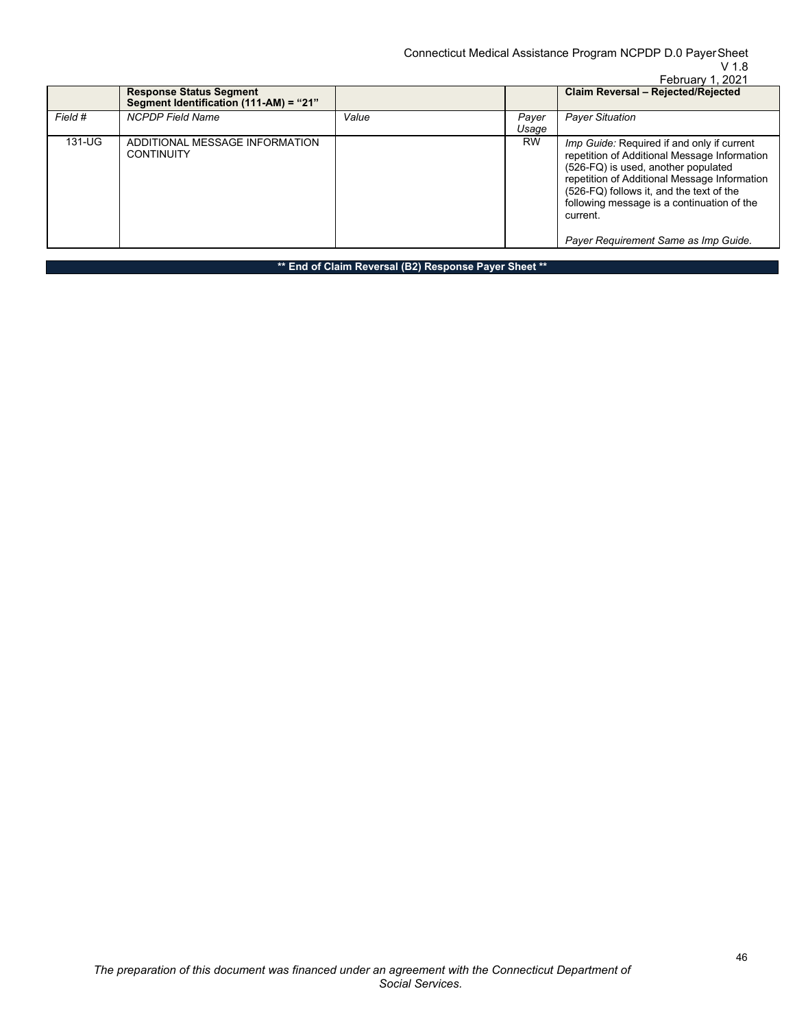| | Response Status Segment Segment Identification (111-AM) = "21" | | | Claim Reversal – Rejected/Rejected |
|---|---|---|---|---|
| *Field #* | *NCPDP Field Name* | *Value* | *Payer Usage* | *Payer Situation* |
| 131-UG | ADDITIONAL MESSAGE INFORMATION CONTINUITY | | RW | *Imp Guide:* Required if and only if current repetition of Additional Message Information (526-FQ) is used, another populated repetition of Additional Message Information (526-FQ) follows it, and the text of the following message is a continuation of the current.<br><br>*Payer Requirement Same as Imp Guide.* |

**\*\* End of Claim Reversal (B2) Response Payer Sheet \*\***

*The preparation of this document was financed under an agreement with the Connecticut Department of Social Services.*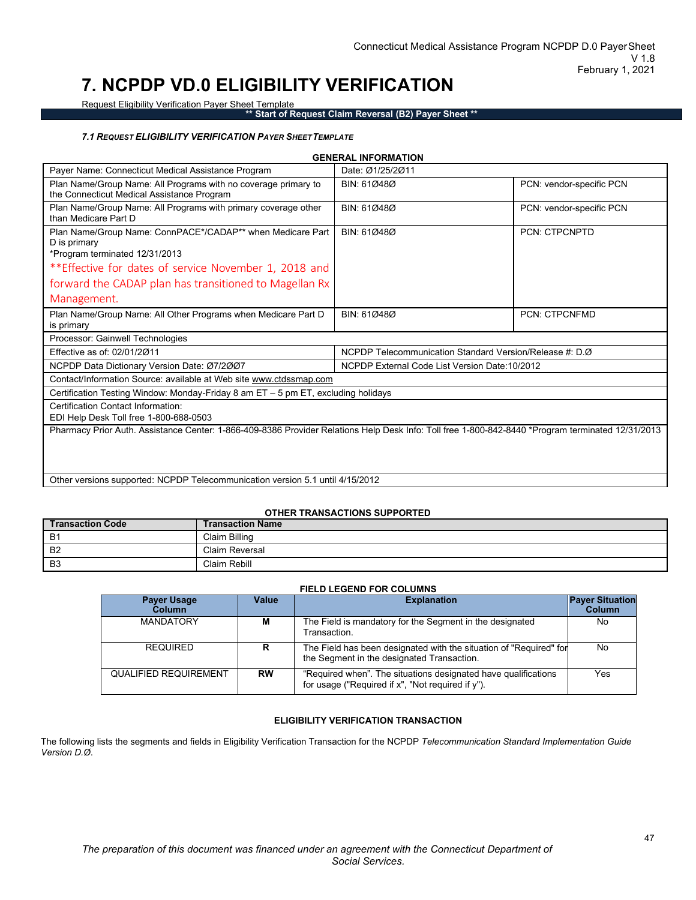# 7. NCPDP VD.0 ELIGIBILITY VERIFICATION

Request Eligibility Verification Payer Sheet Template

**** Start of Request Claim Reversal (B2) Payer Sheet ****

### *7.1 REQUEST ELIGIBILITY VERIFICATION PAYER SHEET TEMPLATE*

**GENERAL INFORMATION**

| | | |
|---|---|---|
| Payer Name: Connecticut Medical Assistance Program | Date: Ø1/25/2Ø11 | |
| Plan Name/Group Name: All Programs with no coverage primary to the Connecticut Medical Assistance Program | BIN: 61Ø48Ø | PCN: vendor-specific PCN |
| Plan Name/Group Name: All Programs with primary coverage other than Medicare Part D | BIN: 61Ø48Ø | PCN: vendor-specific PCN |
| Plan Name/Group Name: ConnPACE*/CADAP** when Medicare Part D is primary<br>*Program terminated 12/31/2013<br>**Effective for dates of service November 1, 2018 and forward the CADAP plan has transitioned to Magellan Rx Management. | BIN: 61Ø48Ø | PCN: CTPCNPTD |
| Plan Name/Group Name: All Other Programs when Medicare Part D is primary | BIN: 61Ø48Ø | PCN: CTPCNFMD |
| Processor: Gainwell Technologies | | |
| Effective as of: 02/01/2Ø11 | NCPDP Telecommunication Standard Version/Release #: D.Ø | |
| NCPDP Data Dictionary Version Date: Ø7/2ØØ7 | NCPDP External Code List Version Date:10/2012 | |
| Contact/Information Source: available at Web site www.ctdssmap.com | | |
| Certification Testing Window: Monday-Friday 8 am ET – 5 pm ET, excluding holidays | | |
| Certification Contact Information:<br>EDI Help Desk Toll free 1-800-688-0503 | | |
| Pharmacy Prior Auth. Assistance Center: 1-866-409-8386 Provider Relations Help Desk Info: Toll free 1-800-842-8440 *Program terminated 12/31/2013 | | |
| Other versions supported: NCPDP Telecommunication version 5.1 until 4/15/2012 | | |

**OTHER TRANSACTIONS SUPPORTED**

| Transaction Code | Transaction Name |
|---|---|
| B1 | Claim Billing |
| B2 | Claim Reversal |
| B3 | Claim Rebill |

**FIELD LEGEND FOR COLUMNS**

| Payer Usage Column | Value | Explanation | Payer Situation Column |
|---|---|---|---|
| MANDATORY | **M** | The Field is mandatory for the Segment in the designated Transaction. | No |
| REQUIRED | **R** | The Field has been designated with the situation of "Required" for the Segment in the designated Transaction. | No |
| QUALIFIED REQUIREMENT | **RW** | "Required when". The situations designated have qualifications for usage ("Required if x", "Not required if y"). | Yes |

**ELIGIBILITY VERIFICATION TRANSACTION**

The following lists the segments and fields in Eligibility Verification Transaction for the NCPDP *Telecommunication Standard Implementation Guide Version D.Ø*.

*The preparation of this document was financed under an agreement with the Connecticut Department of Social Services.*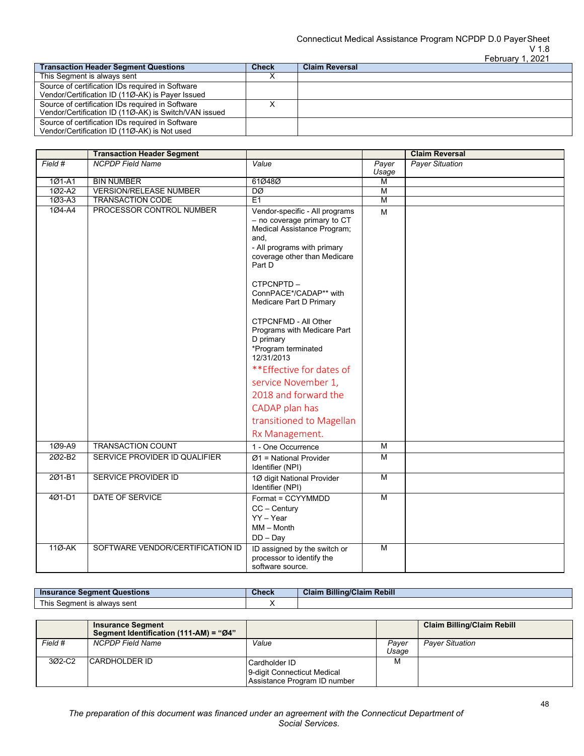| Transaction Header Segment Questions | Check | Claim Reversal |
|---|---|---|
| This Segment is always sent | X | |
| Source of certification IDs required in Software Vendor/Certification ID (11Ø-AK) is Payer Issued | | |
| Source of certification IDs required in Software Vendor/Certification ID (11Ø-AK) is Switch/VAN issued | X | |
| Source of certification IDs required in Software Vendor/Certification ID (11Ø-AK) is Not used | | |

| | Transaction Header Segment | | | Claim Reversal |
|---|---|---|---|---|
| *Field #* | *NCPDP Field Name* | *Value* | *Payer Usage* | *Payer Situation* |
| 1Ø1-A1 | BIN NUMBER | 61Ø48Ø | M | |
| 1Ø2-A2 | VERSION/RELEASE NUMBER | DØ | M | |
| 1Ø3-A3 | TRANSACTION CODE | E1 | M | |
| 1Ø4-A4 | PROCESSOR CONTROL NUMBER | Vendor-specific - All programs – no coverage primary to CT Medical Assistance Program; and,<br>- All programs with primary coverage other than Medicare Part D<br><br>CTPCNPTD – ConnPACE*/CADAP** with Medicare Part D Primary<br><br>CTPCNFMD - All Other Programs with Medicare Part D primary<br>*Program terminated 12/31/2013<br>**Effective for dates of service November 1, 2018 and forward the CADAP plan has transitioned to Magellan Rx Management. | M | |
| 1Ø9-A9 | TRANSACTION COUNT | 1 - One Occurrence | M | |
| 2Ø2-B2 | SERVICE PROVIDER ID QUALIFIER | Ø1 = National Provider Identifier (NPI) | M | |
| 2Ø1-B1 | SERVICE PROVIDER ID | 1Ø digit National Provider Identifier (NPI) | M | |
| 4Ø1-D1 | DATE OF SERVICE | Format = CCYYMMDD<br>CC – Century<br>YY – Year<br>MM – Month<br>DD – Day | M | |
| 11Ø-AK | SOFTWARE VENDOR/CERTIFICATION ID | ID assigned by the switch or processor to identify the software source. | M | |

| Insurance Segment Questions | Check | Claim Billing/Claim Rebill |
|---|---|---|
| This Segment is always sent | X | |

| | Insurance Segment<br>Segment Identification (111-AM) = "Ø4" | | | Claim Billing/Claim Rebill |
|---|---|---|---|---|
| *Field #* | *NCPDP Field Name* | *Value* | *Payer Usage* | *Payer Situation* |
| 3Ø2-C2 | CARDHOLDER ID | Cardholder ID<br>9-digit Connecticut Medical Assistance Program ID number | M | |

*The preparation of this document was financed under an agreement with the Connecticut Department of Social Services.*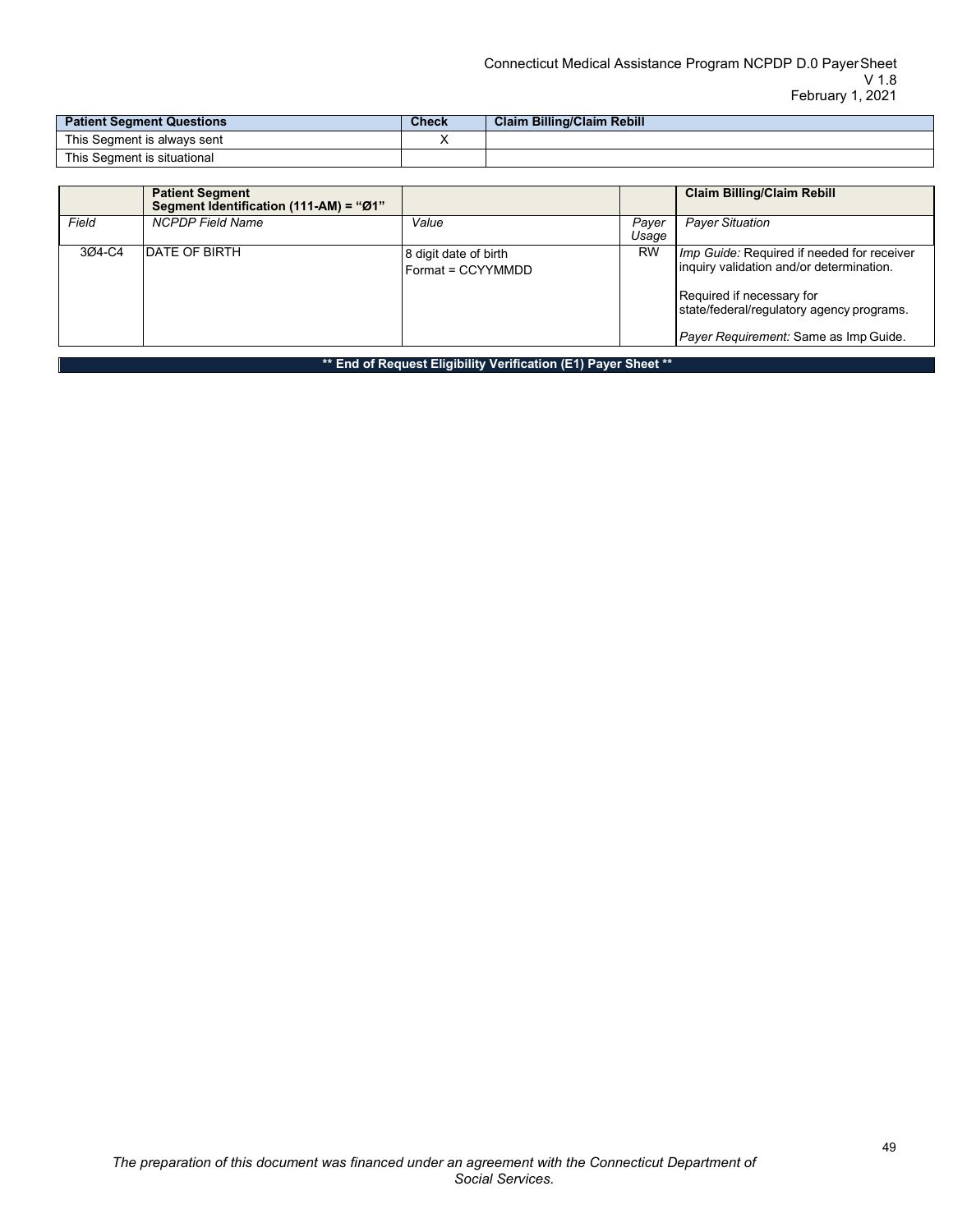| Patient Segment Questions | Check | Claim Billing/Claim Rebill |
|---|---|---|
| This Segment is always sent | X | |
| This Segment is situational | | |

| | **Patient Segment Segment Identification (111-AM) = "Ø1"** | | | **Claim Billing/Claim Rebill** |
|---|---|---|---|---|
| *Field* | *NCPDP Field Name* | *Value* | *Payer Usage* | *Payer Situation* |
| 3Ø4-C4 | DATE OF BIRTH | 8 digit date of birth<br>Format = CCYYMMDD | RW | *Imp Guide:* Required if needed for receiver inquiry validation and/or determination.<br><br>Required if necessary for state/federal/regulatory agency programs.<br><br>*Payer Requirement:* Same as Imp Guide. |

**\*\* End of Request Eligibility Verification (E1) Payer Sheet \*\***

*The preparation of this document was financed under an agreement with the Connecticut Department of Social Services.*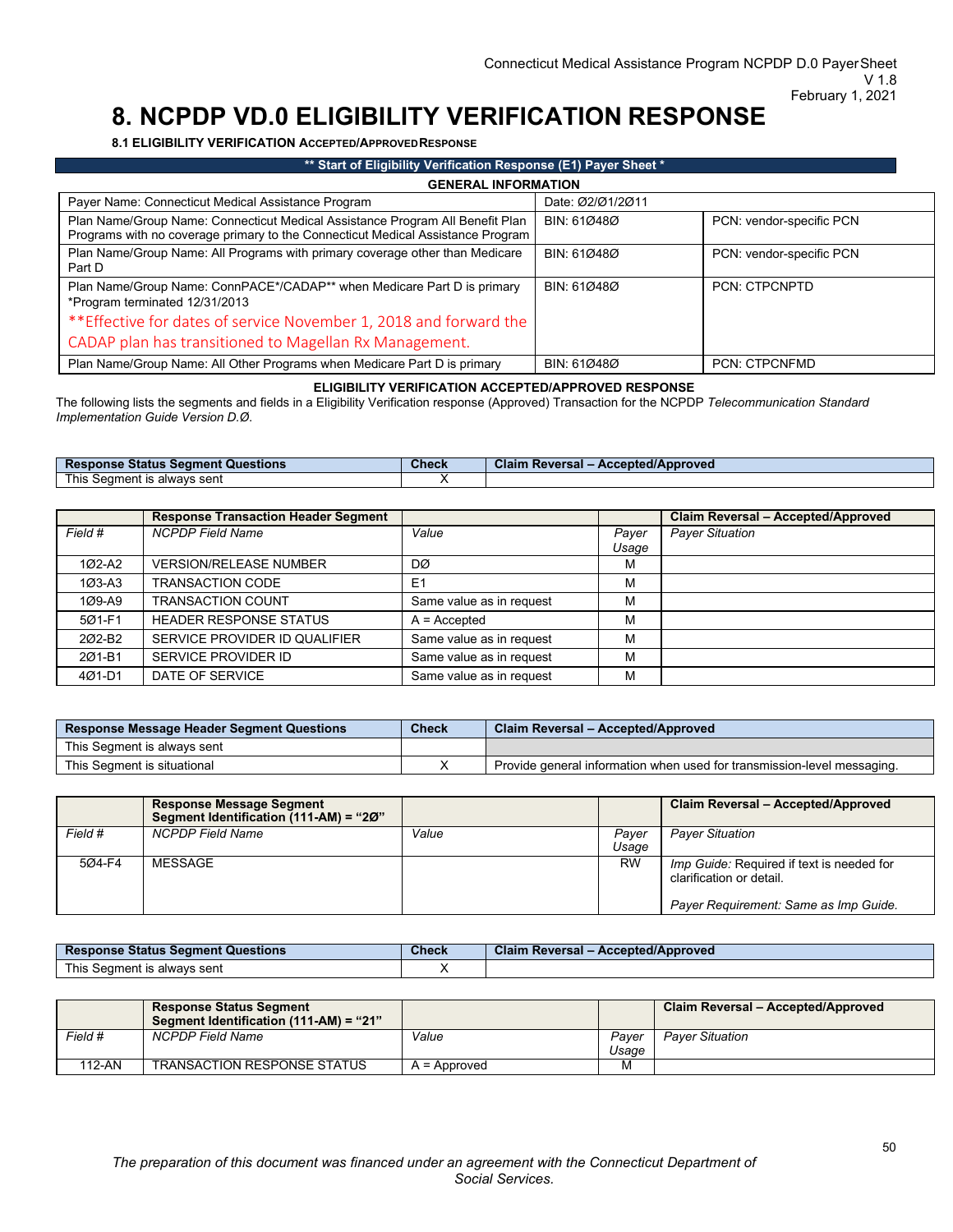# 8. NCPDP VD.0 ELIGIBILITY VERIFICATION RESPONSE

### 8.1 ELIGIBILITY VERIFICATION ACCEPTED/APPROVED RESPONSE

** Start of Eligibility Verification Response (E1) Payer Sheet *

**GENERAL INFORMATION**

| | | |
|---|---|---|
| Payer Name: Connecticut Medical Assistance Program | Date: Ø2/Ø1/2Ø11 | |
| Plan Name/Group Name: Connecticut Medical Assistance Program All Benefit Plan Programs with no coverage primary to the Connecticut Medical Assistance Program | BIN: 61Ø48Ø | PCN: vendor-specific PCN |
| Plan Name/Group Name: All Programs with primary coverage other than Medicare Part D | BIN: 61Ø48Ø | PCN: vendor-specific PCN |
| Plan Name/Group Name: ConnPACE*/CADAP** when Medicare Part D is primary *Program terminated 12/31/2013 **Effective for dates of service November 1, 2018 and forward the CADAP plan has transitioned to Magellan Rx Management. | BIN: 61Ø48Ø | PCN: CTPCNPTD |
| Plan Name/Group Name: All Other Programs when Medicare Part D is primary | BIN: 61Ø48Ø | PCN: CTPCNFMD |

**ELIGIBILITY VERIFICATION ACCEPTED/APPROVED RESPONSE**

The following lists the segments and fields in a Eligibility Verification response (Approved) Transaction for the NCPDP *Telecommunication Standard Implementation Guide Version D.Ø.*

| Response Status Segment Questions | Check | Claim Reversal – Accepted/Approved |
|---|---|---|
| This Segment is always sent | X | |

| | Response Transaction Header Segment | | | Claim Reversal – Accepted/Approved |
|---|---|---|---|---|
| *Field #* | *NCPDP Field Name* | *Value* | *Payer Usage* | *Payer Situation* |
| 1Ø2-A2 | VERSION/RELEASE NUMBER | DØ | M | |
| 1Ø3-A3 | TRANSACTION CODE | E1 | M | |
| 1Ø9-A9 | TRANSACTION COUNT | Same value as in request | M | |
| 5Ø1-F1 | HEADER RESPONSE STATUS | A = Accepted | M | |
| 2Ø2-B2 | SERVICE PROVIDER ID QUALIFIER | Same value as in request | M | |
| 2Ø1-B1 | SERVICE PROVIDER ID | Same value as in request | M | |
| 4Ø1-D1 | DATE OF SERVICE | Same value as in request | M | |

| Response Message Header Segment Questions | Check | Claim Reversal – Accepted/Approved |
|---|---|---|
| This Segment is always sent | | |
| This Segment is situational | X | Provide general information when used for transmission-level messaging. |

| | Response Message Segment Segment Identification (111-AM) = “2Ø” | | | Claim Reversal – Accepted/Approved |
|---|---|---|---|---|
| *Field #* | *NCPDP Field Name* | *Value* | *Payer Usage* | *Payer Situation* |
| 5Ø4-F4 | MESSAGE | | RW | *Imp Guide:* Required if text is needed for clarification or detail. *Payer Requirement: Same as Imp Guide.* |

| Response Status Segment Questions | Check | Claim Reversal – Accepted/Approved |
|---|---|---|
| This Segment is always sent | X | |

| | Response Status Segment Segment Identification (111-AM) = “21” | | | Claim Reversal – Accepted/Approved |
|---|---|---|---|---|
| *Field #* | *NCPDP Field Name* | *Value* | *Payer Usage* | *Payer Situation* |
| 112-AN | TRANSACTION RESPONSE STATUS | A = Approved | M | |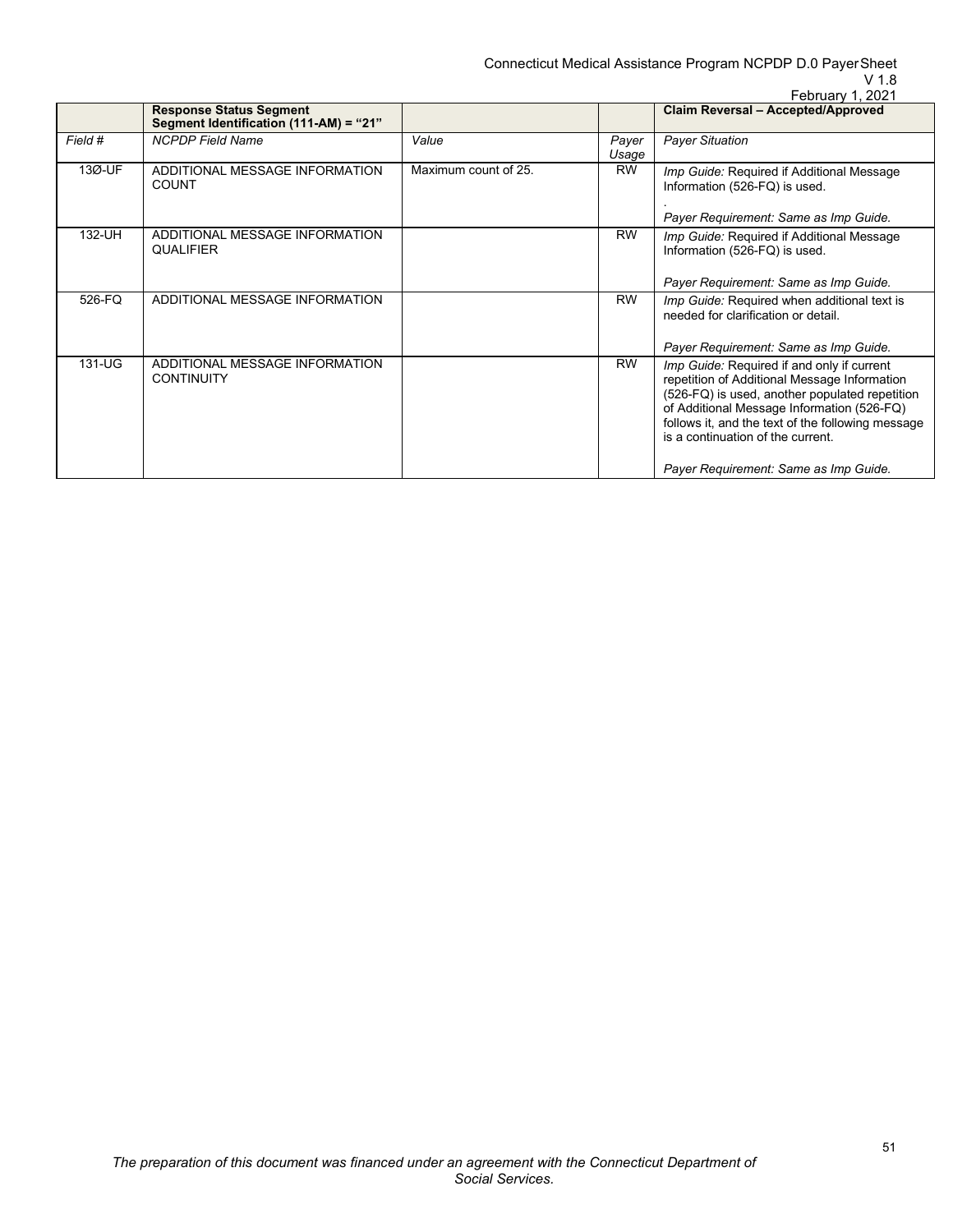| | **Response Status Segment Segment Identification (111-AM) = "21"** | | | **Claim Reversal – Accepted/Approved** |
|---|---|---|---|---|
| *Field #* | *NCPDP Field Name* | *Value* | *Payer Usage* | *Payer Situation* |
| 13Ø-UF | ADDITIONAL MESSAGE INFORMATION COUNT | Maximum count of 25. | RW | *Imp Guide:* Required if Additional Message Information (526-FQ) is used.<br>.<br>*Payer Requirement: Same as Imp Guide.* |
| 132-UH | ADDITIONAL MESSAGE INFORMATION QUALIFIER | | RW | *Imp Guide:* Required if Additional Message Information (526-FQ) is used.<br><br>*Payer Requirement: Same as Imp Guide.* |
| 526-FQ | ADDITIONAL MESSAGE INFORMATION | | RW | *Imp Guide:* Required when additional text is needed for clarification or detail.<br><br>*Payer Requirement: Same as Imp Guide.* |
| 131-UG | ADDITIONAL MESSAGE INFORMATION CONTINUITY | | RW | *Imp Guide:* Required if and only if current repetition of Additional Message Information (526-FQ) is used, another populated repetition of Additional Message Information (526-FQ) follows it, and the text of the following message is a continuation of the current.<br><br>*Payer Requirement: Same as Imp Guide.* |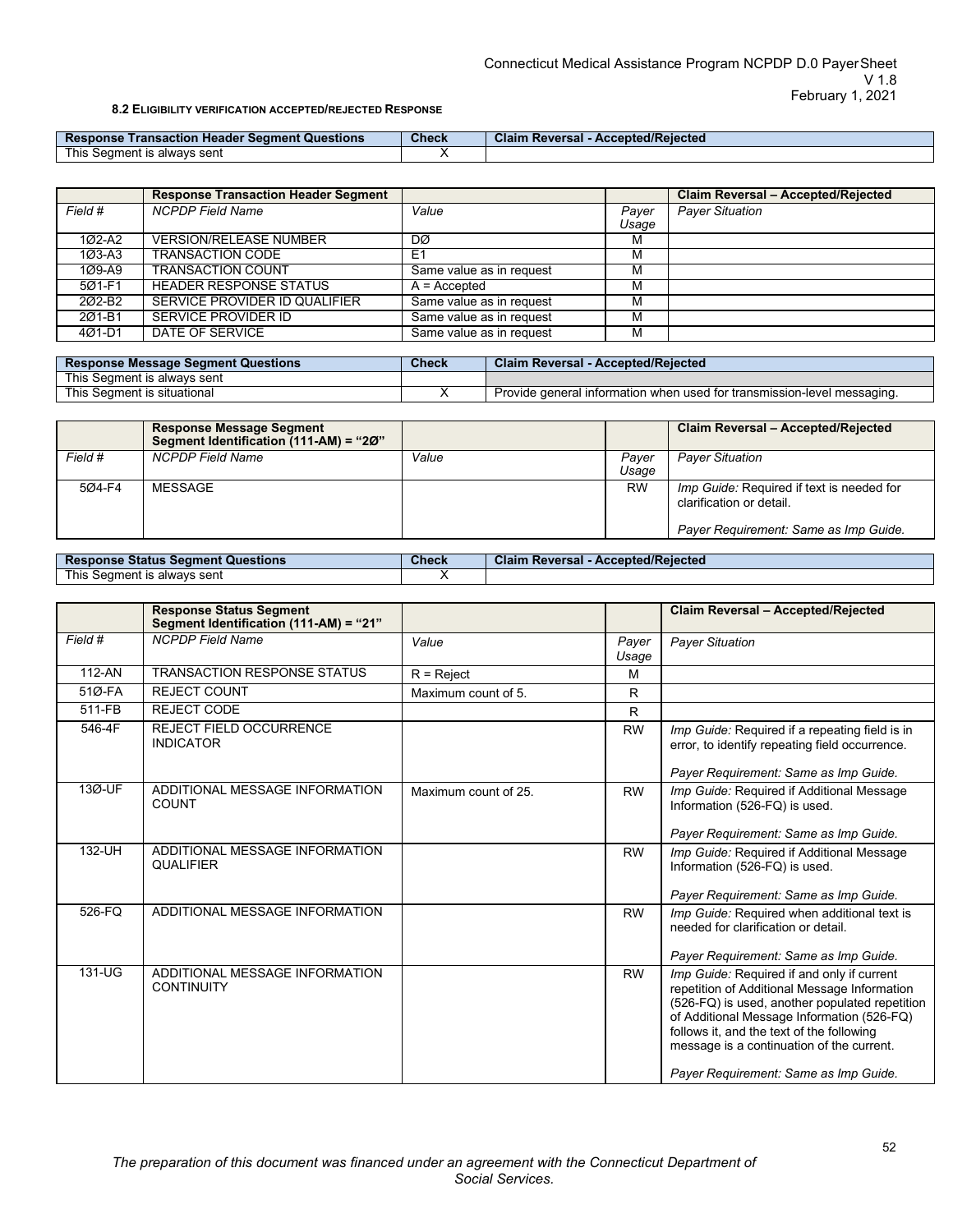**8.2 ELIGIBILITY VERIFICATION ACCEPTED/REJECTED RESPONSE**

| Response Transaction Header Segment Questions | Check | Claim Reversal - Accepted/Rejected |
|---|---|---|
| This Segment is always sent | X | |

| | Response Transaction Header Segment | | | Claim Reversal – Accepted/Rejected |
|---|---|---|---|---|
| *Field #* | *NCPDP Field Name* | *Value* | *Payer Usage* | *Payer Situation* |
| 1Ø2-A2 | VERSION/RELEASE NUMBER | DØ | M | |
| 1Ø3-A3 | TRANSACTION CODE | E1 | M | |
| 1Ø9-A9 | TRANSACTION COUNT | Same value as in request | M | |
| 5Ø1-F1 | HEADER RESPONSE STATUS | A = Accepted | M | |
| 2Ø2-B2 | SERVICE PROVIDER ID QUALIFIER | Same value as in request | M | |
| 2Ø1-B1 | SERVICE PROVIDER ID | Same value as in request | M | |
| 4Ø1-D1 | DATE OF SERVICE | Same value as in request | M | |

| Response Message Segment Questions | Check | Claim Reversal - Accepted/Rejected |
|---|---|---|
| This Segment is always sent | | |
| This Segment is situational | X | Provide general information when used for transmission-level messaging. |

| | Response Message Segment Segment Identification (111-AM) = "2Ø" | | | Claim Reversal – Accepted/Rejected |
|---|---|---|---|---|
| *Field #* | *NCPDP Field Name* | *Value* | *Payer Usage* | *Payer Situation* |
| 5Ø4-F4 | MESSAGE | | RW | *Imp Guide:* Required if text is needed for clarification or detail.<br><br>*Payer Requirement: Same as Imp Guide.* |

| Response Status Segment Questions | Check | Claim Reversal - Accepted/Rejected |
|---|---|---|
| This Segment is always sent | X | |

| | Response Status Segment Segment Identification (111-AM) = "21" | | | Claim Reversal – Accepted/Rejected |
|---|---|---|---|---|
| *Field #* | *NCPDP Field Name* | *Value* | *Payer Usage* | *Payer Situation* |
| 112-AN | TRANSACTION RESPONSE STATUS | R = Reject | M | |
| 51Ø-FA | REJECT COUNT | Maximum count of 5. | R | |
| 511-FB | REJECT CODE | | R | |
| 546-4F | REJECT FIELD OCCURRENCE INDICATOR | | RW | *Imp Guide:* Required if a repeating field is in error, to identify repeating field occurrence.<br><br>*Payer Requirement: Same as Imp Guide.* |
| 13Ø-UF | ADDITIONAL MESSAGE INFORMATION COUNT | Maximum count of 25. | RW | *Imp Guide:* Required if Additional Message Information (526-FQ) is used.<br><br>*Payer Requirement: Same as Imp Guide.* |
| 132-UH | ADDITIONAL MESSAGE INFORMATION QUALIFIER | | RW | *Imp Guide:* Required if Additional Message Information (526-FQ) is used.<br><br>*Payer Requirement: Same as Imp Guide.* |
| 526-FQ | ADDITIONAL MESSAGE INFORMATION | | RW | *Imp Guide:* Required when additional text is needed for clarification or detail.<br><br>*Payer Requirement: Same as Imp Guide.* |
| 131-UG | ADDITIONAL MESSAGE INFORMATION CONTINUITY | | RW | *Imp Guide:* Required if and only if current repetition of Additional Message Information (526-FQ) is used, another populated repetition of Additional Message Information (526-FQ) follows it, and the text of the following message is a continuation of the current.<br><br>*Payer Requirement: Same as Imp Guide.* |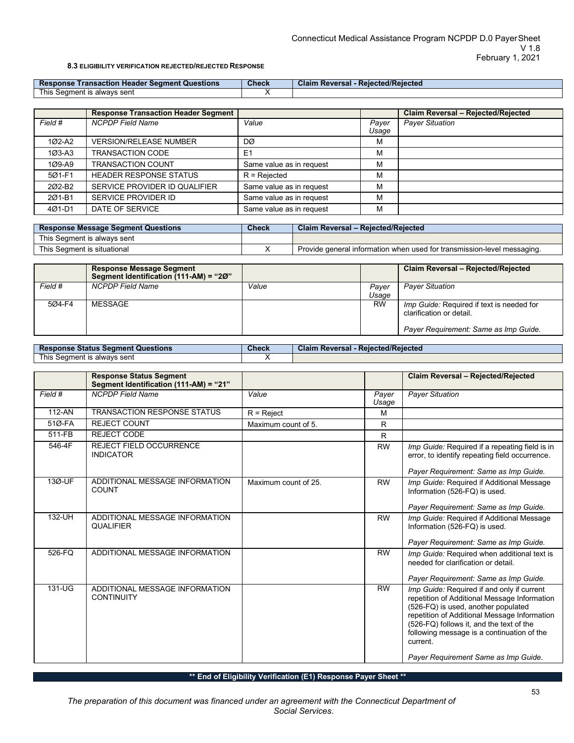### 8.3 ELIGIBILITY VERIFICATION REJECTED/REJECTED RESPONSE

| Response Transaction Header Segment Questions | Check | Claim Reversal - Rejected/Rejected |
|---|---|---|
| This Segment is always sent | X | |

| | Response Transaction Header Segment | | | Claim Reversal – Rejected/Rejected |
|---|---|---|---|---|
| *Field #* | *NCPDP Field Name* | *Value* | *Payer Usage* | *Payer Situation* |
| 1Ø2-A2 | VERSION/RELEASE NUMBER | DØ | M | |
| 1Ø3-A3 | TRANSACTION CODE | E1 | M | |
| 1Ø9-A9 | TRANSACTION COUNT | Same value as in request | M | |
| 5Ø1-F1 | HEADER RESPONSE STATUS | R = Rejected | M | |
| 2Ø2-B2 | SERVICE PROVIDER ID QUALIFIER | Same value as in request | M | |
| 2Ø1-B1 | SERVICE PROVIDER ID | Same value as in request | M | |
| 4Ø1-D1 | DATE OF SERVICE | Same value as in request | M | |

| Response Message Segment Questions | Check | Claim Reversal – Rejected/Rejected |
|---|---|---|
| This Segment is always sent | | |
| This Segment is situational | X | Provide general information when used for transmission-level messaging. |

| | Response Message Segment Segment Identification (111-AM) = "2Ø" | | | Claim Reversal – Rejected/Rejected |
|---|---|---|---|---|
| *Field #* | *NCPDP Field Name* | *Value* | *Payer Usage* | *Payer Situation* |
| 5Ø4-F4 | MESSAGE | | RW | *Imp Guide:* Required if text is needed for clarification or detail.<br><br>*Payer Requirement: Same as Imp Guide.* |

| Response Status Segment Questions | Check | Claim Reversal - Rejected/Rejected |
|---|---|---|
| This Segment is always sent | X | |

| | Response Status Segment Segment Identification (111-AM) = "21" | | | Claim Reversal – Rejected/Rejected |
|---|---|---|---|---|
| *Field #* | *NCPDP Field Name* | *Value* | *Payer Usage* | *Payer Situation* |
| 112-AN | TRANSACTION RESPONSE STATUS | R = Reject | M | |
| 51Ø-FA | REJECT COUNT | Maximum count of 5. | R | |
| 511-FB | REJECT CODE | | R | |
| 546-4F | REJECT FIELD OCCURRENCE INDICATOR | | RW | *Imp Guide:* Required if a repeating field is in error, to identify repeating field occurrence.<br><br>*Payer Requirement: Same as Imp Guide.* |
| 13Ø-UF | ADDITIONAL MESSAGE INFORMATION COUNT | Maximum count of 25. | RW | *Imp Guide:* Required if Additional Message Information (526-FQ) is used.<br><br>*Payer Requirement: Same as Imp Guide.* |
| 132-UH | ADDITIONAL MESSAGE INFORMATION QUALIFIER | | RW | *Imp Guide:* Required if Additional Message Information (526-FQ) is used.<br><br>*Payer Requirement: Same as Imp Guide.* |
| 526-FQ | ADDITIONAL MESSAGE INFORMATION | | RW | *Imp Guide:* Required when additional text is needed for clarification or detail.<br><br>*Payer Requirement: Same as Imp Guide.* |
| 131-UG | ADDITIONAL MESSAGE INFORMATION CONTINUITY | | RW | *Imp Guide:* Required if and only if current repetition of Additional Message Information (526-FQ) is used, another populated repetition of Additional Message Information (526-FQ) follows it, and the text of the following message is a continuation of the current.<br><br>*Payer Requirement Same as Imp Guide.* |

**\*\* End of Eligibility Verification (E1) Response Payer Sheet \*\***

*The preparation of this document was financed under an agreement with the Connecticut Department of Social Services.*